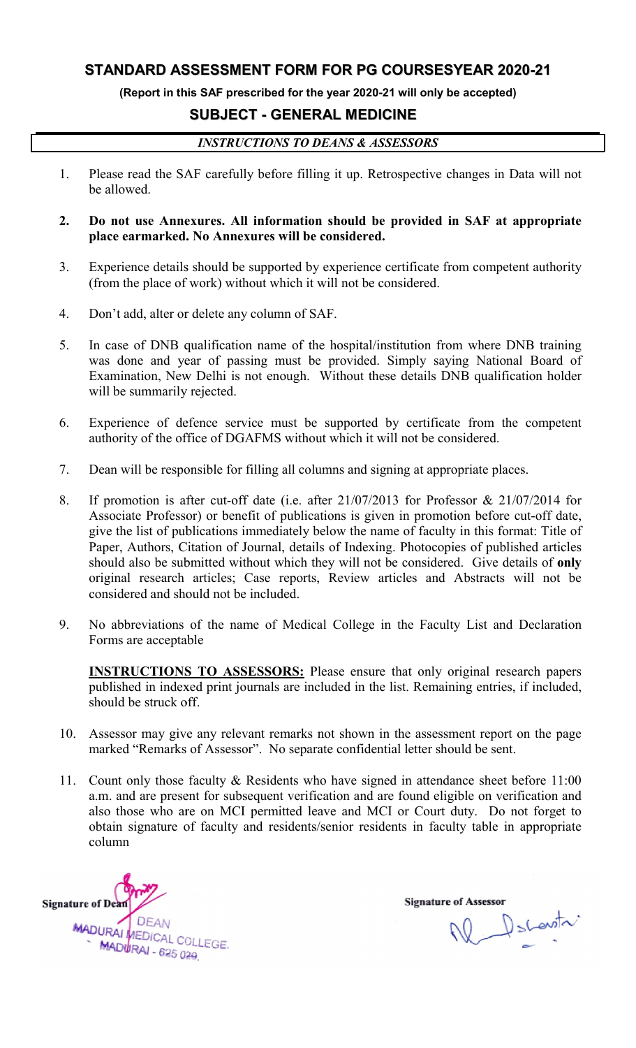# STANDARD ASSESSMENT FORM FOR PG COURSESYEAR 2020-21

**(Report in this SAF prescribed for the year 2020-21 will only be accepted)**

## SUBJECT - GENERAL MEDICINE

***INSTRUCTIONS TO DEANS & ASSESSORS***

1. Please read the SAF carefully before filling it up. Retrospective changes in Data will not be allowed.

2. **Do not use Annexures. All information should be provided in SAF at appropriate place earmarked. No Annexures will be considered.**

3. Experience details should be supported by experience certificate from competent authority (from the place of work) without which it will not be considered.

4. Don't add, alter or delete any column of SAF.

5. In case of DNB qualification name of the hospital/institution from where DNB training was done and year of passing must be provided. Simply saying National Board of Examination, New Delhi is not enough. Without these details DNB qualification holder will be summarily rejected.

6. Experience of defence service must be supported by certificate from the competent authority of the office of DGAFMS without which it will not be considered.

7. Dean will be responsible for filling all columns and signing at appropriate places.

8. If promotion is after cut-off date (i.e. after 21/07/2013 for Professor & 21/07/2014 for Associate Professor) or benefit of publications is given in promotion before cut-off date, give the list of publications immediately below the name of faculty in this format: Title of Paper, Authors, Citation of Journal, details of Indexing. Photocopies of published articles should also be submitted without which they will not be considered. Give details of **only** original research articles; Case reports, Review articles and Abstracts will not be considered and should not be included.

9. No abbreviations of the name of Medical College in the Faculty List and Declaration Forms are acceptable

   **INSTRUCTIONS TO ASSESSORS:** Please ensure that only original research papers published in indexed print journals are included in the list. Remaining entries, if included, should be struck off.

10. Assessor may give any relevant remarks not shown in the assessment report on the page marked "Remarks of Assessor". No separate confidential letter should be sent.

11. Count only those faculty & Residents who have signed in attendance sheet before 11:00 a.m. and are present for subsequent verification and are found eligible on verification and also those who are on MCI permitted leave and MCI or Court duty. Do not forget to obtain signature of faculty and residents/senior residents in faculty table in appropriate column

**Signature of Dean**
DEAN
MADURAI MEDICAL COLLEGE.
MADURAI - 625 020.

**Signature of Assessor**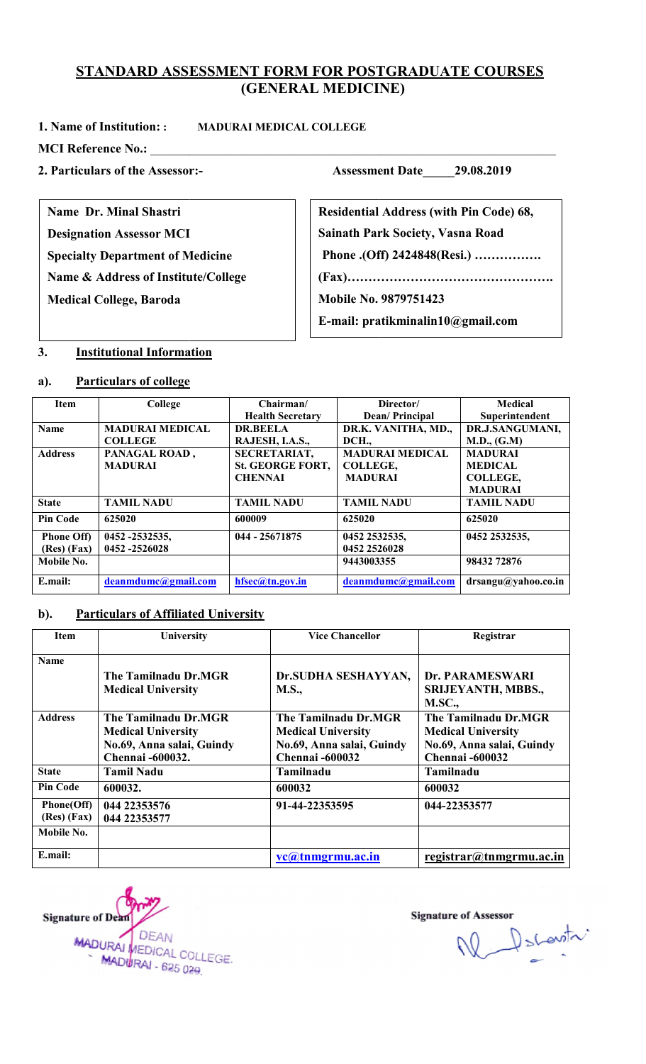## STANDARD ASSESSMENT FORM FOR POSTGRADUATE COURSES (GENERAL MEDICINE)

**1. Name of Institution: : MADURAI MEDICAL COLLEGE**

**MCI Reference No.:** ___________________________________

**2. Particulars of the Assessor:-** **Assessment Date_____29.08.2019**

| | |
|---|---|
| **Name Dr. Minal Shastri** | **Residential Address (with Pin Code) 68,** |
| **Designation Assessor MCI** | **Sainath Park Society, Vasna Road** |
| **Specialty Department of Medicine** | **Phone .(Off) 2424848(Resi.) …………….** |
| **Name & Address of Institute/College** | **(Fax)………………………………………….** |
| **Medical College, Baroda** | **Mobile No. 9879751423** |
| | **E-mail: pratikminalin10@gmail.com** |

### 3. Institutional Information

#### a). Particulars of college

| Item | College | Chairman/ Health Secretary | Director/ Dean/ Principal | Medical Superintendent |
|---|---|---|---|---|
| **Name** | **MADURAI MEDICAL COLLEGE** | **DR.BEELA RAJESH, I.A.S.,** | **DR.K. VANITHA, MD., DCH.,** | **DR.J.SANGUMANI, M.D., (G.M)** |
| **Address** | **PANAGAL ROAD, MADURAI** | **SECRETARIAT, St. GEORGE FORT, CHENNAI** | **MADURAI MEDICAL COLLEGE, MADURAI** | **MADURAI MEDICAL COLLEGE, MADURAI** |
| **State** | **TAMIL NADU** | **TAMIL NADU** | **TAMIL NADU** | **TAMIL NADU** |
| **Pin Code** | **625020** | **600009** | **625020** | **625020** |
| **Phone Off) (Res) (Fax)** | **0452 -2532535, 0452 -2526028** | **044 - 25671875** | **0452 2532535, 0452 2526028** | **0452 2532535,** |
| **Mobile No.** | | | **9443003355** | **98432 72876** |
| **E.mail:** | **deanmdumc@gmail.com** | **hfsec@tn.gov.in** | **deanmdumc@gmail.com** | **drsangu@yahoo.co.in** |

#### b). Particulars of Affiliated University

| Item | University | Vice Chancellor | Registrar |
|---|---|---|---|
| **Name** | **The Tamilnadu Dr.MGR Medical University** | **Dr.SUDHA SESHAYYAN, M.S.,** | **Dr. PARAMESWARI SRIJEYANTH, MBBS., M.SC.,** |
| **Address** | **The Tamilnadu Dr.MGR Medical University No.69, Anna salai, Guindy Chennai -600032.** | **The Tamilnadu Dr.MGR Medical University No.69, Anna salai, Guindy Chennai -600032** | **The Tamilnadu Dr.MGR Medical University No.69, Anna salai, Guindy Chennai -600032** |
| **State** | **Tamil Nadu** | **Tamilnadu** | **Tamilnadu** |
| **Pin Code** | **600032.** | **600032** | **600032** |
| **Phone(Off) (Res) (Fax)** | **044 22353576 044 22353577** | **91-44-22353595** | **044-22353577** |
| **Mobile No.** | | | |
| **E.mail:** | | **vc@tnmgrmu.ac.in** | **registrar@tnmgrmu.ac.in** |

**Signature of Dean** DEAN MADURAI MEDICAL COLLEGE. MADURAI - 625 020.

**Signature of Assessor**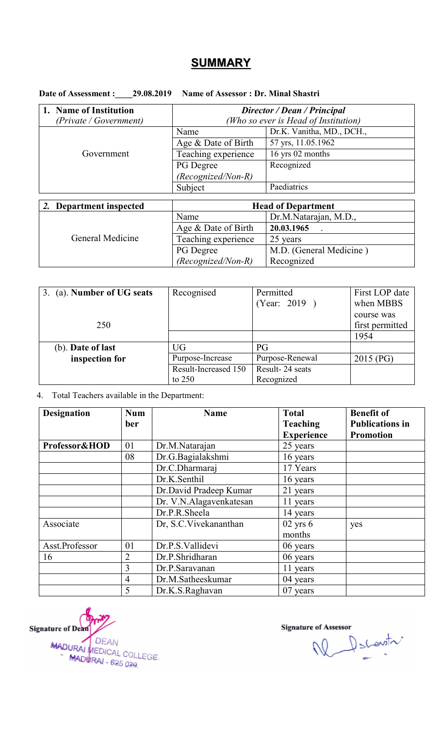# SUMMARY

**Date of Assessment : \_\_\_\_29.08.2019 Name of Assessor : Dr. Minal Shastri**

| **1. Name of Institution** *(Private / Government)* | ***Director / Dean / Principal*** *(Who so ever is Head of Institution)* | |
|---|---|---|
| Government | Name | Dr.K. Vanitha, MD., DCH., |
| | Age & Date of Birth | 57 yrs, 11.05.1962 |
| | Teaching experience | 16 yrs 02 months |
| | PG Degree *(Recognized/Non-R)* | Recognized |
| | Subject | Paediatrics |

| ***2.* Department inspected** | **Head of Department** | |
|---|---|---|
| General Medicine | Name | Dr.M.Natarajan, M.D., |
| | Age & Date of Birth | **20.03.1965** . |
| | Teaching experience | 25 years |
| | PG Degree *(Recognized/Non-R)* | M.D. (General Medicine ) Recognized |

| 3. (a). **Number of UG seats** 250 | Recognised | Permitted (Year: 2019 ) | First LOP date when MBBS course was first permitted |
|---|---|---|---|
| | | | 1954 |
| (b). **Date of last inspection for** | UG | PG | |
| | Purpose-Increase | Purpose-Renewal | 2015 (PG) |
| | Result-Increased 150 to 250 | Result- 24 seats Recognized | |

4. Total Teachers available in the Department:

| **Designation** | **Number** | **Name** | **Total Teaching Experience** | **Benefit of Publications in Promotion** |
|---|---|---|---|---|
| **Professor&HOD** | 01 | Dr.M.Natarajan | 25 years | |
| | 08 | Dr.G.Bagialakshmi | 16 years | |
| | | Dr.C.Dharmaraj | 17 Years | |
| | | Dr.K.Senthil | 16 years | |
| | | Dr.David Pradeep Kumar | 21 years | |
| | | Dr. V.N.Alagavenkatesan | 11 years | |
| | | Dr.P.R.Sheela | 14 years | |
| Associate | | Dr, S.C.Vivekananthan | 02 yrs 6 months | yes |
| Asst.Professor | 01 | Dr.P.S.Vallidevi | 06 years | |
| 16 | 2 | Dr.P.Shridharan | 06 years | |
| | 3 | Dr.P.Saravanan | 11 years | |
| | 4 | Dr.M.Satheeskumar | 04 years | |
| | 5 | Dr.K.S.Raghavan | 07 years | |

Signature of Dean
DEAN
MADURAI MEDICAL COLLEGE.
MADURAI - 625 020.

Signature of Assessor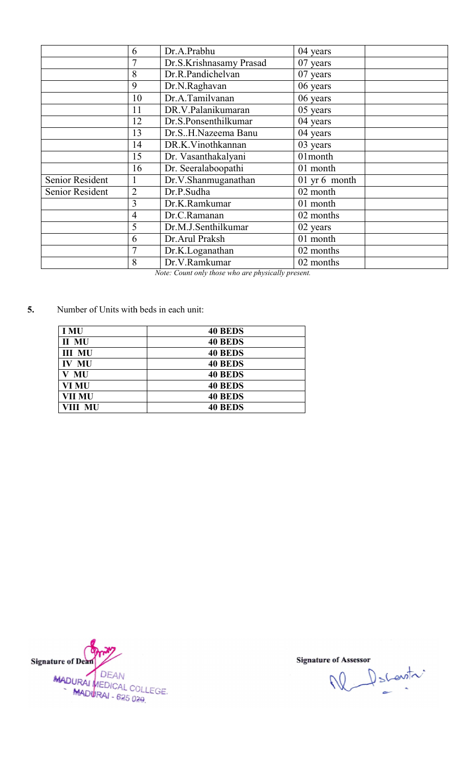| | | | | |
|---|---|---|---|---|
| | 6 | Dr.A.Prabhu | 04 years | |
| | 7 | Dr.S.Krishnasamy Prasad | 07 years | |
| | 8 | Dr.R.Pandichelvan | 07 years | |
| | 9 | Dr.N.Raghavan | 06 years | |
| | 10 | Dr.A.Tamilvanan | 06 years | |
| | 11 | DR.V.Palanikumaran | 05 years | |
| | 12 | Dr.S.Ponsenthilkumar | 04 years | |
| | 13 | Dr.S..H.Nazeema Banu | 04 years | |
| | 14 | DR.K.Vinothkannan | 03 years | |
| | 15 | Dr. Vasanthakalyani | 01month | |
| | 16 | Dr. Seeralaboopathi | 01 month | |
| Senior Resident | 1 | Dr.V.Shanmuganathan | 01 yr 6 month | |
| Senior Resident | 2 | Dr.P.Sudha | 02 month | |
| | 3 | Dr.K.Ramkumar | 01 month | |
| | 4 | Dr.C.Ramanan | 02 months | |
| | 5 | Dr.M.J.Senthilkumar | 02 years | |
| | 6 | Dr.Arul Praksh | 01 month | |
| | 7 | Dr.K.Loganathan | 02 months | |
| | 8 | Dr.V.Ramkumar | 02 months | |

*Note: Count only those who are physically present.*

**5.** Number of Units with beds in each unit:

| | |
|---|---|
| **I MU** | **40 BEDS** |
| **II MU** | **40 BEDS** |
| **III MU** | **40 BEDS** |
| **IV MU** | **40 BEDS** |
| **V MU** | **40 BEDS** |
| **VI MU** | **40 BEDS** |
| **VII MU** | **40 BEDS** |
| **VIII MU** | **40 BEDS** |

**Signature of Dean**
DEAN
MADURAI MEDICAL COLLEGE.
MADURAI - 625 020.

**Signature of Assessor**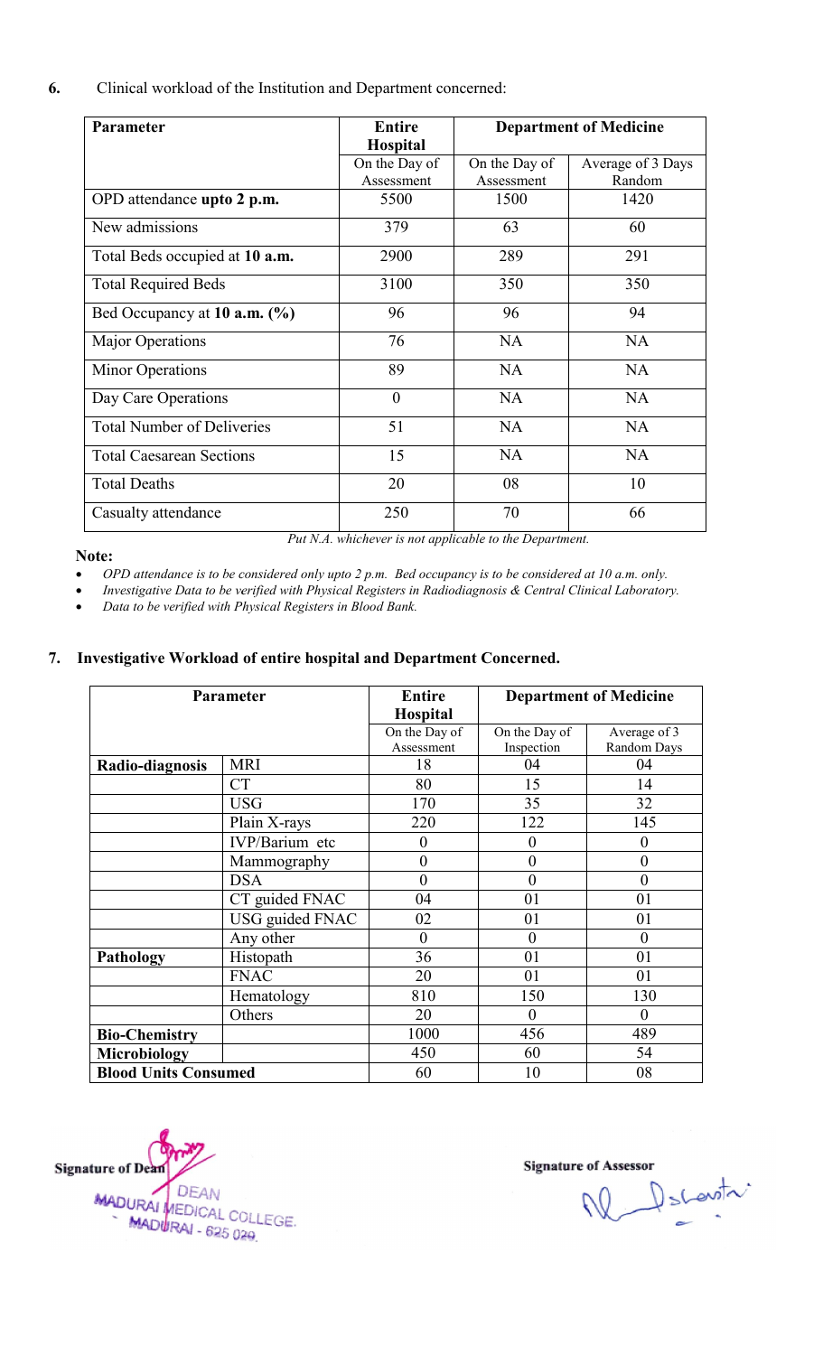**6.** Clinical workload of the Institution and Department concerned:

| Parameter | Entire Hospital | Department of Medicine | |
|---|---|---|---|
| | On the Day of Assessment | On the Day of Assessment | Average of 3 Days Random |
| OPD attendance **upto 2 p.m.** | 5500 | 1500 | 1420 |
| New admissions | 379 | 63 | 60 |
| Total Beds occupied at **10 a.m.** | 2900 | 289 | 291 |
| Total Required Beds | 3100 | 350 | 350 |
| Bed Occupancy at **10 a.m. (%)** | 96 | 96 | 94 |
| Major Operations | 76 | NA | NA |
| Minor Operations | 89 | NA | NA |
| Day Care Operations | 0 | NA | NA |
| Total Number of Deliveries | 51 | NA | NA |
| Total Caesarean Sections | 15 | NA | NA |
| Total Deaths | 20 | 08 | 10 |
| Casualty attendance | 250 | 70 | 66 |

*Put N.A. whichever is not applicable to the Department.*

**Note:**

- *OPD attendance is to be considered only upto 2 p.m. Bed occupancy is to be considered at 10 a.m. only.*
- *Investigative Data to be verified with Physical Registers in Radiodiagnosis & Central Clinical Laboratory.*
- *Data to be verified with Physical Registers in Blood Bank.*

**7. Investigative Workload of entire hospital and Department Concerned.**

| Parameter | | Entire Hospital | Department of Medicine | |
|---|---|---|---|---|
| | | On the Day of Assessment | On the Day of Inspection | Average of 3 Random Days |
| **Radio-diagnosis** | MRI | 18 | 04 | 04 |
| | CT | 80 | 15 | 14 |
| | USG | 170 | 35 | 32 |
| | Plain X-rays | 220 | 122 | 145 |
| | IVP/Barium etc | 0 | 0 | 0 |
| | Mammography | 0 | 0 | 0 |
| | DSA | 0 | 0 | 0 |
| | CT guided FNAC | 04 | 01 | 01 |
| | USG guided FNAC | 02 | 01 | 01 |
| | Any other | 0 | 0 | 0 |
| **Pathology** | Histopath | 36 | 01 | 01 |
| | FNAC | 20 | 01 | 01 |
| | Hematology | 810 | 150 | 130 |
| | Others | 20 | 0 | 0 |
| **Bio-Chemistry** | | 1000 | 456 | 489 |
| **Microbiology** | | 450 | 60 | 54 |
| **Blood Units Consumed** | | 60 | 10 | 08 |

**Signature of Dean**

DEAN
MADURAI MEDICAL COLLEGE.
MADURAI - 625 020.

**Signature of Assessor**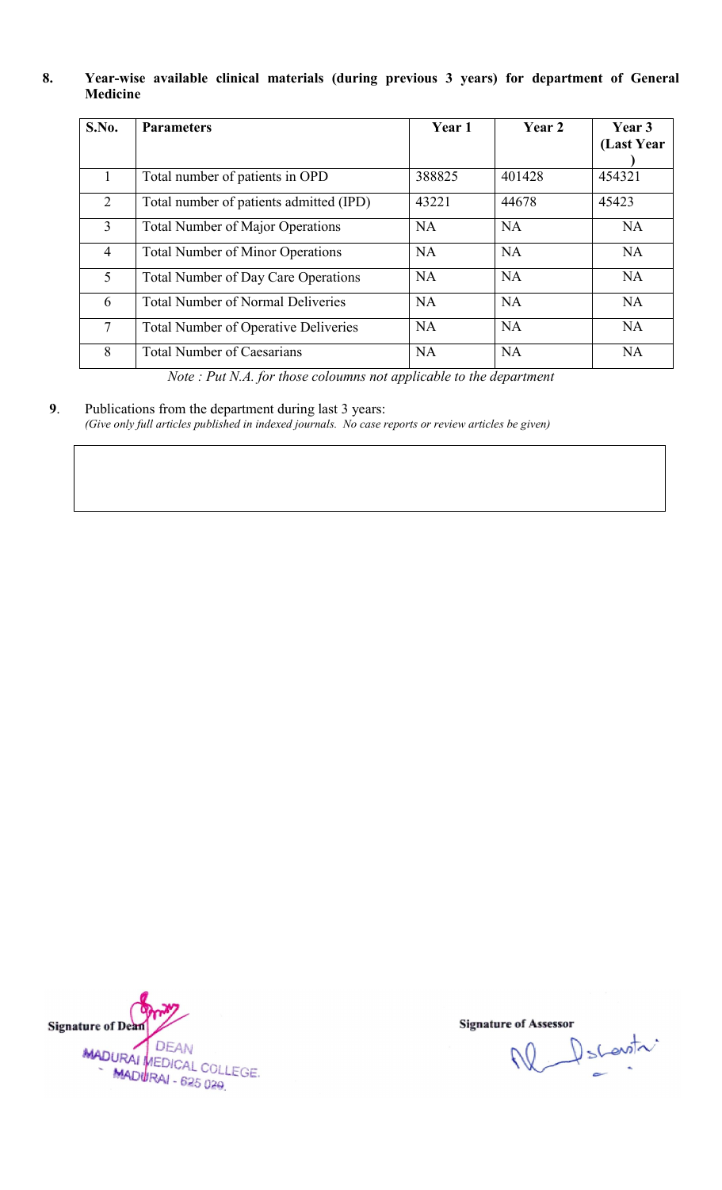**8. Year-wise available clinical materials (during previous 3 years) for department of General Medicine**

| S.No. | Parameters | Year 1 | Year 2 | Year 3 (Last Year) |
|---|---|---|---|---|
| 1 | Total number of patients in OPD | 388825 | 401428 | 454321 |
| 2 | Total number of patients admitted (IPD) | 43221 | 44678 | 45423 |
| 3 | Total Number of Major Operations | NA | NA | NA |
| 4 | Total Number of Minor Operations | NA | NA | NA |
| 5 | Total Number of Day Care Operations | NA | NA | NA |
| 6 | Total Number of Normal Deliveries | NA | NA | NA |
| 7 | Total Number of Operative Deliveries | NA | NA | NA |
| 8 | Total Number of Caesarians | NA | NA | NA |

*Note : Put N.A. for those coloumns not applicable to the department*

**9**. Publications from the department during last 3 years:
*(Give only full articles published in indexed journals. No case reports or review articles be given)*

**Signature of Dean**

DEAN
MADURAI MEDICAL COLLEGE.
MADURAI - 625 020.

**Signature of Assessor**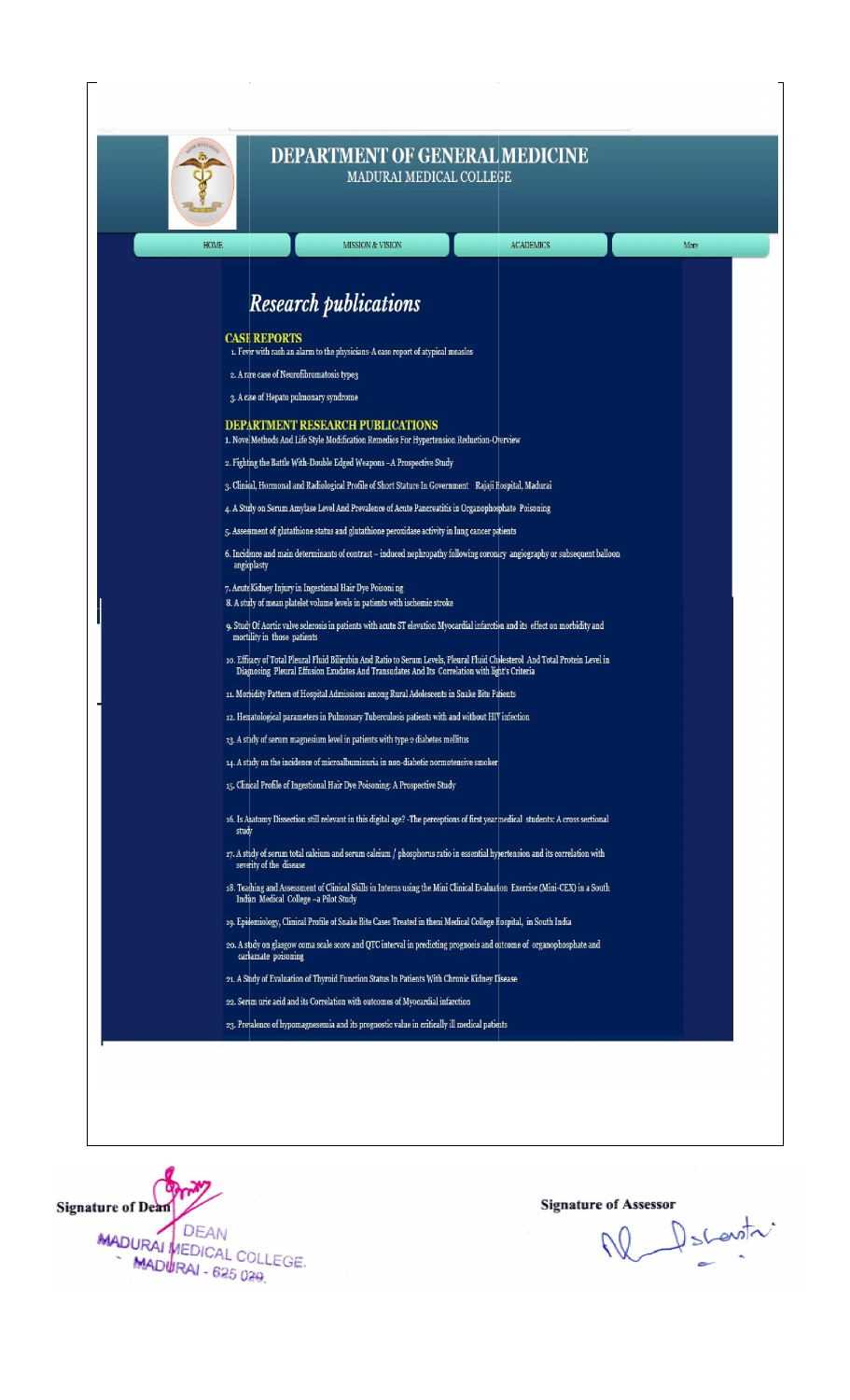# DEPARTMENT OF GENERAL MEDICINE

MADURAI MEDICAL COLLEGE

HOME | MISSION & VISION | ACADEMICS | More

## *Research publications*

### CASE REPORTS

1. Fever with rash an alarm to the physicians-A case report of atypical measles
2. A rare case of Neurofibromatosis type3
3. A case of Hepato pulmonary syndrome

### DEPARTMENT RESEARCH PUBLICATIONS

1. Novel Methods And Life Style Modification Remedies For Hypertension Reduction-Overview
2. Fighting the Battle With-Double Edged Weapons –A Prospective Study
3. Clinical, Hormonal and Radiological Profile of Short Stature In Government Rajaji Hospital, Madurai
4. A Study on Serum Amylase Level And Prevalence of Acute Pancreatitis in Organophosphate Poisoning
5. Assessment of glutathione status and glutathione peroxidase activity in lung cancer patients
6. Incidence and main determinants of contrast – induced nephropathy following coronary angiography or subsequent balloon angioplasty
7. Acute Kidney Injury in Ingestional Hair Dye Poisoni ng
8. A study of mean platelet volume levels in patients with ischemic stroke
9. Study Of Aortic valve sclerosis in patients with acute ST elevation Myocardial infarction and its effect on morbidity and mortility in those patients
10. Efficacy of Total Pleural Fluid Bilirubin And Ratio to Serum Levels, Pleural Fluid Cholesterol And Total Protein Level in Diagnosing Pleural Effusion Exudates And Transudates And Its Correlation with light's Criteria
11. Morbidity Pattern of Hospital Admissions among Rural Adolescents in Snake Bite Patients
12. Hematological parameters in Pulmonary Tuberculosis patients with and without HIV infection
13. A study of serum magnesium level in patients with type 2 diabetes mellitus
14. A study on the incidence of microalbuminuria in non-diabetic normotensive smoker
15. Clinical Profile of Ingestional Hair Dye Poisoning: A Prospective Study
16. Is Anatomy Dissection still relevant in this digital age? -The perceptions of first year medical students: A cross sectional study
17. A study of serum total calcium and serum calcium / phosphorus ratio in essential hypertension and its correlation with severity of the disease
18. Teaching and Assessment of Clinical Skills in Interns using the Mini Clinical Evaluation Exercise (Mini-CEX) in a South Indian Medical College –a Pilot Study
19. Epidemiology, Clinical Profile of Snake Bite Cases Treated in theni Medical College Hospital, in South India
20. A study on glasgow coma scale score and QTC interval in predicting prognosis and outcome of organophosphate and carbamate poisoning
21. A Study of Evaluation of Thyroid Function Status In Patients With Chronic Kidney Disease
22. Serum uric acid and its Correlation with outcomes of Myocardial infarction
23. Prevalence of hypomagnesemia and its prognostic value in critically ill medical patients

**Signature of Dean**

DEAN
MADURAI MEDICAL COLLEGE.
MADURAI - 625 020.

**Signature of Assessor**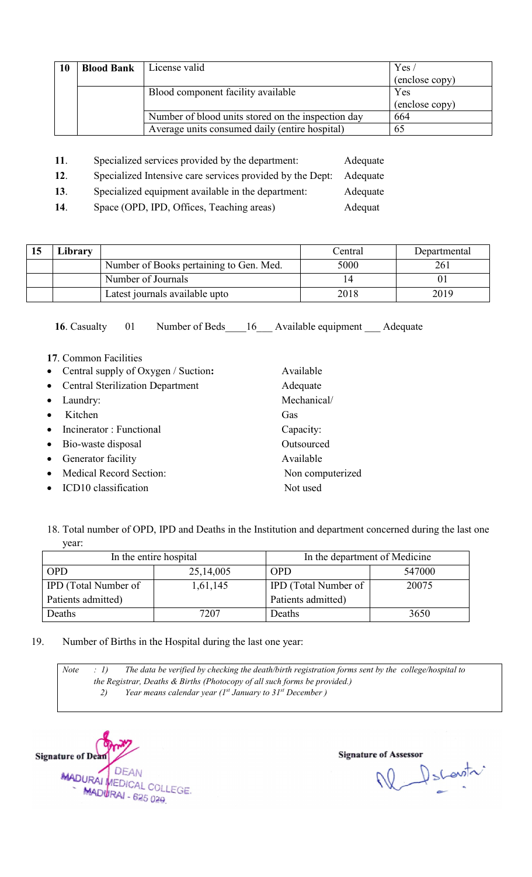| 10 | Blood Bank | License valid | Yes / (enclose copy) |
|---|---|---|---|
| | | Blood component facility available | Yes (enclose copy) |
| | | Number of blood units stored on the inspection day | 664 |
| | | Average units consumed daily (entire hospital) | 65 |

**11**. Specialized services provided by the department: Adequate

**12**. Specialized Intensive care services provided by the Dept: Adequate

**13**. Specialized equipment available in the department: Adequate

**14**. Space (OPD, IPD, Offices, Teaching areas) Adequat

| 15 | Library | | Central | Departmental |
|---|---|---|---|---|
| | | Number of Books pertaining to Gen. Med. | 5000 | 261 |
| | | Number of Journals | 14 | 01 |
| | | Latest journals available upto | 2018 | 2019 |

**16**. Casualty 01 Number of Beds\_\_\_\_16\_\_\_ Available equipment \_\_\_ Adequate

**17**. Common Facilities

- Central supply of Oxygen / Suction**:** Available
- Central Sterilization Department Adequate
- Laundry: Mechanical/
- Kitchen Gas
- Incinerator : Functional Capacity:
- Bio-waste disposal Outsourced
- Generator facility Available
- Medical Record Section: Non computerized
- ICD10 classification Not used

18. Total number of OPD, IPD and Deaths in the Institution and department concerned during the last one year:

| In the entire hospital | | In the department of Medicine | |
|---|---|---|---|
| OPD | 25,14,005 | OPD | 547000 |
| IPD (Total Number of Patients admitted) | 1,61,145 | IPD (Total Number of Patients admitted) | 20075 |
| Deaths | 7207 | Deaths | 3650 |

19. Number of Births in the Hospital during the last one year:

*Note : 1) The data be verified by checking the death/birth registration forms sent by the college/hospital to the Registrar, Deaths & Births (Photocopy of all such forms be provided.)*

*2) Year means calendar year (1st January to 31st December )*

**Signature of Dean**

DEAN
MADURAI MEDICAL COLLEGE,
MADURAI - 625 020.

**Signature of Assessor**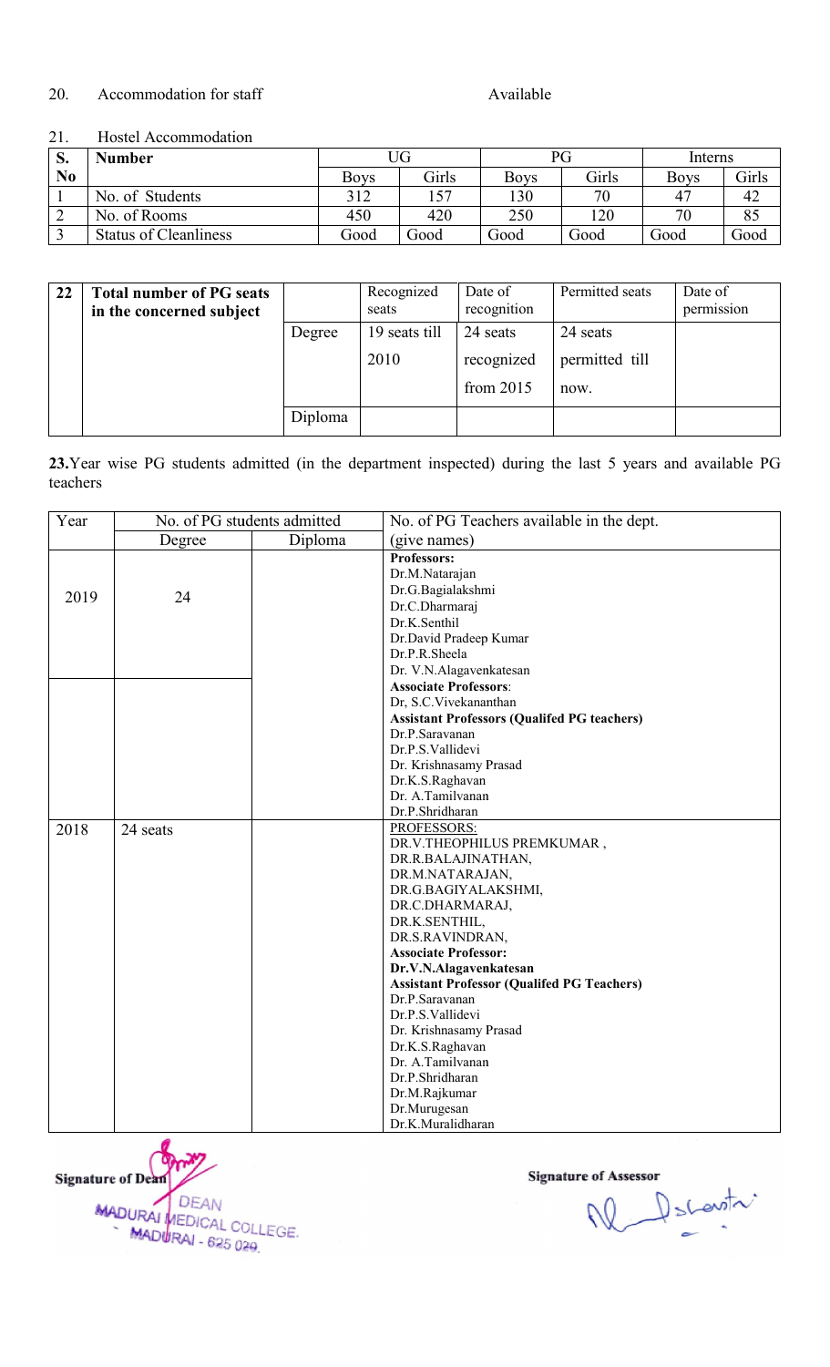20. Accommodation for staff Available

21. Hostel Accommodation

| S. No | Number | UG | | PG | | Interns | |
|---|---|---|---|---|---|---|---|
| | | Boys | Girls | Boys | Girls | Boys | Girls |
| 1 | No. of Students | 312 | 157 | 130 | 70 | 47 | 42 |
| 2 | No. of Rooms | 450 | 420 | 250 | 120 | 70 | 85 |
| 3 | Status of Cleanliness | Good | Good | Good | Good | Good | Good |

| 22 | Total number of PG seats in the concerned subject | | Recognized seats | Date of recognition | Permitted seats | Date of permission |
|---|---|---|---|---|---|---|
| | | Degree | 19 seats till 2010 | 24 seats recognized from 2015 | 24 seats permitted till now. | |
| | | Diploma | | | | |

**23.**Year wise PG students admitted (in the department inspected) during the last 5 years and available PG teachers

| Year | No. of PG students admitted | | No. of PG Teachers available in the dept. |
|---|---|---|---|
| | Degree | Diploma | (give names) |
| 2019 | 24 | | **Professors:**<br>Dr.M.Natarajan<br>Dr.G.Bagialakshmi<br>Dr.C.Dharmaraj<br>Dr.K.Senthil<br>Dr.David Pradeep Kumar<br>Dr.P.R.Sheela<br>Dr. V.N.Alagavenkatesan |
| | | | **Associate Professors**:<br>Dr, S.C.Vivekananthan<br>**Assistant Professors (Qualifed PG teachers)**<br>Dr.P.Saravanan<br>Dr.P.S.Vallidevi<br>Dr. Krishnasamy Prasad<br>Dr.K.S.Raghavan<br>Dr. A.Tamilvanan<br>Dr.P.Shridharan |
| 2018 | 24 seats | | PROFESSORS:<br>DR.V.THEOPHILUS PREMKUMAR ,<br>DR.R.BALAJINATHAN,<br>DR.M.NATARAJAN,<br>DR.G.BAGIYALAKSHMI,<br>DR.C.DHARMARAJ,<br>DR.K.SENTHIL,<br>DR.S.RAVINDRAN,<br>**Associate Professor:**<br>**Dr.V.N.Alagavenkatesan**<br>**Assistant Professor (Qualifed PG Teachers)**<br>Dr.P.Saravanan<br>Dr.P.S.Vallidevi<br>Dr. Krishnasamy Prasad<br>Dr.K.S.Raghavan<br>Dr. A.Tamilvanan<br>Dr.P.Shridharan<br>Dr.M.Rajkumar<br>Dr.Murugesan<br>Dr.K.Muralidharan |

**Signature of Dean**
DEAN
MADURAI MEDICAL COLLEGE.
MADURAI - 625 020.

**Signature of Assessor**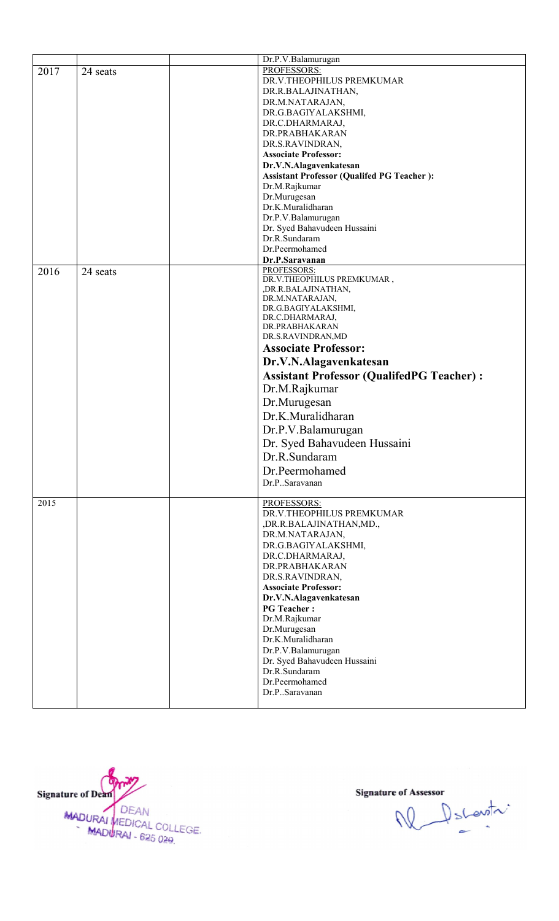| | | | |
|---|---|---|---|
| | | | Dr.P.V.Balamurugan |
| 2017 | 24 seats | | PROFESSORS:<br>DR.V.THEOPHILUS PREMKUMAR<br>DR.R.BALAJINATHAN,<br>DR.M.NATARAJAN,<br>DR.G.BAGIYALAKSHMI,<br>DR.C.DHARMARAJ,<br>DR.PRABHAKARAN<br>DR.S.RAVINDRAN,<br>**Associate Professor:**<br>**Dr.V.N.Alagavenkatesan**<br>**Assistant Professor (Qualifed PG Teacher ):**<br>Dr.M.Rajkumar<br>Dr.Murugesan<br>Dr.K.Muralidharan<br>Dr.P.V.Balamurugan<br>Dr. Syed Bahavudeen Hussaini<br>Dr.R.Sundaram<br>Dr.Peermohamed<br>**Dr.P.Saravanan** |
| 2016 | 24 seats | | PROFESSORS:<br>DR.V.THEOPHILUS PREMKUMAR ,<br>,DR.R.BALAJINATHAN,<br>DR.M.NATARAJAN,<br>DR.G.BAGIYALAKSHMI,<br>DR.C.DHARMARAJ,<br>DR.PRABHAKARAN<br>DR.S.RAVINDRAN,MD<br>**Associate Professor:**<br>**Dr.V.N.Alagavenkatesan**<br>**Assistant Professor (QualifedPG Teacher) :**<br>Dr.M.Rajkumar<br>Dr.Murugesan<br>Dr.K.Muralidharan<br>Dr.P.V.Balamurugan<br>Dr. Syed Bahavudeen Hussaini<br>Dr.R.Sundaram<br>Dr.Peermohamed<br>Dr.P..Saravanan |
| 2015 | | | PROFESSORS:<br>DR.V.THEOPHILUS PREMKUMAR<br>,DR.R.BALAJINATHAN,MD.,<br>DR.M.NATARAJAN,<br>DR.G.BAGIYALAKSHMI,<br>DR.C.DHARMARAJ,<br>DR.PRABHAKARAN<br>DR.S.RAVINDRAN,<br>**Associate Professor:**<br>**Dr.V.N.Alagavenkatesan**<br>**PG Teacher :**<br>Dr.M.Rajkumar<br>Dr.Murugesan<br>Dr.K.Muralidharan<br>Dr.P.V.Balamurugan<br>Dr. Syed Bahavudeen Hussaini<br>Dr.R.Sundaram<br>Dr.Peermohamed<br>Dr.P..Saravanan |

**Signature of Dean**

DEAN
MADURAI MEDICAL COLLEGE.
MADURAI - 625 020.

**Signature of Assessor**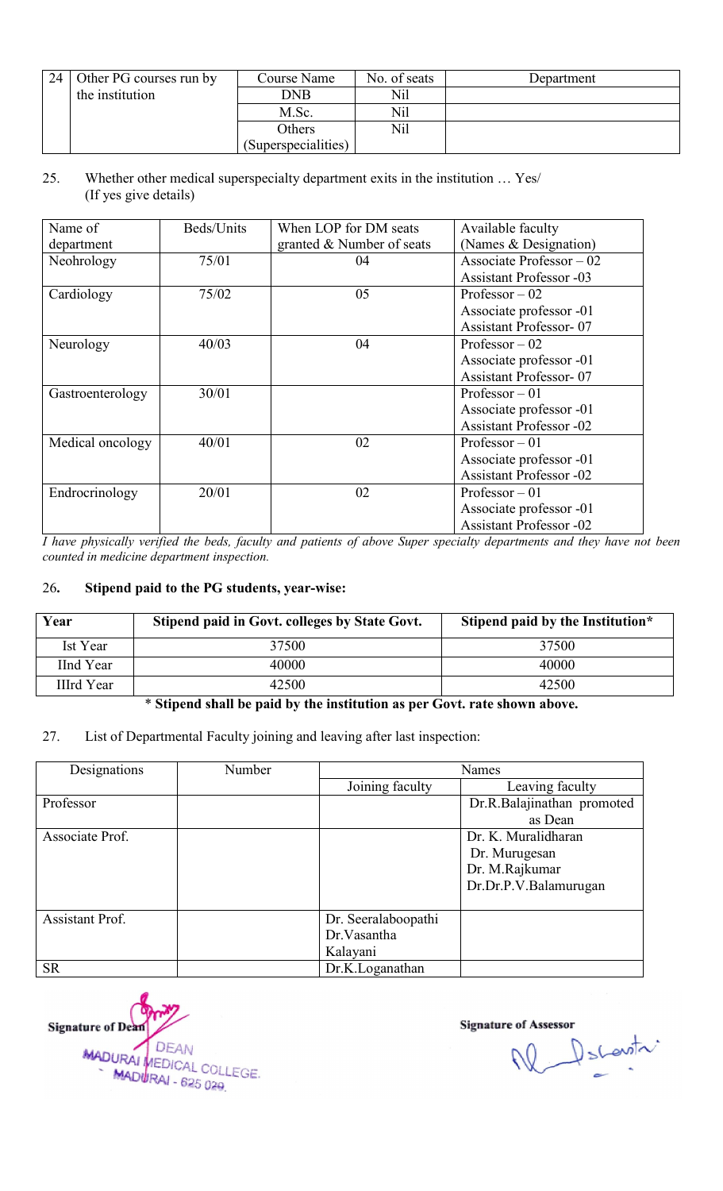| 24 | Other PG courses run by the institution | Course Name | No. of seats | Department |
|---|---|---|---|---|
| | | DNB | Nil | |
| | | M.Sc. | Nil | |
| | | Others (Superspecialities) | Nil | |

25. Whether other medical superspecialty department exits in the institution … Yes/ (If yes give details)

| Name of department | Beds/Units | When LOP for DM seats granted & Number of seats | Available faculty (Names & Designation) |
|---|---|---|---|
| Neohrology | 75/01 | 04 | Associate Professor – 02<br>Assistant Professor -03 |
| Cardiology | 75/02 | 05 | Professor – 02<br>Associate professor -01<br>Assistant Professor- 07 |
| Neurology | 40/03 | 04 | Professor – 02<br>Associate professor -01<br>Assistant Professor- 07 |
| Gastroenterology | 30/01 | | Professor – 01<br>Associate professor -01<br>Assistant Professor -02 |
| Medical oncology | 40/01 | 02 | Professor – 01<br>Associate professor -01<br>Assistant Professor -02 |
| Endocrinology | 20/01 | 02 | Professor – 01<br>Associate professor -01<br>Assistant Professor -02 |

*I have physically verified the beds, faculty and patients of above Super specialty departments and they have not been counted in medicine department inspection.*

26. **Stipend paid to the PG students, year-wise:**

| Year | Stipend paid in Govt. colleges by State Govt. | Stipend paid by the Institution* |
|---|---|---|
| Ist Year | 37500 | 37500 |
| IInd Year | 40000 | 40000 |
| IIIrd Year | 42500 | 42500 |

\* **Stipend shall be paid by the institution as per Govt. rate shown above.**

27. List of Departmental Faculty joining and leaving after last inspection:

| Designations | Number | Names | |
|---|---|---|---|
| | | Joining faculty | Leaving faculty |
| Professor | | | Dr.R.Balajinathan promoted as Dean |
| Associate Prof. | | | Dr. K. Muralidharan<br>Dr. Murugesan<br>Dr. M.Rajkumar<br>Dr.Dr.P.V.Balamurugan |
| Assistant Prof. | | Dr. Seeralaboopathi<br>Dr.Vasantha Kalayani | |
| SR | | Dr.K.Loganathan | |

**Signature of Dean**
DEAN
MADURAI MEDICAL COLLEGE.
MADURAI - 625 020.

**Signature of Assessor**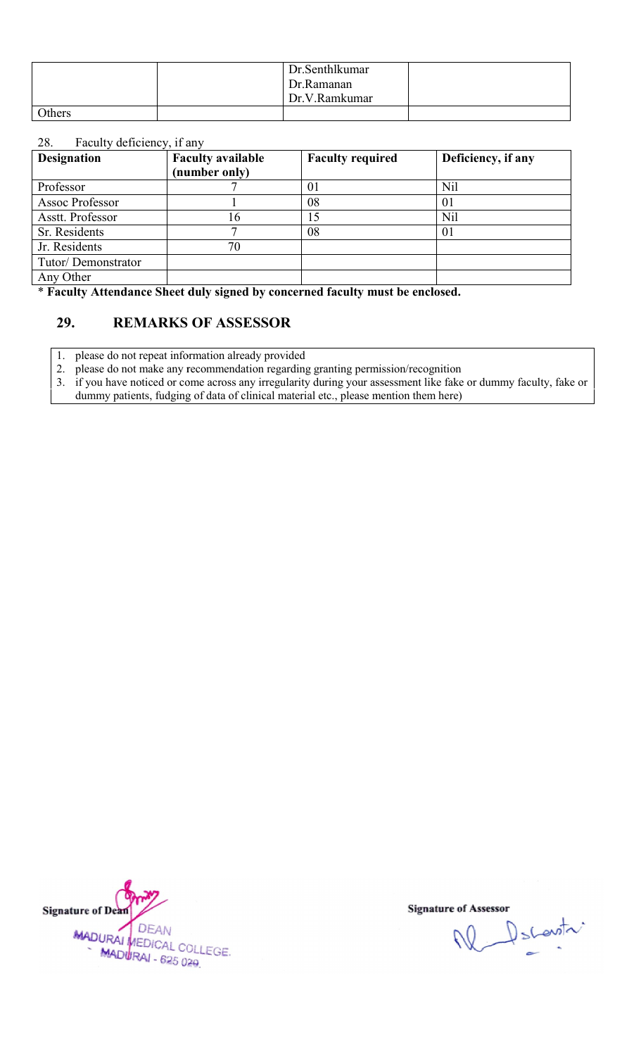| | | Dr.Senthlkumar<br>Dr.Ramanan<br>Dr.V.Ramkumar | |
|---|---|---|---|
| Others | | | |

28. Faculty deficiency, if any

| Designation | Faculty available (number only) | Faculty required | Deficiency, if any |
|---|---|---|---|
| Professor | 7 | 01 | Nil |
| Assoc Professor | 1 | 08 | 01 |
| Asstt. Professor | 16 | 15 | Nil |
| Sr. Residents | 7 | 08 | 01 |
| Jr. Residents | 70 | | |
| Tutor/ Demonstrator | | | |
| Any Other | | | |

* **Faculty Attendance Sheet duly signed by concerned faculty must be enclosed.**

## 29. REMARKS OF ASSESSOR

1. please do not repeat information already provided
2. please do not make any recommendation regarding granting permission/recognition
3. if you have noticed or come across any irregularity during your assessment like fake or dummy faculty, fake or dummy patients, fudging of data of clinical material etc., please mention them here)

**Signature of Dean**

DEAN
MADURAI MEDICAL COLLEGE.
MADURAI - 625 020.

**Signature of Assessor**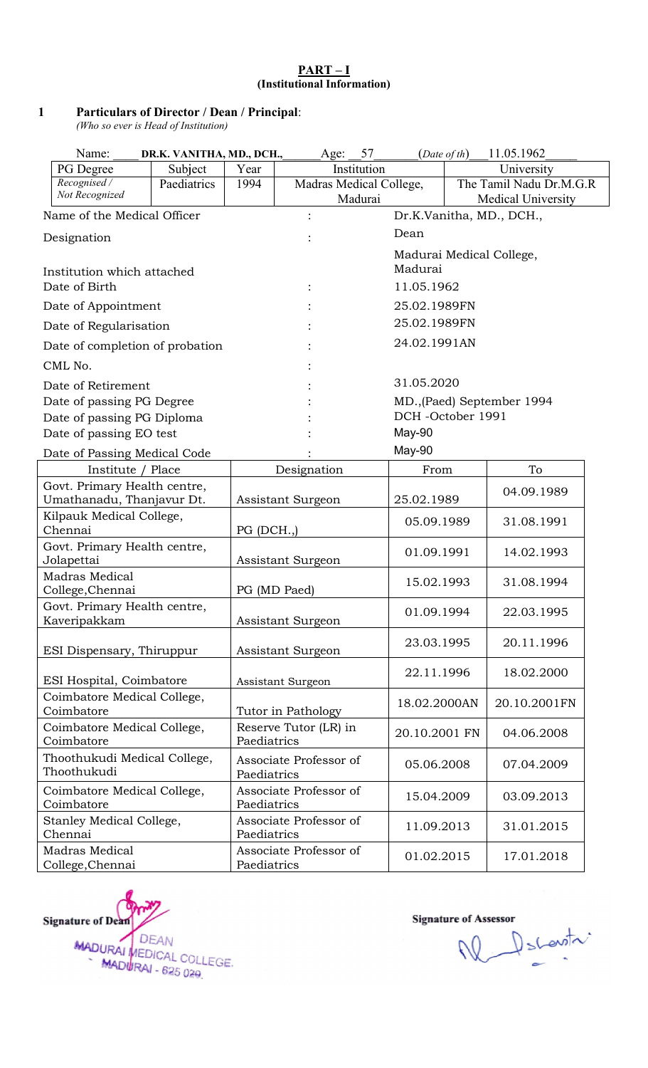**PART – I**
**(Institutional Information)**

**1 Particulars of Director / Dean / Principal**:
*(Who so ever is Head of Institution)*

Name: DR.K. VANITHA, MD., DCH., Age: 57 (*Date of th*) 11.05.1962

| PG Degree | Subject | Year | Institution | University |
|---|---|---|---|---|
| *Recognised / Not Recognized* | Paediatrics | 1994 | Madras Medical College, Madurai | The Tamil Nadu Dr.M.G.R Medical University |

| | | |
|---|---|---|
| Name of the Medical Officer | : | Dr.K.Vanitha, MD., DCH., |
| Designation | : | Dean |
| Institution which attached | | Madurai Medical College, Madurai |
| Date of Birth | : | 11.05.1962 |
| Date of Appointment | : | 25.02.1989FN |
| Date of Regularisation | : | 25.02.1989FN |
| Date of completion of probation | : | 24.02.1991AN |
| CML No. | : | |
| Date of Retirement | : | 31.05.2020 |
| Date of passing PG Degree | : | MD.,(Paed) September 1994 |
| Date of passing PG Diploma | : | DCH -October 1991 |
| Date of passing EO test | : | May-90 |
| Date of Passing Medical Code | : | May-90 |

| Institute / Place | Designation | From | To |
|---|---|---|---|
| Govt. Primary Health centre, Umathanadu, Thanjavur Dt. | Assistant Surgeon | 25.02.1989 | 04.09.1989 |
| Kilpauk Medical College, Chennai | PG (DCH.,) | 05.09.1989 | 31.08.1991 |
| Govt. Primary Health centre, Jolapettai | Assistant Surgeon | 01.09.1991 | 14.02.1993 |
| Madras Medical College,Chennai | PG (MD Paed) | 15.02.1993 | 31.08.1994 |
| Govt. Primary Health centre, Kaveripakkam | Assistant Surgeon | 01.09.1994 | 22.03.1995 |
| ESI Dispensary, Thiruppur | Assistant Surgeon | 23.03.1995 | 20.11.1996 |
| ESI Hospital, Coimbatore | Assistant Surgeon | 22.11.1996 | 18.02.2000 |
| Coimbatore Medical College, Coimbatore | Tutor in Pathology | 18.02.2000AN | 20.10.2001FN |
| Coimbatore Medical College, Coimbatore | Reserve Tutor (LR) in Paediatrics | 20.10.2001 FN | 04.06.2008 |
| Thoothukudi Medical College, Thoothukudi | Associate Professor of Paediatrics | 05.06.2008 | 07.04.2009 |
| Coimbatore Medical College, Coimbatore | Associate Professor of Paediatrics | 15.04.2009 | 03.09.2013 |
| Stanley Medical College, Chennai | Associate Professor of Paediatrics | 11.09.2013 | 31.01.2015 |
| Madras Medical College,Chennai | Associate Professor of Paediatrics | 01.02.2015 | 17.01.2018 |

Signature of Dean
DEAN
MADURAI MEDICAL COLLEGE.
MADURAI - 625 020.

Signature of Assessor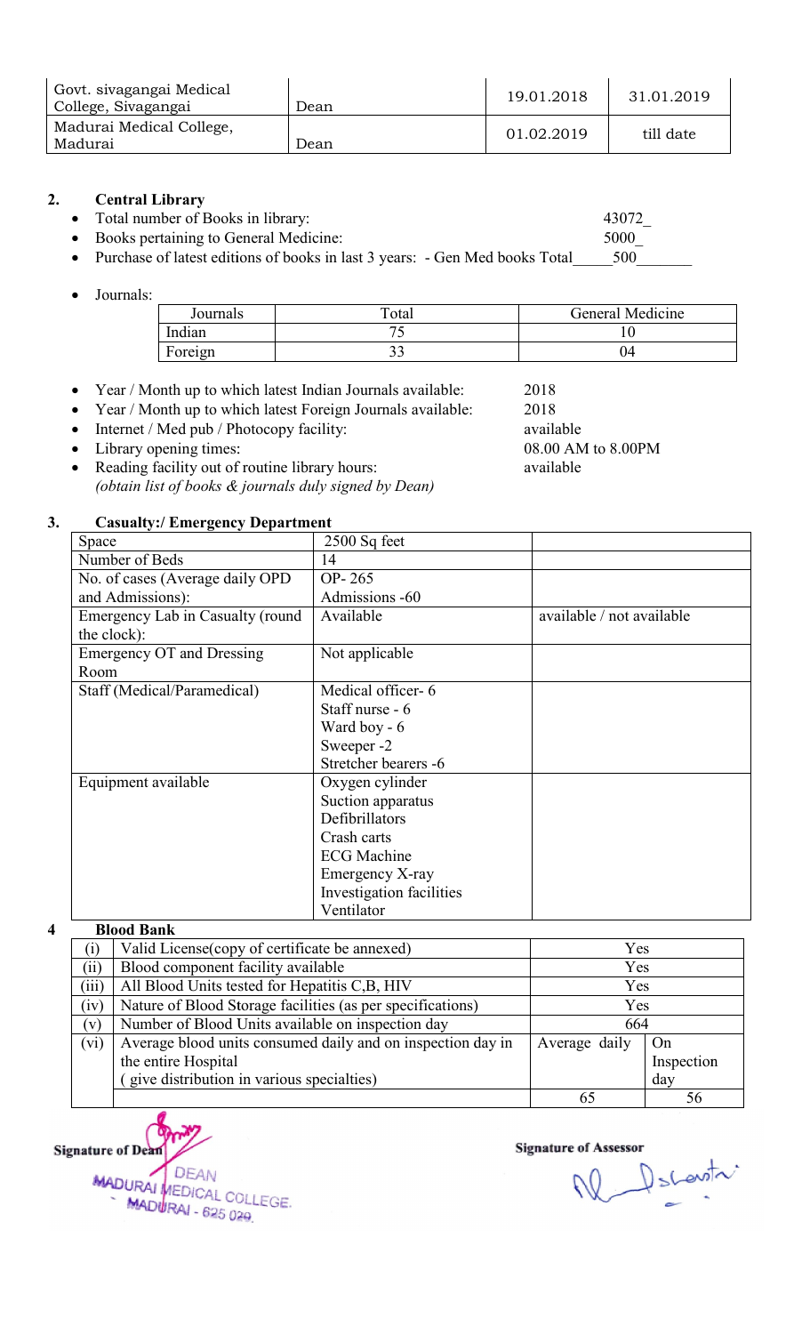| Govt. sivagangai Medical College, Sivagangai | Dean | 19.01.2018 | 31.01.2019 |
|---|---|---|---|
| Madurai Medical College, Madurai | Dean | 01.02.2019 | till date |

**2. Central Library**

- Total number of Books in library: 43072_
- Books pertaining to General Medicine: 5000_
- Purchase of latest editions of books in last 3 years: - Gen Med books Total_____500_______

- Journals:

| Journals | Total | General Medicine |
|---|---|---|
| Indian | 75 | 10 |
| Foreign | 33 | 04 |

- Year / Month up to which latest Indian Journals available: 2018
- Year / Month up to which latest Foreign Journals available: 2018
- Internet / Med pub / Photocopy facility: available
- Library opening times: 08.00 AM to 8.00PM
- Reading facility out of routine library hours: available

*(obtain list of books & journals duly signed by Dean)*

**3. Casualty:/ Emergency Department**

| Space | 2500 Sq feet | |
|---|---|---|
| Number of Beds | 14 | |
| No. of cases (Average daily OPD and Admissions): | OP- 265<br>Admissions -60 | |
| Emergency Lab in Casualty (round the clock): | Available | available / not available |
| Emergency OT and Dressing Room | Not applicable | |
| Staff (Medical/Paramedical) | Medical officer- 6<br>Staff nurse - 6<br>Ward boy - 6<br>Sweeper -2<br>Stretcher bearers -6 | |
| Equipment available | Oxygen cylinder<br>Suction apparatus<br>Defibrillators<br>Crash carts<br>ECG Machine<br>Emergency X-ray<br>Investigation facilities<br>Ventilator | |

**4 Blood Bank**

| | | | |
|---|---|---|---|
| (i) | Valid License(copy of certificate be annexed) | Yes | |
| (ii) | Blood component facility available | Yes | |
| (iii) | All Blood Units tested for Hepatitis C,B, HIV | Yes | |
| (iv) | Nature of Blood Storage facilities (as per specifications) | Yes | |
| (v) | Number of Blood Units available on inspection day | 664 | |
| (vi) | Average blood units consumed daily and on inspection day in the entire Hospital<br>( give distribution in various specialties) | Average daily | On Inspection day |
| | | 65 | 56 |

Signature of Dean
DEAN
MADURAI MEDICAL COLLEGE.
MADURAI - 625 020.

Signature of Assessor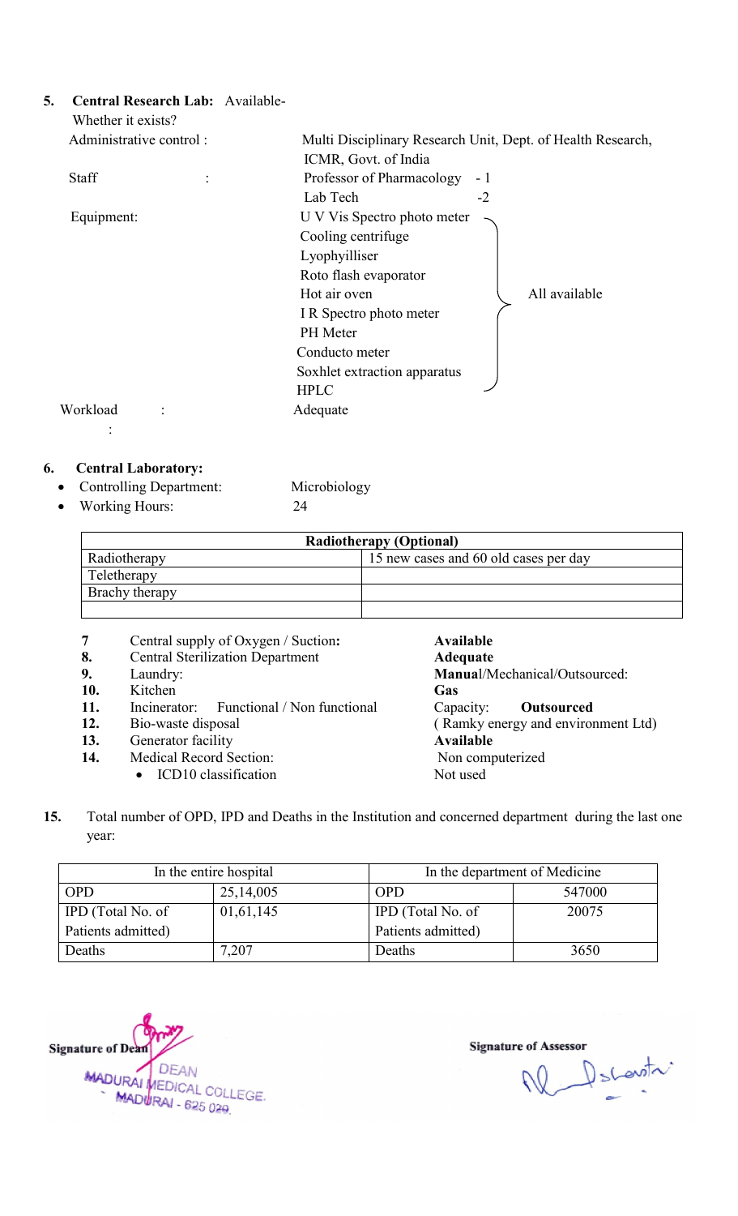**5. Central Research Lab:** Available-

Whether it exists?

Administrative control : Multi Disciplinary Research Unit, Dept. of Health Research, ICMR, Govt. of India

Staff : Professor of Pharmacology - 1
Lab Tech -2

Equipment: (All available)
- U V Vis Spectro photo meter
- Cooling centrifuge
- Lyophyilliser
- Roto flash evaporator
- Hot air oven
- I R Spectro photo meter
- PH Meter
- Conducto meter
- Soxhlet extraction apparatus
- HPLC

Workload : Adequate

:

**6. Central Laboratory:**

- Controlling Department: Microbiology
- Working Hours: 24

| Radiotherapy (Optional) | |
|---|---|
| Radiotherapy | 15 new cases and 60 old cases per day |
| Teletherapy | |
| Brachy therapy | |
| | |

| | | |
|---|---|---|
| **7** | Central supply of Oxygen / Suction**:** | **Available** |
| **8.** | Central Sterilization Department | **Adequate** |
| **9.** | Laundry: | **Manua**l/Mechanical/Outsourced: |
| **10.** | Kitchen | **Gas** |
| **11.** | Incinerator: Functional / Non functional | Capacity: **Outsourced** |
| **12.** | Bio-waste disposal | ( Ramky energy and environment Ltd) |
| **13.** | Generator facility | **Available** |
| **14.** | Medical Record Section: | Non computerized |
| | • ICD10 classification | Not used |

**15.** Total number of OPD, IPD and Deaths in the Institution and concerned department during the last one year:

| In the entire hospital | | In the department of Medicine | |
|---|---|---|---|
| OPD | 25,14,005 | OPD | 547000 |
| IPD (Total No. of Patients admitted) | 01,61,145 | IPD (Total No. of Patients admitted) | 20075 |
| Deaths | 7,207 | Deaths | 3650 |

**Signature of Dean**
DEAN
MADURAI MEDICAL COLLEGE.
MADURAI - 625 020.

**Signature of Assessor**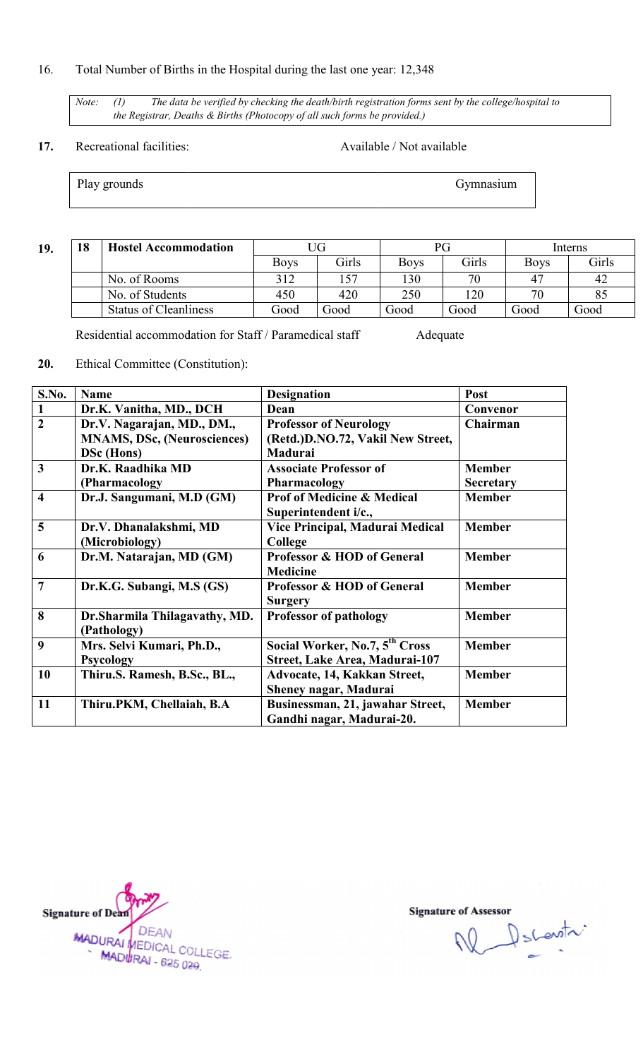16. Total Number of Births in the Hospital during the last one year: 12,348

> *Note: (1) The data be verified by checking the death/birth registration forms sent by the college/hospital to the Registrar, Deaths & Births (Photocopy of all such forms be provided.)*

**17.** Recreational facilities: Available / Not available

| Play grounds | Gymnasium |
|---|---|

**19.**

| 18 | Hostel Accommodation | UG | | PG | | Interns | |
|---|---|---|---|---|---|---|---|
| | | Boys | Girls | Boys | Girls | Boys | Girls |
| | No. of Rooms | 312 | 157 | 130 | 70 | 47 | 42 |
| | No. of Students | 450 | 420 | 250 | 120 | 70 | 85 |
| | Status of Cleanliness | Good | Good | Good | Good | Good | Good |

Residential accommodation for Staff / Paramedical staff Adequate

**20.** Ethical Committee (Constitution):

| S.No. | Name | Designation | Post |
|---|---|---|---|
| **1** | **Dr.K. Vanitha, MD., DCH** | **Dean** | **Convenor** |
| **2** | **Dr.V. Nagarajan, MD., DM., MNAMS, DSc, (Neurosciences) DSc (Hons)** | **Professor of Neurology (Retd.)D.NO.72, Vakil New Street, Madurai** | **Chairman** |
| **3** | **Dr.K. Raadhika MD (Pharmacology** | **Associate Professor of Pharmacology** | **Member Secretary** |
| **4** | **Dr.J. Sangumani, M.D (GM)** | **Prof of Medicine & Medical Superintendent i/c.,** | **Member** |
| **5** | **Dr.V. Dhanalakshmi, MD (Microbiology)** | **Vice Principal, Madurai Medical College** | **Member** |
| **6** | **Dr.M. Natarajan, MD (GM)** | **Professor & HOD of General Medicine** | **Member** |
| **7** | **Dr.K.G. Subangi, M.S (GS)** | **Professor & HOD of General Surgery** | **Member** |
| **8** | **Dr.Sharmila Thilagavathy, MD. (Pathology)** | **Professor of pathology** | **Member** |
| **9** | **Mrs. Selvi Kumari, Ph.D., Psycology** | **Social Worker, No.7, 5th Cross Street, Lake Area, Madurai-107** | **Member** |
| **10** | **Thiru.S. Ramesh, B.Sc., BL.,** | **Advocate, 14, Kakkan Street, Sheney nagar, Madurai** | **Member** |
| **11** | **Thiru.PKM, Chellaiah, B.A** | **Businessman, 21, jawahar Street, Gandhi nagar, Madurai-20.** | **Member** |

**Signature of Dean**
DEAN
MADURAI MEDICAL COLLEGE.
MADURAI - 625 020.

**Signature of Assessor**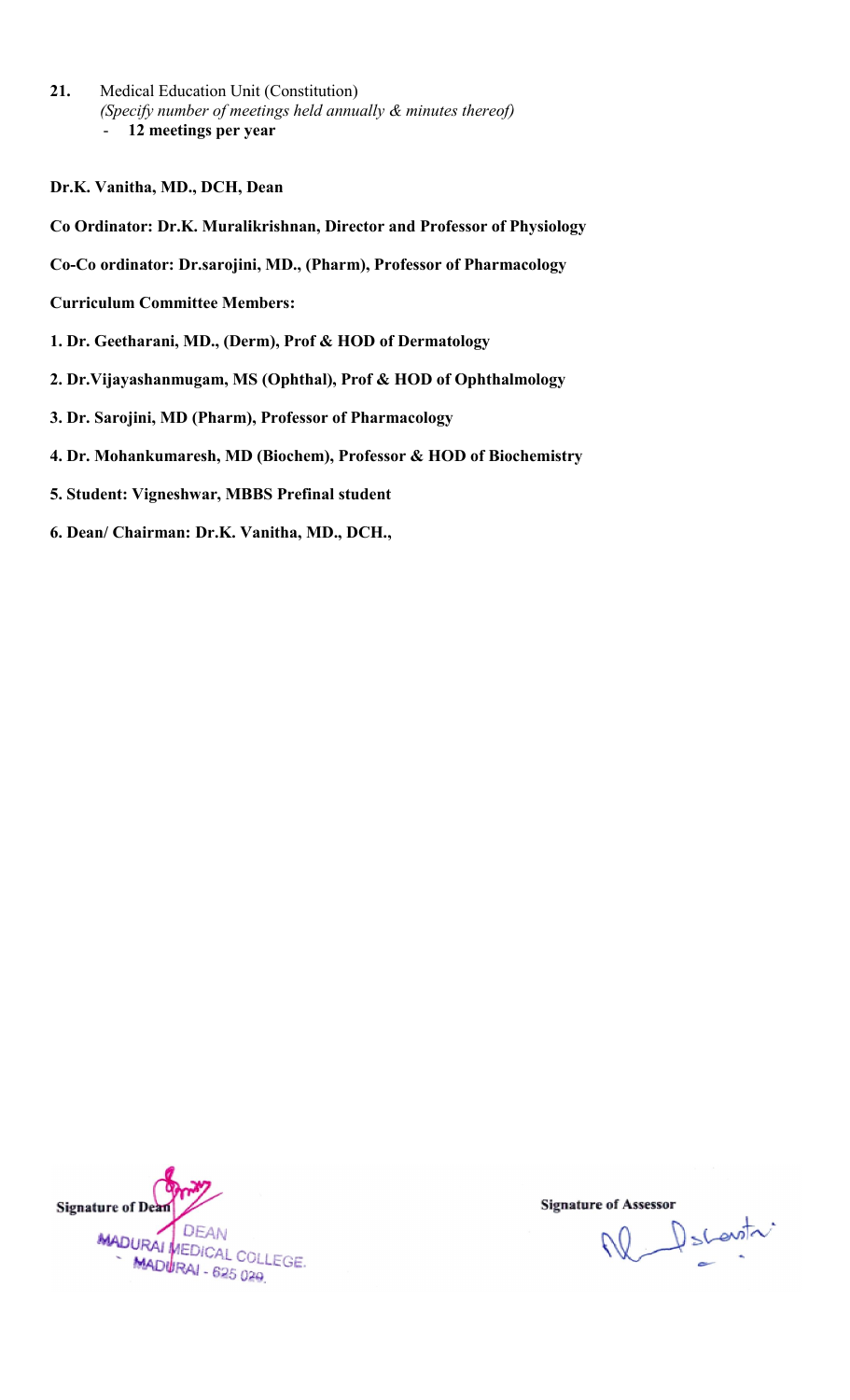**21.** Medical Education Unit (Constitution)
*(Specify number of meetings held annually & minutes thereof)*
- **12 meetings per year**

**Dr.K. Vanitha, MD., DCH, Dean**

**Co Ordinator: Dr.K. Muralikrishnan, Director and Professor of Physiology**

**Co-Co ordinator: Dr.sarojini, MD., (Pharm), Professor of Pharmacology**

**Curriculum Committee Members:**

**1. Dr. Geetharani, MD., (Derm), Prof & HOD of Dermatology**

**2. Dr.Vijayashanmugam, MS (Ophthal), Prof & HOD of Ophthalmology**

**3. Dr. Sarojini, MD (Pharm), Professor of Pharmacology**

**4. Dr. Mohankumaresh, MD (Biochem), Professor & HOD of Biochemistry**

**5. Student: Vigneshwar, MBBS Prefinal student**

**6. Dean/ Chairman: Dr.K. Vanitha, MD., DCH.,**

**Signature of Dean**
DEAN
MADURAI MEDICAL COLLEGE.
MADURAI - 625 020.

**Signature of Assessor**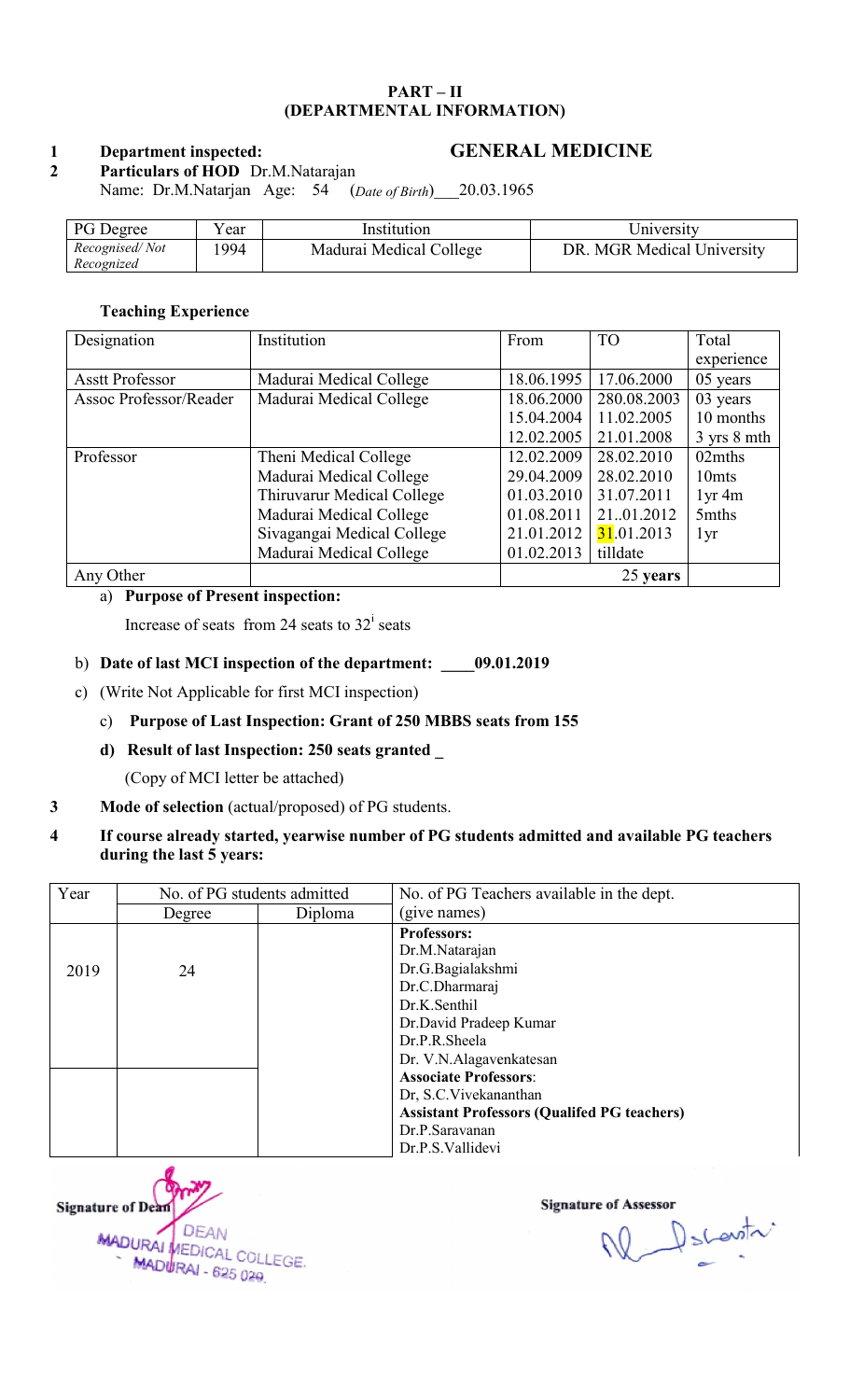**PART – II**
**(DEPARTMENTAL INFORMATION)**

**1 Department inspected: GENERAL MEDICINE**

**2 Particulars of HOD** Dr.M.Natarajan

Name: Dr.M.Natarjan Age: 54 (*Date of Birth*)___20.03.1965

| PG Degree | Year | Institution | University |
|---|---|---|---|
| *Recognised/ Not Recognized* | 1994 | Madurai Medical College | DR. MGR Medical University |

**Teaching Experience**

| Designation | Institution | From | TO | Total experience |
|---|---|---|---|---|
| Asstt Professor | Madurai Medical College | 18.06.1995 | 17.06.2000 | 05 years |
| Assoc Professor/Reader | Madurai Medical College | 18.06.2000 | 280.08.2003 | 03 years |
| | | 15.04.2004 | 11.02.2005 | 10 months |
| | | 12.02.2005 | 21.01.2008 | 3 yrs 8 mth |
| Professor | Theni Medical College | 12.02.2009 | 28.02.2010 | 02mths |
| | Madurai Medical College | 29.04.2009 | 28.02.2010 | 10mts |
| | Thiruvarur Medical College | 01.03.2010 | 31.07.2011 | 1yr 4m |
| | Madurai Medical College | 01.08.2011 | 21..01.2012 | 5mths |
| | Sivagangai Medical College | 21.01.2012 | 31.01.2013 | 1yr |
| | Madurai Medical College | 01.02.2013 | tilldate | |
| Any Other | | | 25 **years** | |

a) **Purpose of Present inspection:**

Increase of seats from 24 seats to 32[i] seats

b) **Date of last MCI inspection of the department: ____09.01.2019**

c) (Write Not Applicable for first MCI inspection)

c) **Purpose of Last Inspection: Grant of 250 MBBS seats from 155**

d) **Result of last Inspection: 250 seats granted _**

(Copy of MCI letter be attached)

**3 Mode of selection** (actual/proposed) of PG students.

**4 If course already started, yearwise number of PG students admitted and available PG teachers during the last 5 years:**

| Year | No. of PG students admitted | | No. of PG Teachers available in the dept. |
|---|---|---|---|
| | Degree | Diploma | (give names) |
| 2019 | 24 | | **Professors:**<br>Dr.M.Natarajan<br>Dr.G.Bagialakshmi<br>Dr.C.Dharmaraj<br>Dr.K.Senthil<br>Dr.David Pradeep Kumar<br>Dr.P.R.Sheela<br>Dr. V.N.Alagavenkatesan |
| | | | **Associate Professors**:<br>Dr, S.C.Vivekananthan<br>**Assistant Professors (Qualifed PG teachers)**<br>Dr.P.Saravanan<br>Dr.P.S.Vallidevi |

Signature of Dean
DEAN
MADURAI MEDICAL COLLEGE.
MADURAI - 625 020.

Signature of Assessor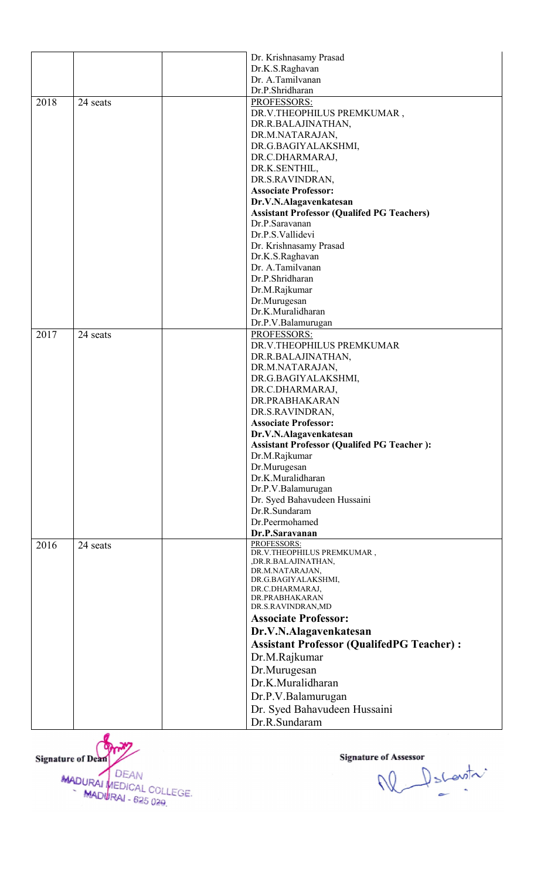| | | | |
|---|---|---|---|
| | | | Dr. Krishnasamy Prasad<br>Dr.K.S.Raghavan<br>Dr. A.Tamilvanan<br>Dr.P.Shridharan |
| 2018 | 24 seats | | PROFESSORS:<br>DR.V.THEOPHILUS PREMKUMAR ,<br>DR.R.BALAJINATHAN,<br>DR.M.NATARAJAN,<br>DR.G.BAGIYALAKSHMI,<br>DR.C.DHARMARAJ,<br>DR.K.SENTHIL,<br>DR.S.RAVINDRAN,<br>**Associate Professor:**<br>**Dr.V.N.Alagavenkatesan**<br>**Assistant Professor (Qualifed PG Teachers)**<br>Dr.P.Saravanan<br>Dr.P.S.Vallidevi<br>Dr. Krishnasamy Prasad<br>Dr.K.S.Raghavan<br>Dr. A.Tamilvanan<br>Dr.P.Shridharan<br>Dr.M.Rajkumar<br>Dr.Murugesan<br>Dr.K.Muralidharan<br>Dr.P.V.Balamurugan |
| 2017 | 24 seats | | PROFESSORS:<br>DR.V.THEOPHILUS PREMKUMAR<br>DR.R.BALAJINATHAN,<br>DR.M.NATARAJAN,<br>DR.G.BAGIYALAKSHMI,<br>DR.C.DHARMARAJ,<br>DR.PRABHAKARAN<br>DR.S.RAVINDRAN,<br>**Associate Professor:**<br>**Dr.V.N.Alagavenkatesan**<br>**Assistant Professor (Qualifed PG Teacher ):**<br>Dr.M.Rajkumar<br>Dr.Murugesan<br>Dr.K.Muralidharan<br>Dr.P.V.Balamurugan<br>Dr. Syed Bahavudeen Hussaini<br>Dr.R.Sundaram<br>Dr.Peermohamed<br>**Dr.P.Saravanan** |
| 2016 | 24 seats | | PROFESSORS:<br>DR.V.THEOPHILUS PREMKUMAR ,<br>,DR.R.BALAJINATHAN,<br>DR.M.NATARAJAN,<br>DR.G.BAGIYALAKSHMI,<br>DR.C.DHARMARAJ,<br>DR.PRABHAKARAN<br>DR.S.RAVINDRAN,MD<br>**Associate Professor:**<br>**Dr.V.N.Alagavenkatesan**<br>**Assistant Professor (QualifedPG Teacher) :**<br>Dr.M.Rajkumar<br>Dr.Murugesan<br>Dr.K.Muralidharan<br>Dr.P.V.Balamurugan<br>Dr. Syed Bahavudeen Hussaini<br>Dr.R.Sundaram |

**Signature of Dean**
DEAN
MADURAI MEDICAL COLLEGE.
MADURAI - 625 020.

**Signature of Assessor**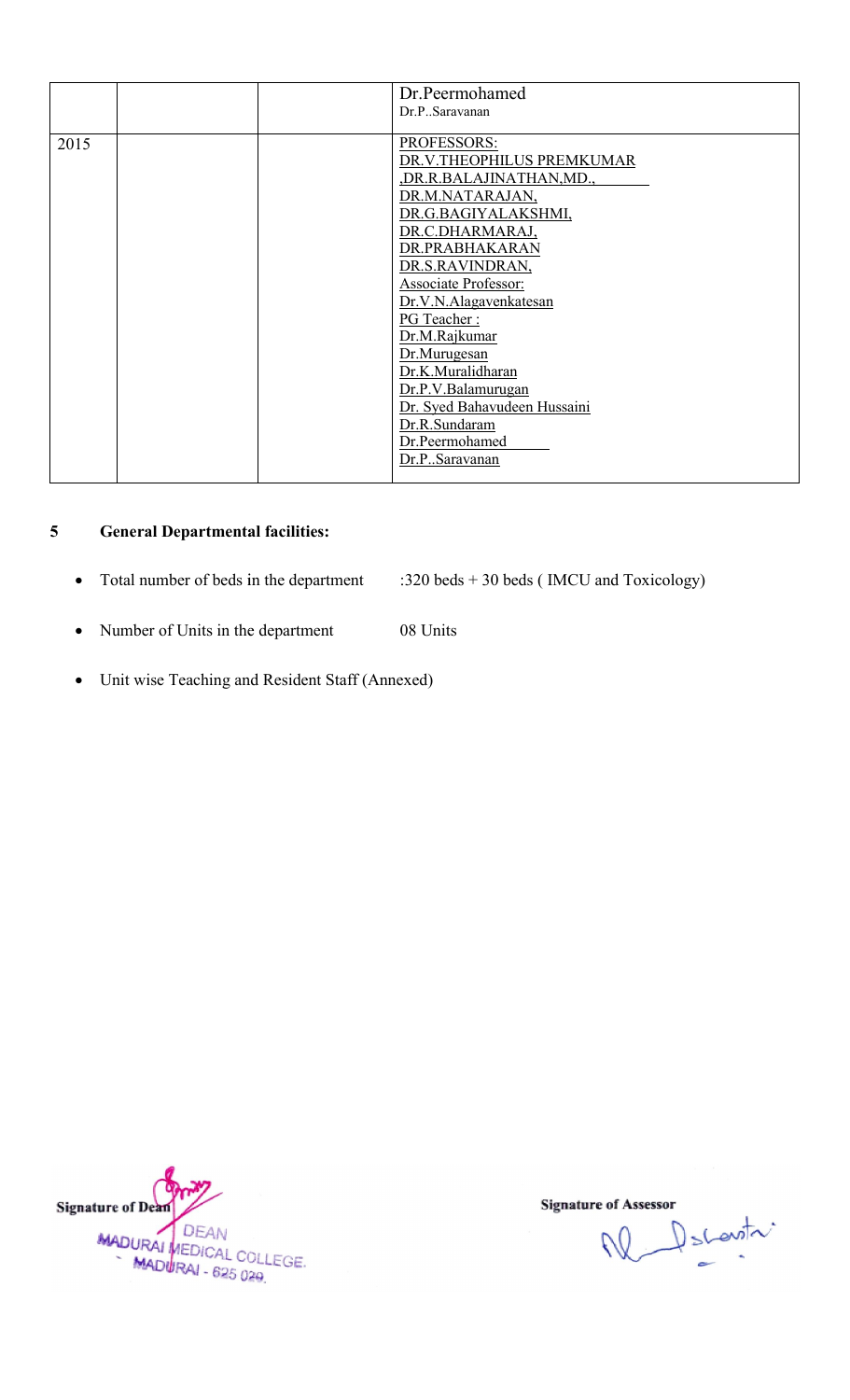|  |  |  | Dr.Peermohamed<br>Dr.P..Saravanan |
|---|---|---|---|
| 2015 |  |  | PROFESSORS:<br>DR.V.THEOPHILUS PREMKUMAR<br>,DR.R.BALAJINATHAN,MD.,<br>DR.M.NATARAJAN,<br>DR.G.BAGIYALAKSHMI,<br>DR.C.DHARMARAJ,<br>DR.PRABHAKARAN<br>DR.S.RAVINDRAN,<br>Associate Professor:<br>Dr.V.N.Alagavenkatesan<br>PG Teacher :<br>Dr.M.Rajkumar<br>Dr.Murugesan<br>Dr.K.Muralidharan<br>Dr.P.V.Balamurugan<br>Dr. Syed Bahavudeen Hussaini<br>Dr.R.Sundaram<br>Dr.Peermohamed<br>Dr.P..Saravanan |

## 5 General Departmental facilities:

- Total number of beds in the department :320 beds + 30 beds ( IMCU and Toxicology)
- Number of Units in the department 08 Units
- Unit wise Teaching and Resident Staff (Annexed)

Signature of Dean
DEAN
MADURAI MEDICAL COLLEGE.
MADURAI - 625 020.

Signature of Assessor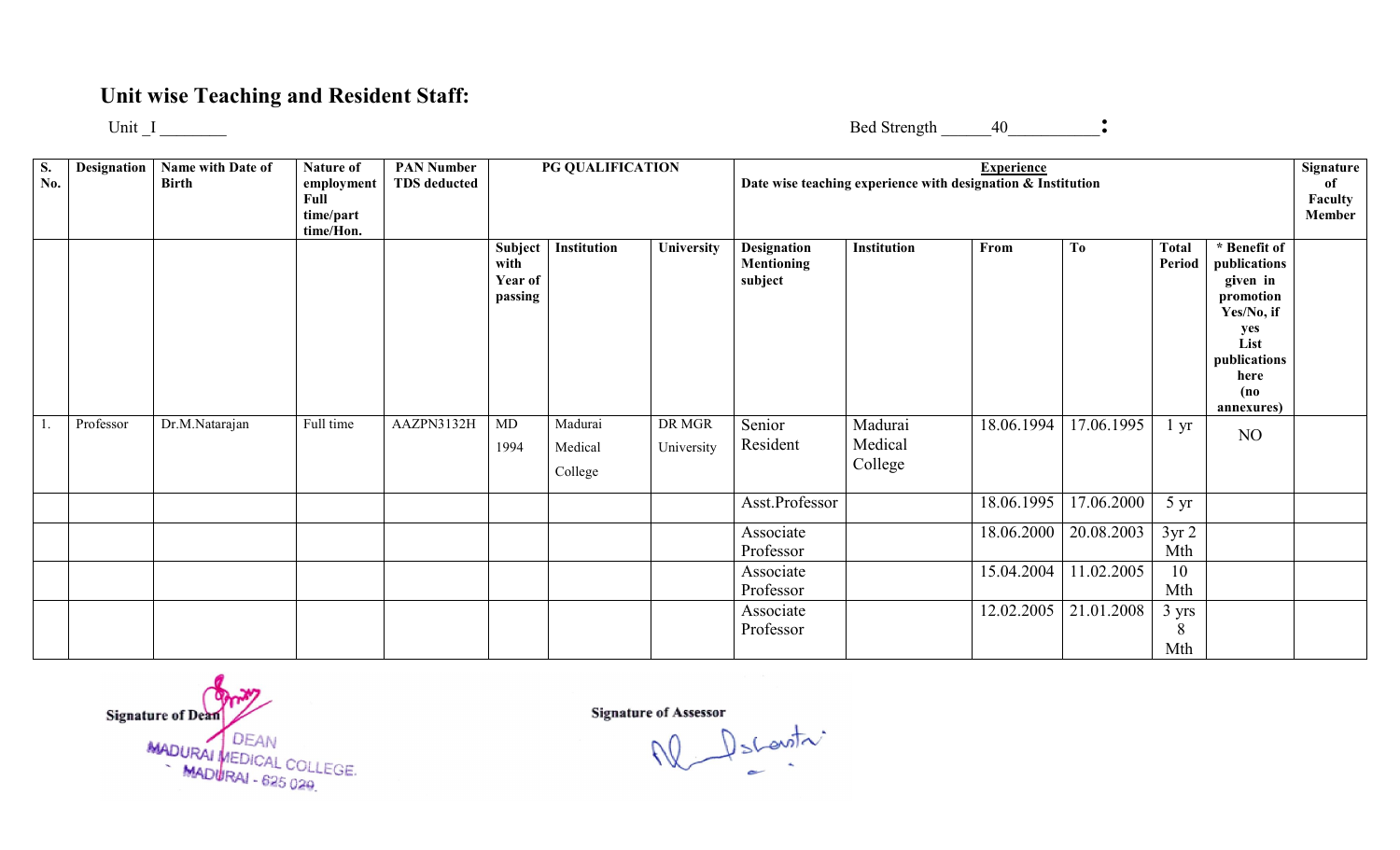## Unit wise Teaching and Resident Staff:

Unit _I ________ Bed Strength ______40___________:

| S. No. | Designation | Name with Date of Birth | Nature of employment Full time/part time/Hon. | PAN Number TDS deducted | PG QUALIFICATION | | | Experience Date wise teaching experience with designation & Institution | | | | | | Signature of Faculty Member |
|---|---|---|---|---|---|---|---|---|---|---|---|---|---|---|
| | | | | | Subject with Year of passing | Institution | University | Designation Mentioning subject | Institution | From | To | Total Period | * Benefit of publications given in promotion Yes/No, if yes List publications here (no annexures) | |
| 1. | Professor | Dr.M.Natarajan | Full time | AAZPN3132H | MD 1994 | Madurai Medical College | DR MGR University | Senior Resident | Madurai Medical College | 18.06.1994 | 17.06.1995 | 1 yr | NO | |
| | | | | | | | | Asst.Professor | | 18.06.1995 | 17.06.2000 | 5 yr | | |
| | | | | | | | | Associate Professor | | 18.06.2000 | 20.08.2003 | 3yr 2 Mth | | |
| | | | | | | | | Associate Professor | | 15.04.2004 | 11.02.2005 | 10 Mth | | |
| | | | | | | | | Associate Professor | | 12.02.2005 | 21.01.2008 | 3 yrs 8 Mth | | |

Signature of Dean

DEAN
MADURAI MEDICAL COLLEGE.
MADURAI - 625 020.

Signature of Assessor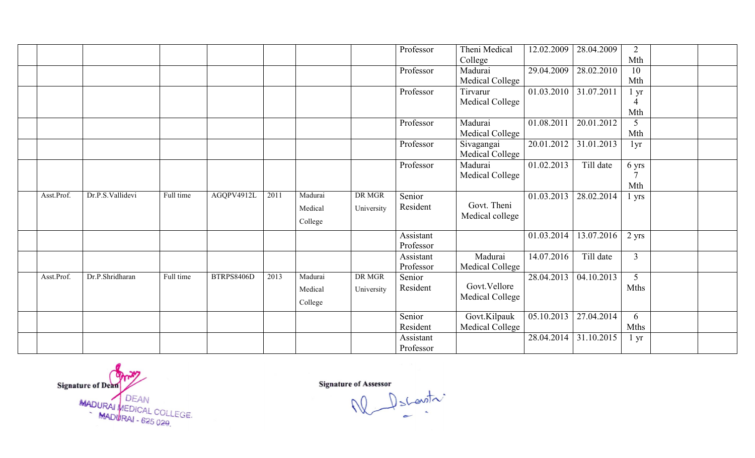| | | | | | | | | | | | | | |
|---|---|---|---|---|---|---|---|---|---|---|---|---|---|
| | | | | | | | Professor | Theni Medical College | 12.02.2009 | 28.04.2009 | 2 Mth | | |
| | | | | | | | Professor | Madurai Medical College | 29.04.2009 | 28.02.2010 | 10 Mth | | |
| | | | | | | | Professor | Tirvarur Medical College | 01.03.2010 | 31.07.2011 | 1 yr 4 Mth | | |
| | | | | | | | Professor | Madurai Medical College | 01.08.2011 | 20.01.2012 | 5 Mth | | |
| | | | | | | | Professor | Sivagangai Medical College | 20.01.2012 | 31.01.2013 | 1yr | | |
| | | | | | | | Professor | Madurai Medical College | 01.02.2013 | Till date | 6 yrs 7 Mth | | |
| | Asst.Prof. | Dr.P.S.Vallidevi | Full time | AGQPV4912L | 2011 | Madurai Medical College | DR MGR University | Senior Resident | Govt. Theni Medical college | 01.03.2013 | 28.02.2014 | 1 yrs | | |
| | | | | | | | Assistant Professor | | 01.03.2014 | 13.07.2016 | 2 yrs | | |
| | | | | | | | Assistant Professor | Madurai Medical College | 14.07.2016 | Till date | 3 | | |
| | Asst.Prof. | Dr.P.Shridharan | Full time | BTRPS8406D | 2013 | Madurai Medical College | DR MGR University | Senior Resident | Govt.Vellore Medical College | 28.04.2013 | 04.10.2013 | 5 Mths | | |
| | | | | | | | Senior Resident | Govt.Kilpauk Medical College | 05.10.2013 | 27.04.2014 | 6 Mths | | |
| | | | | | | | Assistant Professor | | 28.04.2014 | 31.10.2015 | 1 yr | | |

Signature of Dean

DEAN
MADURAI MEDICAL COLLEGE.
MADURAI - 625 020.

Signature of Assessor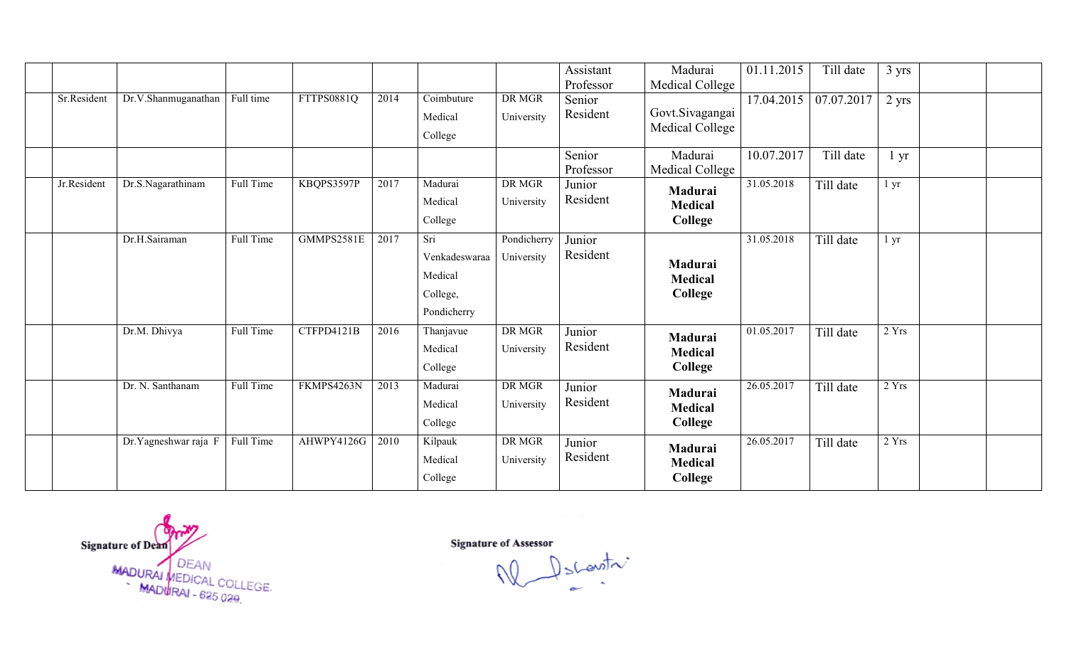| | | | | | | | | | | | | | |
|---|---|---|---|---|---|---|---|---|---|---|---|---|---|
| | | | | | | | Assistant Professor | Madurai Medical College | 01.11.2015 | Till date | 3 yrs | | |
| | Sr.Resident | Dr.V.Shanmuganathan | Full time | FTTPS0881Q | 2014 | Coimbuture Medical College | DR MGR University | Senior Resident | Govt.Sivagangai Medical College | 17.04.2015 | 07.07.2017 | 2 yrs | | |
| | | | | | | | Senior Professor | Madurai Medical College | 10.07.2017 | Till date | 1 yr | | |
| | Jr.Resident | Dr.S.Nagarathinam | Full Time | KBQPS3597P | 2017 | Madurai Medical College | DR MGR University | Junior Resident | **Madurai Medical College** | 31.05.2018 | Till date | 1 yr | | |
| | | Dr.H.Sairaman | Full Time | GMMPS2581E | 2017 | Sri Venkadeswaraa Medical College, Pondicherry | Pondicherry University | Junior Resident | **Madurai Medical College** | 31.05.2018 | Till date | 1 yr | | |
| | | Dr.M. Dhivya | Full Time | CTFPD4121B | 2016 | Thanjavue Medical College | DR MGR University | Junior Resident | **Madurai Medical College** | 01.05.2017 | Till date | 2 Yrs | | |
| | | Dr. N. Santhanam | Full Time | FKMPS4263N | 2013 | Madurai Medical College | DR MGR University | Junior Resident | **Madurai Medical College** | 26.05.2017 | Till date | 2 Yrs | | |
| | | Dr.Yagneshwar raja F | Full Time | AHWPY4126G | 2010 | Kilpauk Medical College | DR MGR University | Junior Resident | **Madurai Medical College** | 26.05.2017 | Till date | 2 Yrs | | |

**Signature of Dean**

DEAN
MADURAI MEDICAL COLLEGE.
MADURAI - 625 020.

**Signature of Assessor**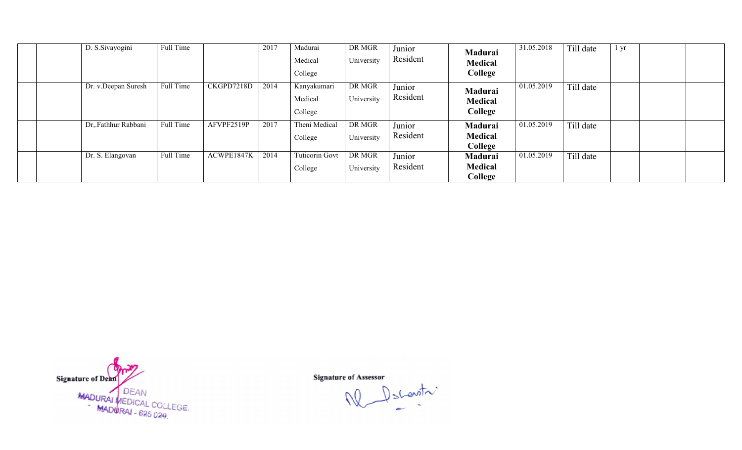| | | | | | | | | | | | | | |
|---|---|---|---|---|---|---|---|---|---|---|---|---|---|
| | | D. S.Sivayogini | Full Time | | 2017 | Madurai Medical College | DR MGR University | Junior Resident | **Madurai Medical College** | 31.05.2018 | Till date | 1 yr | | |
| | | Dr. v.Deepan Suresh | Full Time | CKGPD7218D | 2014 | Kanyakumari Medical College | DR MGR University | Junior Resident | **Madurai Medical College** | 01.05.2019 | Till date | | | |
| | | Dr,.Fathhur Rabbani | Full Time | AFVPF2519P | 2017 | Theni Medical College | DR MGR University | Junior Resident | **Madurai Medical College** | 01.05.2019 | Till date | | | |
| | | Dr. S. Elangovan | Full Time | ACWPE1847K | 2014 | Tuticorin Govt College | DR MGR University | Junior Resident | **Madurai Medical College** | 01.05.2019 | Till date | | | |

**Signature of Dean**

DEAN
MADURAI MEDICAL COLLEGE.
MADURAI - 625 020.

**Signature of Assessor**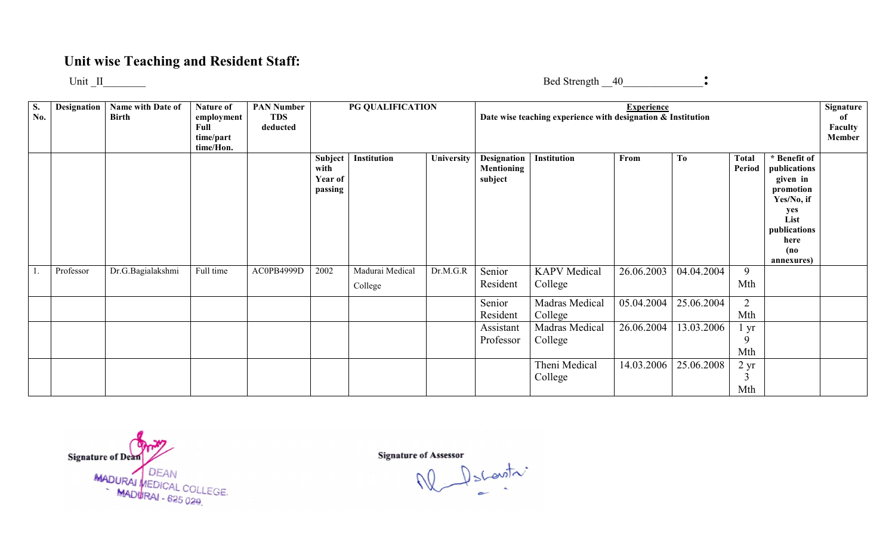## Unit wise Teaching and Resident Staff:

Unit _II________ Bed Strength __40_______________:

| S. No. | Designation | Name with Date of Birth | Nature of employment Full time/part time/Hon. | PAN Number TDS deducted | PG QUALIFICATION | | | Experience Date wise teaching experience with designation & Institution | | | | | | Signature of Faculty Member |
|---|---|---|---|---|---|---|---|---|---|---|---|---|---|---|
| | | | | | Subject with Year of passing | Institution | University | Designation Mentioning subject | Institution | From | To | Total Period | * Benefit of publications given in promotion Yes/No, if yes List publications here (no annexures) | |
| 1. | Professor | Dr.G.Bagialakshmi | Full time | AC0PB4999D | 2002 | Madurai Medical College | Dr.M.G.R | Senior Resident | KAPV Medical College | 26.06.2003 | 04.04.2004 | 9 Mth | | |
| | | | | | | | | Senior Resident | Madras Medical College | 05.04.2004 | 25.06.2004 | 2 Mth | | |
| | | | | | | | | Assistant Professor | Madras Medical College | 26.06.2004 | 13.03.2006 | 1 yr 9 Mth | | |
| | | | | | | | | | Theni Medical College | 14.03.2006 | 25.06.2008 | 2 yr 3 Mth | | |

Signature of Dean
DEAN
MADURAI MEDICAL COLLEGE.
MADURAI - 625 020.

Signature of Assessor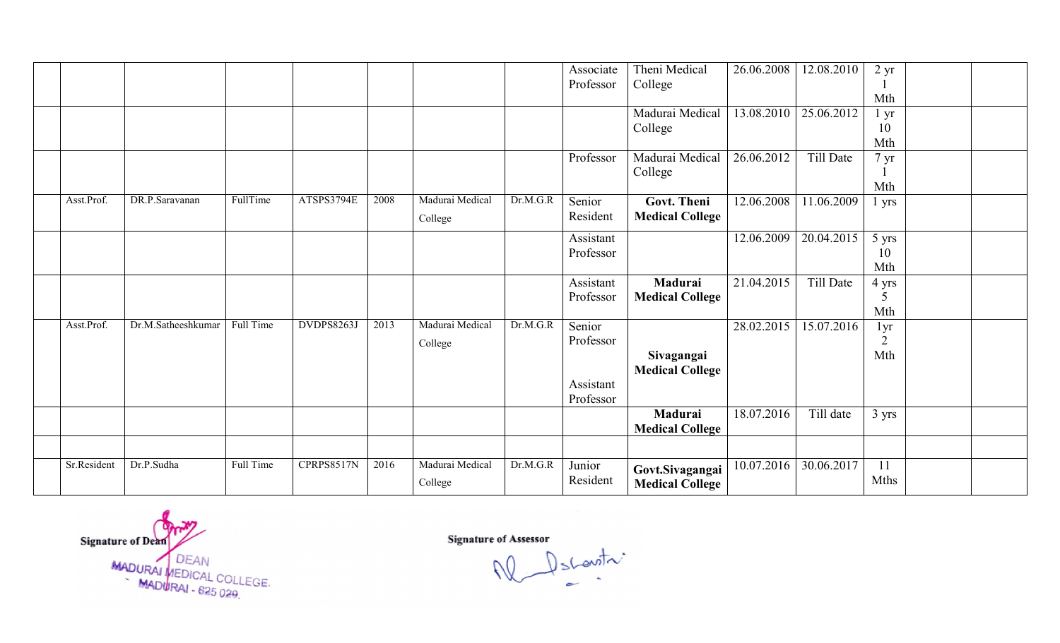| | | | | | | | | | | | | | |
|---|---|---|---|---|---|---|---|---|---|---|---|---|---|
| | | | | | | | Associate Professor | Theni Medical College | 26.06.2008 | 12.08.2010 | 2 yr 1 Mth | | |
| | | | | | | | | Madurai Medical College | 13.08.2010 | 25.06.2012 | 1 yr 10 Mth | | |
| | | | | | | | Professor | Madurai Medical College | 26.06.2012 | Till Date | 7 yr 1 Mth | | |
| | Asst.Prof. | DR.P.Saravanan | FullTime | ATSPS3794E | 2008 | Madurai Medical College | Dr.M.G.R | Senior Resident | **Govt. Theni Medical College** | 12.06.2008 | 11.06.2009 | 1 yrs | | |
| | | | | | | | Assistant Professor | | 12.06.2009 | 20.04.2015 | 5 yrs 10 Mth | | |
| | | | | | | | Assistant Professor | **Madurai Medical College** | 21.04.2015 | Till Date | 4 yrs 5 Mth | | |
| | Asst.Prof. | Dr.M.Satheeshkumar | Full Time | DVDPS8263J | 2013 | Madurai Medical College | Dr.M.G.R | Senior Professor<br><br>Assistant Professor | **Sivagangai Medical College** | 28.02.2015 | 15.07.2016 | 1yr 2 Mth | | |
| | | | | | | | | **Madurai Medical College** | 18.07.2016 | Till date | 3 yrs | | |
| | | | | | | | | | | | | | |
| | Sr.Resident | Dr.P.Sudha | Full Time | CPRPS8517N | 2016 | Madurai Medical College | Dr.M.G.R | Junior Resident | **Govt.Sivagangai Medical College** | 10.07.2016 | 30.06.2017 | 11 Mths | | |

**Signature of Dean**

DEAN
MADURAI MEDICAL COLLEGE.
MADURAI - 625 020.

**Signature of Assessor**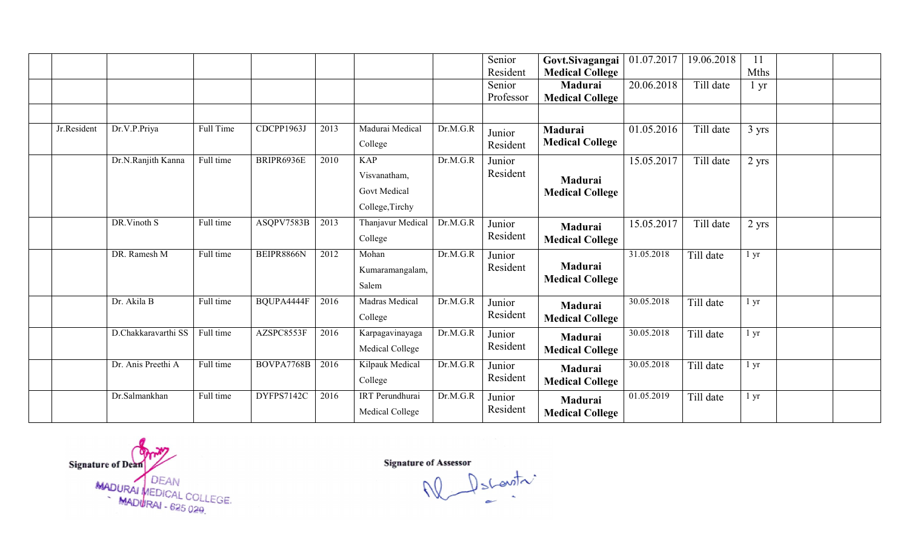| | | | | | | | | | | | | | |
|---|---|---|---|---|---|---|---|---|---|---|---|---|---|
| | | | | | | | Senior Resident | **Govt.Sivagangai Medical College** | 01.07.2017 | 19.06.2018 | 11 Mths | | |
| | | | | | | | Senior Professor | **Madurai Medical College** | 20.06.2018 | Till date | 1 yr | | |
| | | | | | | | | | | | | | |
| Jr.Resident | Dr.V.P.Priya | Full Time | CDCPP1963J | 2013 | Madurai Medical College | Dr.M.G.R | Junior Resident | **Madurai Medical College** | 01.05.2016 | Till date | 3 yrs | | |
| | Dr.N.Ranjith Kanna | Full time | BRIPR6936E | 2010 | KAP Visvanatham, Govt Medical College,Tirchy | Dr.M.G.R | Junior Resident | **Madurai Medical College** | 15.05.2017 | Till date | 2 yrs | | |
| | DR.Vinoth S | Full time | ASQPV7583B | 2013 | Thanjavur Medical College | Dr.M.G.R | Junior Resident | **Madurai Medical College** | 15.05.2017 | Till date | 2 yrs | | |
| | DR. Ramesh M | Full time | BEIPR8866N | 2012 | Mohan Kumaramangalam, Salem | Dr.M.G.R | Junior Resident | **Madurai Medical College** | 31.05.2018 | Till date | 1 yr | | |
| | Dr. Akila B | Full time | BQUPA4444F | 2016 | Madras Medical College | Dr.M.G.R | Junior Resident | **Madurai Medical College** | 30.05.2018 | Till date | 1 yr | | |
| | D.Chakkaravarthi SS | Full time | AZSPC8553F | 2016 | Karpagavinayaga Medical College | Dr.M.G.R | Junior Resident | **Madurai Medical College** | 30.05.2018 | Till date | 1 yr | | |
| | Dr. Anis Preethi A | Full time | BOVPA7768B | 2016 | Kilpauk Medical College | Dr.M.G.R | Junior Resident | **Madurai Medical College** | 30.05.2018 | Till date | 1 yr | | |
| | Dr.Salmankhan | Full time | DYFPS7142C | 2016 | IRT Perundhurai Medical College | Dr.M.G.R | Junior Resident | **Madurai Medical College** | 01.05.2019 | Till date | 1 yr | | |

**Signature of Dean**

DEAN
MADURAI MEDICAL COLLEGE.
MADURAI - 625 020.

**Signature of Assessor**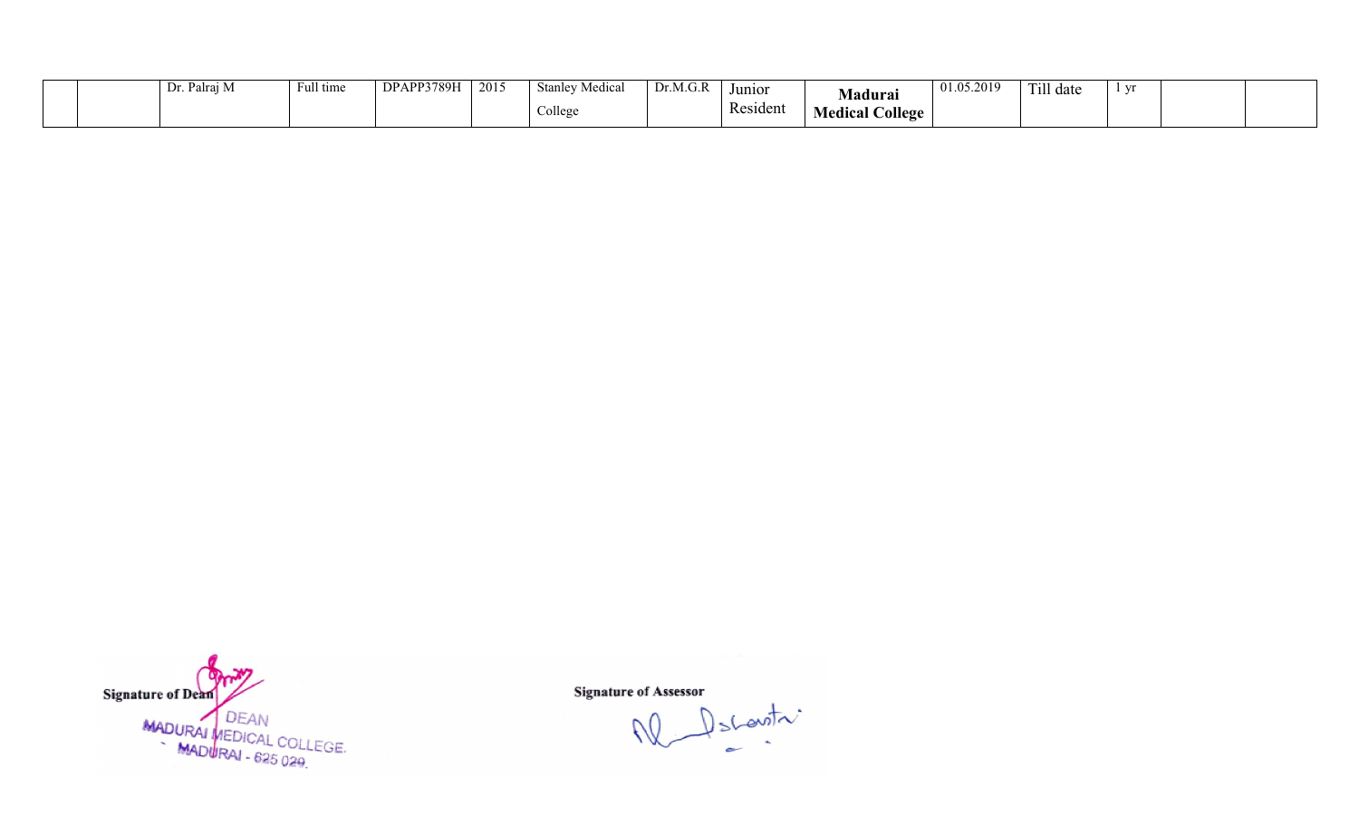|  |  |  |  |  |  |  |  |  |  |  |  |  |  |
|---|---|---|---|---|---|---|---|---|---|---|---|---|---|
|  |  | Dr. Palraj M | Full time | DPAPP3789H | 2015 | Stanley Medical College | Dr.M.G.R | Junior Resident | **Madurai Medical College** | 01.05.2019 | Till date | 1 yr |  |  |

**Signature of Dean**

DEAN
MADURAI MEDICAL COLLEGE.
MADURAI - 625 020.

**Signature of Assessor**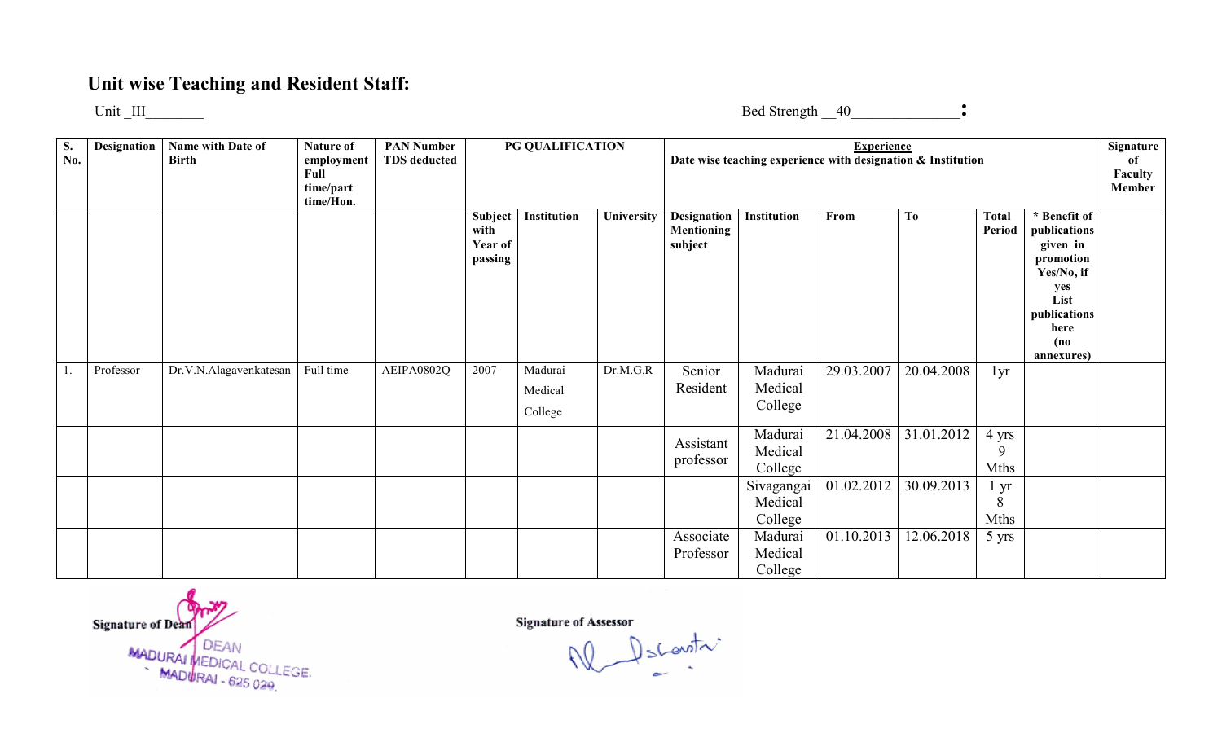## Unit wise Teaching and Resident Staff:

Unit _III________ Bed Strength __40_______________:

| S. No. | Designation | Name with Date of Birth | Nature of employment Full time/part time/Hon. | PAN Number TDS deducted | PG QUALIFICATION | | | Experience Date wise teaching experience with designation & Institution | | | | | | Signature of Faculty Member |
|---|---|---|---|---|---|---|---|---|---|---|---|---|---|---|
| | | | | | Subject with Year of passing | Institution | University | Designation Mentioning subject | Institution | From | To | Total Period | * Benefit of publications given in promotion Yes/No, if yes List publications here (no annexures) | |
| 1. | Professor | Dr.V.N.Alagavenkatesan | Full time | AEIPA0802Q | 2007 | Madurai Medical College | Dr.M.G.R | Senior Resident | Madurai Medical College | 29.03.2007 | 20.04.2008 | 1yr | | |
| | | | | | | | | Assistant professor | Madurai Medical College | 21.04.2008 | 31.01.2012 | 4 yrs 9 Mths | | |
| | | | | | | | | | Sivagangai Medical College | 01.02.2012 | 30.09.2013 | 1 yr 8 Mths | | |
| | | | | | | | | Associate Professor | Madurai Medical College | 01.10.2013 | 12.06.2018 | 5 yrs | | |

Signature of Dean

DEAN
MADURAI MEDICAL COLLEGE.
MADURAI - 625 020.

Signature of Assessor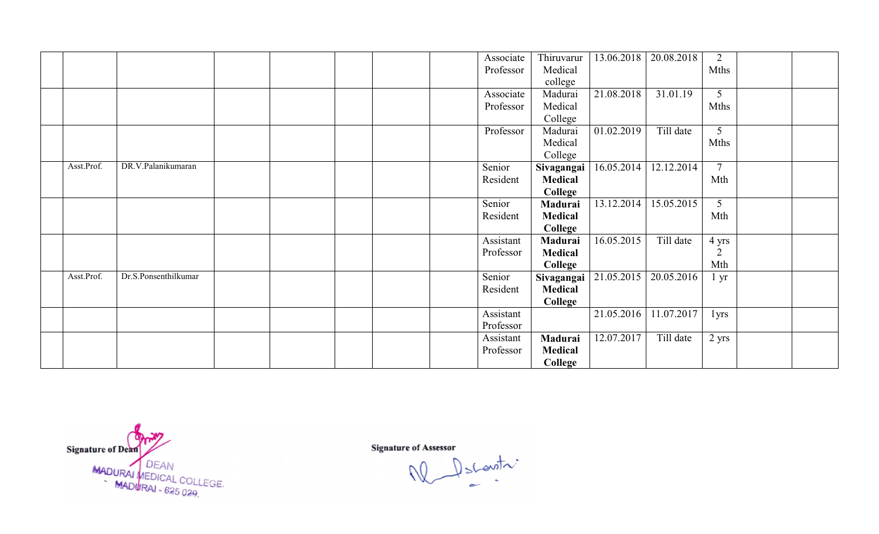| | | | | | | | | | | | | | |
|---|---|---|---|---|---|---|---|---|---|---|---|---|---|
| | | | | | | | | Associate Professor | Thiruvarur Medical college | 13.06.2018 | 20.08.2018 | 2 Mths | | |
| | | | | | | | | Associate Professor | Madurai Medical College | 21.08.2018 | 31.01.19 | 5 Mths | | |
| | | | | | | | | Professor | Madurai Medical College | 01.02.2019 | Till date | 5 Mths | | |
| | Asst.Prof. | DR.V.Palanikumaran | | | | | | Senior Resident | **Sivagangai Medical College** | 16.05.2014 | 12.12.2014 | 7 Mth | | |
| | | | | | | | | Senior Resident | **Madurai Medical College** | 13.12.2014 | 15.05.2015 | 5 Mth | | |
| | | | | | | | | Assistant Professor | **Madurai Medical College** | 16.05.2015 | Till date | 4 yrs 2 Mth | | |
| | Asst.Prof. | Dr.S.Ponsenthilkumar | | | | | | Senior Resident | **Sivagangai Medical College** | 21.05.2015 | 20.05.2016 | 1 yr | | |
| | | | | | | | | Assistant Professor | | 21.05.2016 | 11.07.2017 | 1yrs | | |
| | | | | | | | | Assistant Professor | **Madurai Medical College** | 12.07.2017 | Till date | 2 yrs | | |

**Signature of Dean**

DEAN
MADURAI MEDICAL COLLEGE.
MADURAI - 625 020.

**Signature of Assessor**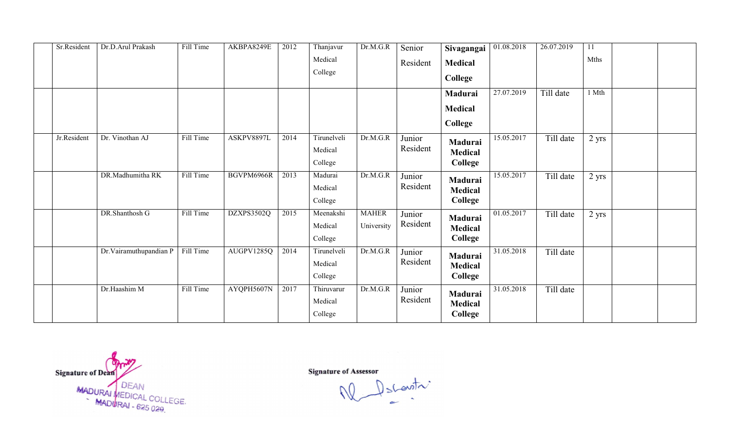| | | | | | | | | | | | | | |
|---|---|---|---|---|---|---|---|---|---|---|---|---|---|
| | Sr.Resident | Dr.D.Arul Prakash | Fill Time | AKBPA8249E | 2012 | Thanjavur Medical College | Dr.M.G.R | Senior Resident | **Sivagangai Medical College** | 01.08.2018 | 26.07.2019 | 11 Mths | | |
| | | | | | | | | | **Madurai Medical College** | 27.07.2019 | Till date | 1 Mth | | |
| | Jr.Resident | Dr. Vinothan AJ | Fill Time | ASKPV8897L | 2014 | Tirunelveli Medical College | Dr.M.G.R | Junior Resident | **Madurai Medical College** | 15.05.2017 | Till date | 2 yrs | | |
| | | DR.Madhumitha RK | Fill Time | BGVPM6966R | 2013 | Madurai Medical College | Dr.M.G.R | Junior Resident | **Madurai Medical College** | 15.05.2017 | Till date | 2 yrs | | |
| | | DR.Shanthosh G | Fill Time | DZXPS3502Q | 2015 | Meenakshi Medical College | MAHER University | Junior Resident | **Madurai Medical College** | 01.05.2017 | Till date | 2 yrs | | |
| | | Dr.Vairamuthupandian P | Fill Time | AUGPV1285Q | 2014 | Tirunelveli Medical College | Dr.M.G.R | Junior Resident | **Madurai Medical College** | 31.05.2018 | Till date | | | |
| | | Dr.Haashim M | Fill Time | AYQPH5607N | 2017 | Thiruvarur Medical College | Dr.M.G.R | Junior Resident | **Madurai Medical College** | 31.05.2018 | Till date | | | |

**Signature of Dean**

DEAN
MADURAI MEDICAL COLLEGE.
MADURAI - 625 020.

**Signature of Assessor**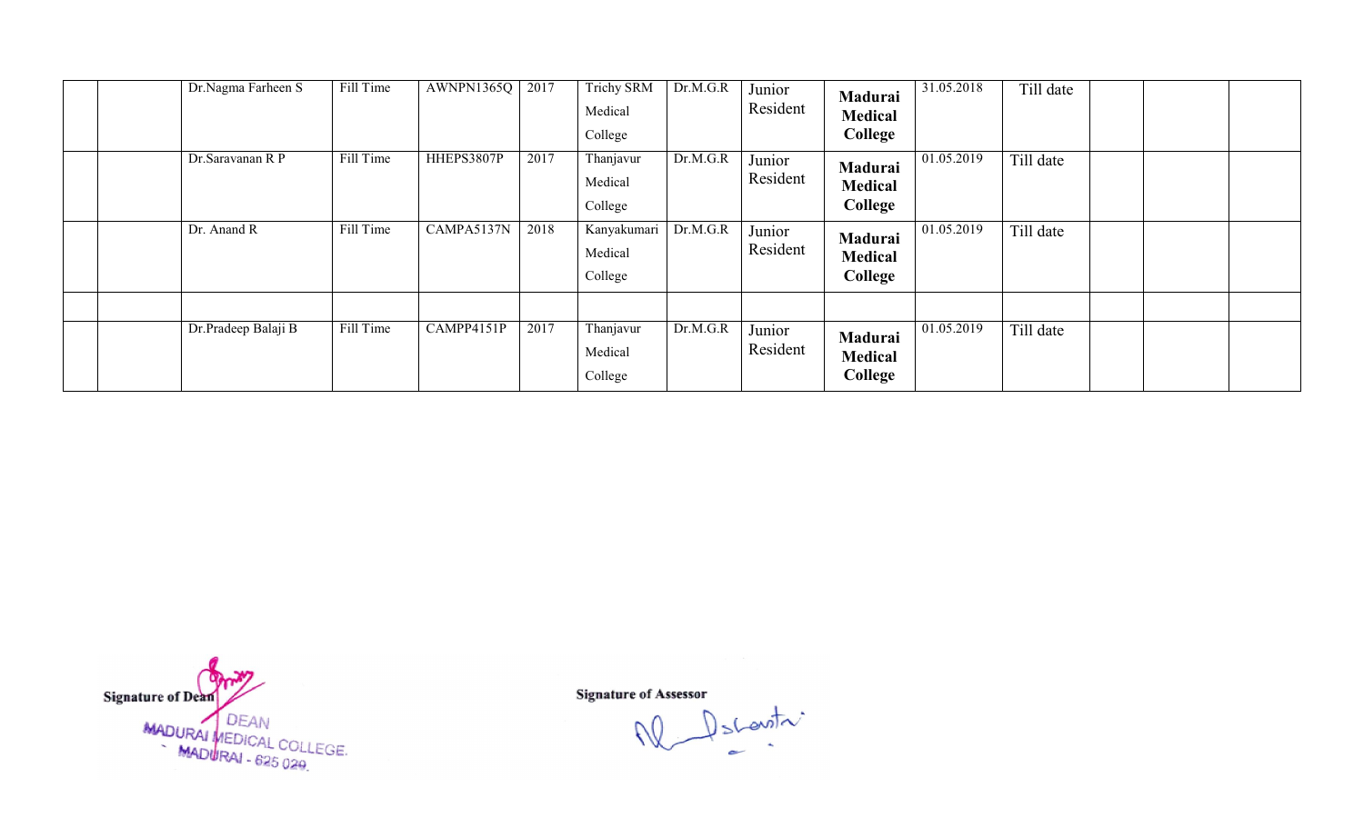| | | | | | | | | | | | | | | |
|---|---|---|---|---|---|---|---|---|---|---|---|---|---|---|
| | | Dr.Nagma Farheen S | Fill Time | AWNPN1365Q | 2017 | Trichy SRM Medical College | Dr.M.G.R | Junior Resident | **Madurai Medical College** | 31.05.2018 | Till date | | | |
| | | Dr.Saravanan R P | Fill Time | HHEPS3807P | 2017 | Thanjavur Medical College | Dr.M.G.R | Junior Resident | **Madurai Medical College** | 01.05.2019 | Till date | | | |
| | | Dr. Anand R | Fill Time | CAMPA5137N | 2018 | Kanyakumari Medical College | Dr.M.G.R | Junior Resident | **Madurai Medical College** | 01.05.2019 | Till date | | | |
| | | | | | | | | | | | | | | |
| | | Dr.Pradeep Balaji B | Fill Time | CAMPP4151P | 2017 | Thanjavur Medical College | Dr.M.G.R | Junior Resident | **Madurai Medical College** | 01.05.2019 | Till date | | | |

**Signature of Dean**
DEAN
MADURAI MEDICAL COLLEGE.
MADURAI - 625 020.

**Signature of Assessor**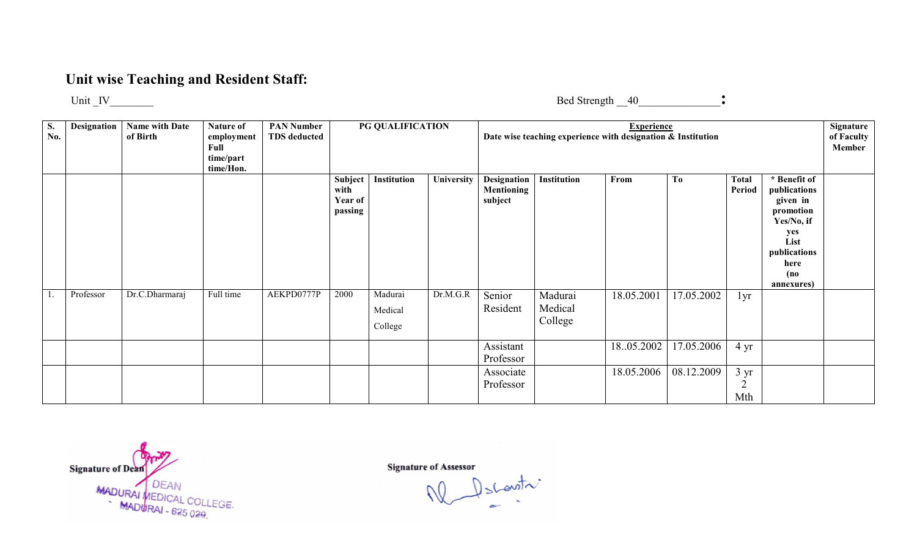## Unit wise Teaching and Resident Staff:

Unit _IV________ Bed Strength __40_______________:

| S. No. | Designation | Name with Date of Birth | Nature of employment Full time/part time/Hon. | PAN Number TDS deducted | PG QUALIFICATION | | | Experience Date wise teaching experience with designation & Institution | | | | | | Signature of Faculty Member |
|---|---|---|---|---|---|---|---|---|---|---|---|---|---|---|
| | | | | | Subject with Year of passing | Institution | University | Designation Mentioning subject | Institution | From | To | Total Period | * Benefit of publications given in promotion Yes/No, if yes List publications here (no annexures) | |
| 1. | Professor | Dr.C.Dharmaraj | Full time | AEKPD0777P | 2000 | Madurai Medical College | Dr.M.G.R | Senior Resident | Madurai Medical College | 18.05.2001 | 17.05.2002 | 1yr | | |
| | | | | | | | | Assistant Professor | | 18..05.2002 | 17.05.2006 | 4 yr | | |
| | | | | | | | | Associate Professor | | 18.05.2006 | 08.12.2009 | 3 yr 2 Mth | | |

Signature of Dean
DEAN
MADURAI MEDICAL COLLEGE.
MADURAI - 625 020.

Signature of Assessor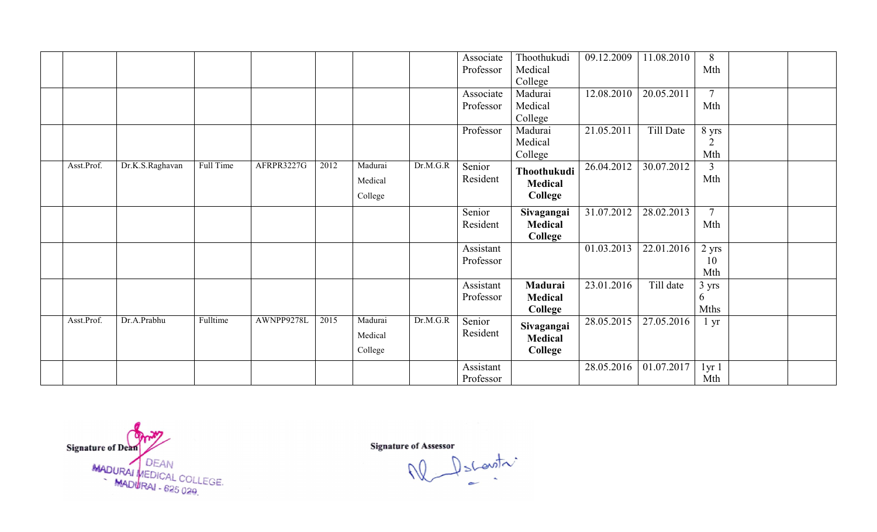|  |  |  |  |  |  |  |  |  |  |  |  |  |  |
|---|---|---|---|---|---|---|---|---|---|---|---|---|---|
|  |  |  |  |  |  |  |  | Associate Professor | Thoothukudi Medical College | 09.12.2009 | 11.08.2010 | 8 Mth |  |  |
|  |  |  |  |  |  |  |  | Associate Professor | Madurai Medical College | 12.08.2010 | 20.05.2011 | 7 Mth |  |  |
|  |  |  |  |  |  |  |  | Professor | Madurai Medical College | 21.05.2011 | Till Date | 8 yrs 2 Mth |  |  |
|  | Asst.Prof. | Dr.K.S.Raghavan | Full Time | AFRPR3227G | 2012 | Madurai Medical College | Dr.M.G.R | Senior Resident | **Thoothukudi Medical College** | 26.04.2012 | 30.07.2012 | 3 Mth |  |  |
|  |  |  |  |  |  |  |  | Senior Resident | **Sivagangai Medical College** | 31.07.2012 | 28.02.2013 | 7 Mth |  |  |
|  |  |  |  |  |  |  |  | Assistant Professor |  | 01.03.2013 | 22.01.2016 | 2 yrs 10 Mth |  |  |
|  |  |  |  |  |  |  |  | Assistant Professor | **Madurai Medical College** | 23.01.2016 | Till date | 3 yrs 6 Mths |  |  |
|  | Asst.Prof. | Dr.A.Prabhu | Fulltime | AWNPP9278L | 2015 | Madurai Medical College | Dr.M.G.R | Senior Resident | **Sivagangai Medical College** | 28.05.2015 | 27.05.2016 | 1 yr |  |  |
|  |  |  |  |  |  |  |  | Assistant Professor |  | 28.05.2016 | 01.07.2017 | 1yr 1 Mth |  |  |

**Signature of Dean**

DEAN
MADURAI MEDICAL COLLEGE.
MADURAI - 625 020.

**Signature of Assessor**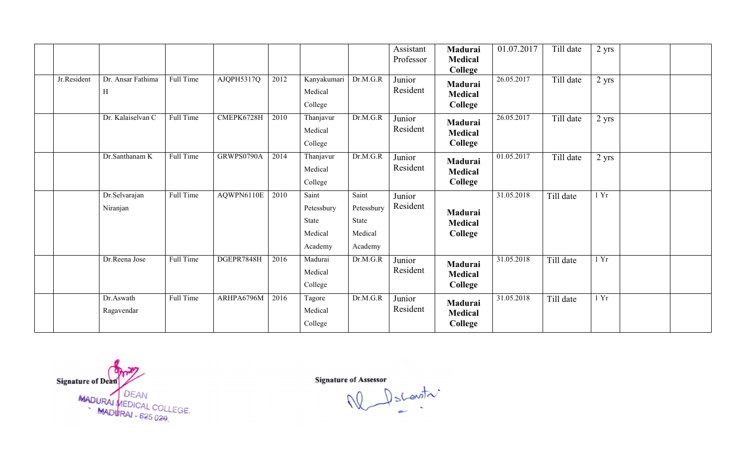| | | | | | | | | Assistant Professor | Madurai Medical College | 01.07.2017 | Till date | 2 yrs | | |
|---|---|---|---|---|---|---|---|---|---|---|---|---|---|---|
| | Jr.Resident | Dr. Ansar Fathima H | Full Time | AJQPH5317Q | 2012 | Kanyakumari Medical College | Dr.M.G.R | Junior Resident | Madurai Medical College | 26.05.2017 | Till date | 2 yrs | | |
| | | Dr. Kalaiselvan C | Full Time | CMEPK6728H | 2010 | Thanjavur Medical College | Dr.M.G.R | Junior Resident | Madurai Medical College | 26.05.2017 | Till date | 2 yrs | | |
| | | Dr.Santhanam K | Full Time | GRWPS0790A | 2014 | Thanjavur Medical College | Dr.M.G.R | Junior Resident | Madurai Medical College | 01.05.2017 | Till date | 2 yrs | | |
| | | Dr.Selvarajan Niranjan | Full Time | AQWPN6110E | 2010 | Saint Petessbury State Medical Academy | Saint Petessbury State Medical Academy | Junior Resident | Madurai Medical College | 31.05.2018 | Till date | 1 Yr | | |
| | | Dr.Reena Jose | Full Time | DGEPR7848H | 2016 | Madurai Medical College | Dr.M.G.R | Junior Resident | Madurai Medical College | 31.05.2018 | Till date | 1 Yr | | |
| | | Dr.Aswath Ragavendar | Full Time | ARHPA6796M | 2016 | Tagore Medical College | Dr.M.G.R | Junior Resident | Madurai Medical College | 31.05.2018 | Till date | 1 Yr | | |

Signature of Dean

DEAN
MADURAI MEDICAL COLLEGE.
MADURAI - 625 020.

Signature of Assessor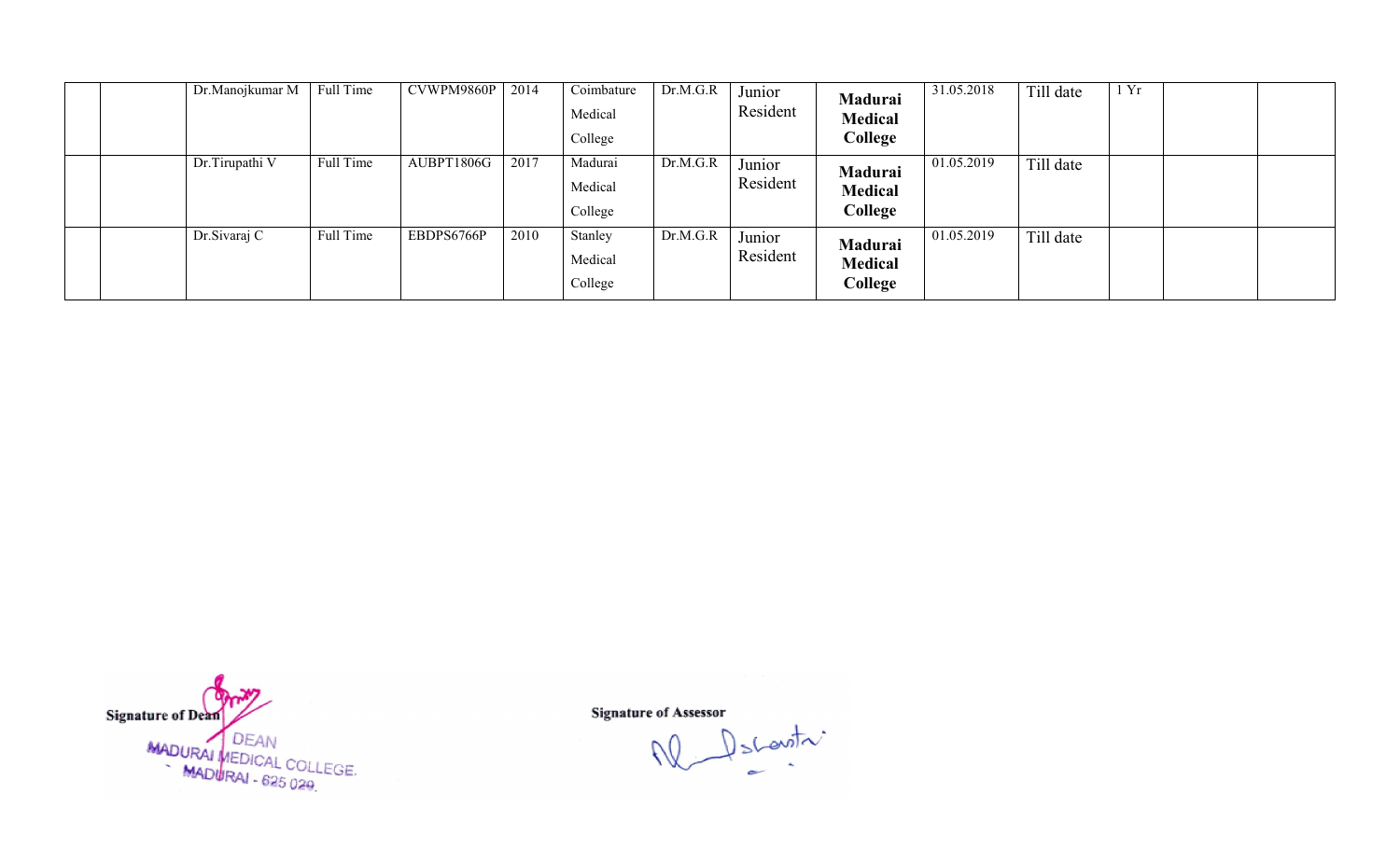| | | | | | | | | | | | | | |
|---|---|---|---|---|---|---|---|---|---|---|---|---|---|
| | | Dr.Manojkumar M | Full Time | CVWPM9860P | 2014 | Coimbature Medical College | Dr.M.G.R | Junior Resident | **Madurai Medical College** | 31.05.2018 | Till date | 1 Yr | | |
| | | Dr.Tirupathi V | Full Time | AUBPT1806G | 2017 | Madurai Medical College | Dr.M.G.R | Junior Resident | **Madurai Medical College** | 01.05.2019 | Till date | | | |
| | | Dr.Sivaraj C | Full Time | EBDPS6766P | 2010 | Stanley Medical College | Dr.M.G.R | Junior Resident | **Madurai Medical College** | 01.05.2019 | Till date | | | |

**Signature of Dean**

DEAN
MADURAI MEDICAL COLLEGE.
MADURAI - 625 020.

**Signature of Assessor**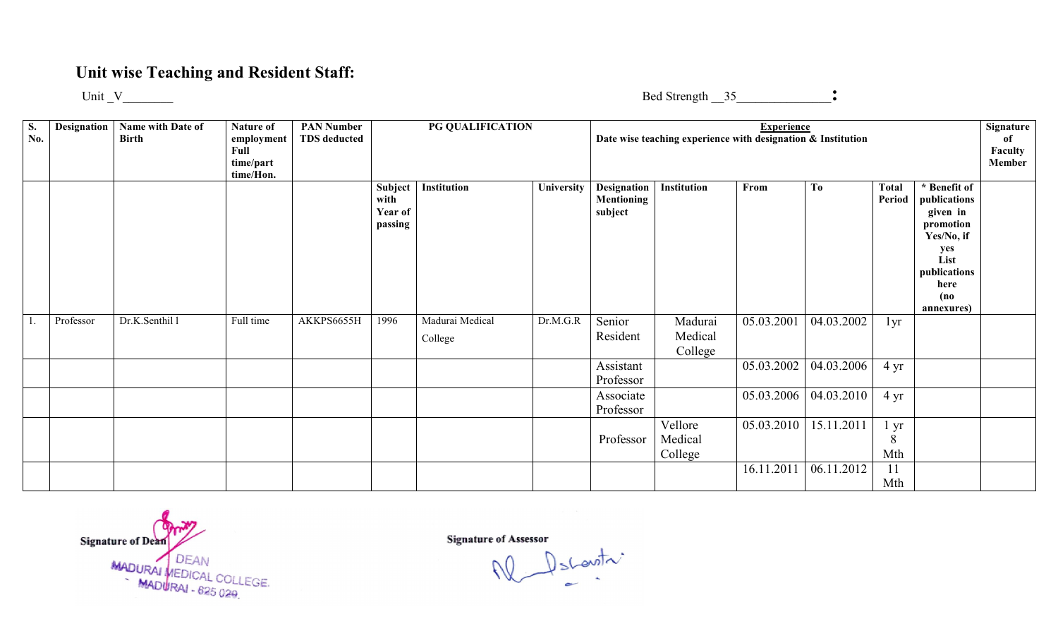## Unit wise Teaching and Resident Staff:

Unit _V_______ Bed Strength __35______________:

| S. No. | Designation | Name with Date of Birth | Nature of employment Full time/part time/Hon. | PAN Number TDS deducted | PG QUALIFICATION | | | Experience Date wise teaching experience with designation & Institution | | | | | | Signature of Faculty Member |
|---|---|---|---|---|---|---|---|---|---|---|---|---|---|---|
| | | | | | Subject with Year of passing | Institution | University | Designation Mentioning subject | Institution | From | To | Total Period | * Benefit of publications given in promotion Yes/No, if yes List publications here (no annexures) | |
| 1. | Professor | Dr.K.Senthil l | Full time | AKKPS6655H | 1996 | Madurai Medical College | Dr.M.G.R | Senior Resident | Madurai Medical College | 05.03.2001 | 04.03.2002 | 1yr | | |
| | | | | | | | | Assistant Professor | | 05.03.2002 | 04.03.2006 | 4 yr | | |
| | | | | | | | | Associate Professor | | 05.03.2006 | 04.03.2010 | 4 yr | | |
| | | | | | | | | Professor | Vellore Medical College | 05.03.2010 | 15.11.2011 | 1 yr 8 Mth | | |
| | | | | | | | | | | 16.11.2011 | 06.11.2012 | 11 Mth | | |

Signature of Dean

DEAN
MADURAI MEDICAL COLLEGE.
MADURAI - 625 020.

Signature of Assessor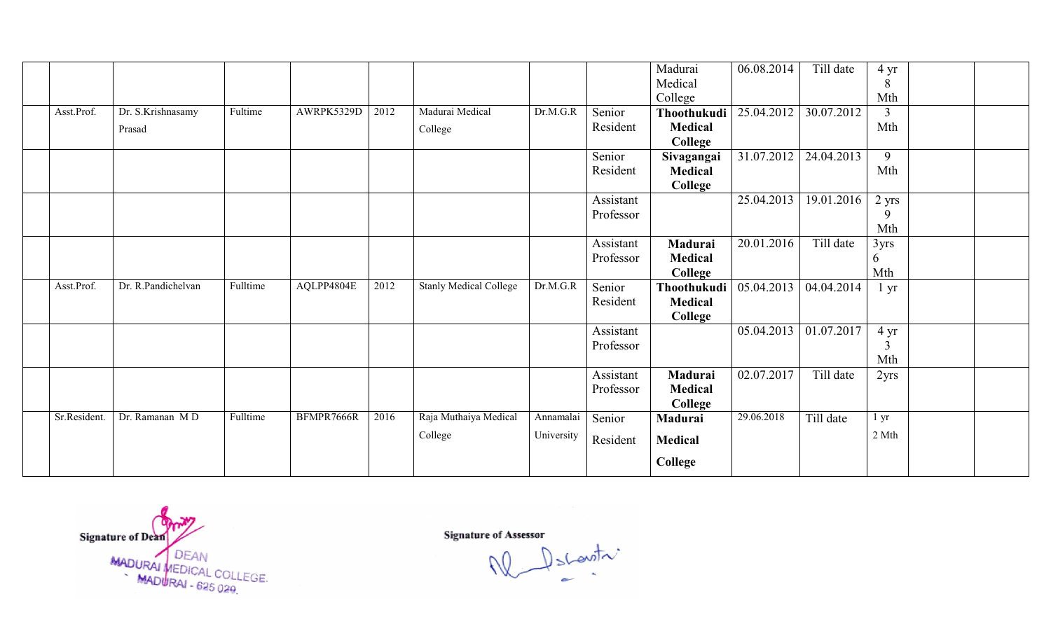| | | | | | | | | | | | | | |
|---|---|---|---|---|---|---|---|---|---|---|---|---|---|
| | | | | | | | | Madurai Medical College | 06.08.2014 | Till date | 4 yr 8 Mth | | |
| | Asst.Prof. | Dr. S.Krishnasamy Prasad | Fultime | AWRPK5329D | 2012 | Madurai Medical College | Dr.M.G.R | Senior Resident | **Thoothukudi Medical College** | 25.04.2012 | 30.07.2012 | 3 Mth | | |
| | | | | | | | | Senior Resident | **Sivagangai Medical College** | 31.07.2012 | 24.04.2013 | 9 Mth | | |
| | | | | | | | | Assistant Professor | | 25.04.2013 | 19.01.2016 | 2 yrs 9 Mth | | |
| | | | | | | | | Assistant Professor | **Madurai Medical College** | 20.01.2016 | Till date | 3yrs 6 Mth | | |
| | Asst.Prof. | Dr. R.Pandichelvan | Fulltime | AQLPP4804E | 2012 | Stanly Medical College | Dr.M.G.R | Senior Resident | **Thoothukudi Medical College** | 05.04.2013 | 04.04.2014 | 1 yr | | |
| | | | | | | | | Assistant Professor | | 05.04.2013 | 01.07.2017 | 4 yr 3 Mth | | |
| | | | | | | | | Assistant Professor | **Madurai Medical College** | 02.07.2017 | Till date | 2yrs | | |
| | Sr.Resident. | Dr. Ramanan M D | Fulltime | BFMPR7666R | 2016 | Raja Muthaiya Medical College | Annamalai University | Senior Resident | **Madurai Medical College** | 29.06.2018 | Till date | 1 yr 2 Mth | | |

Signature of Dean

DEAN
MADURAI MEDICAL COLLEGE.
MADURAI - 625 020.

Signature of Assessor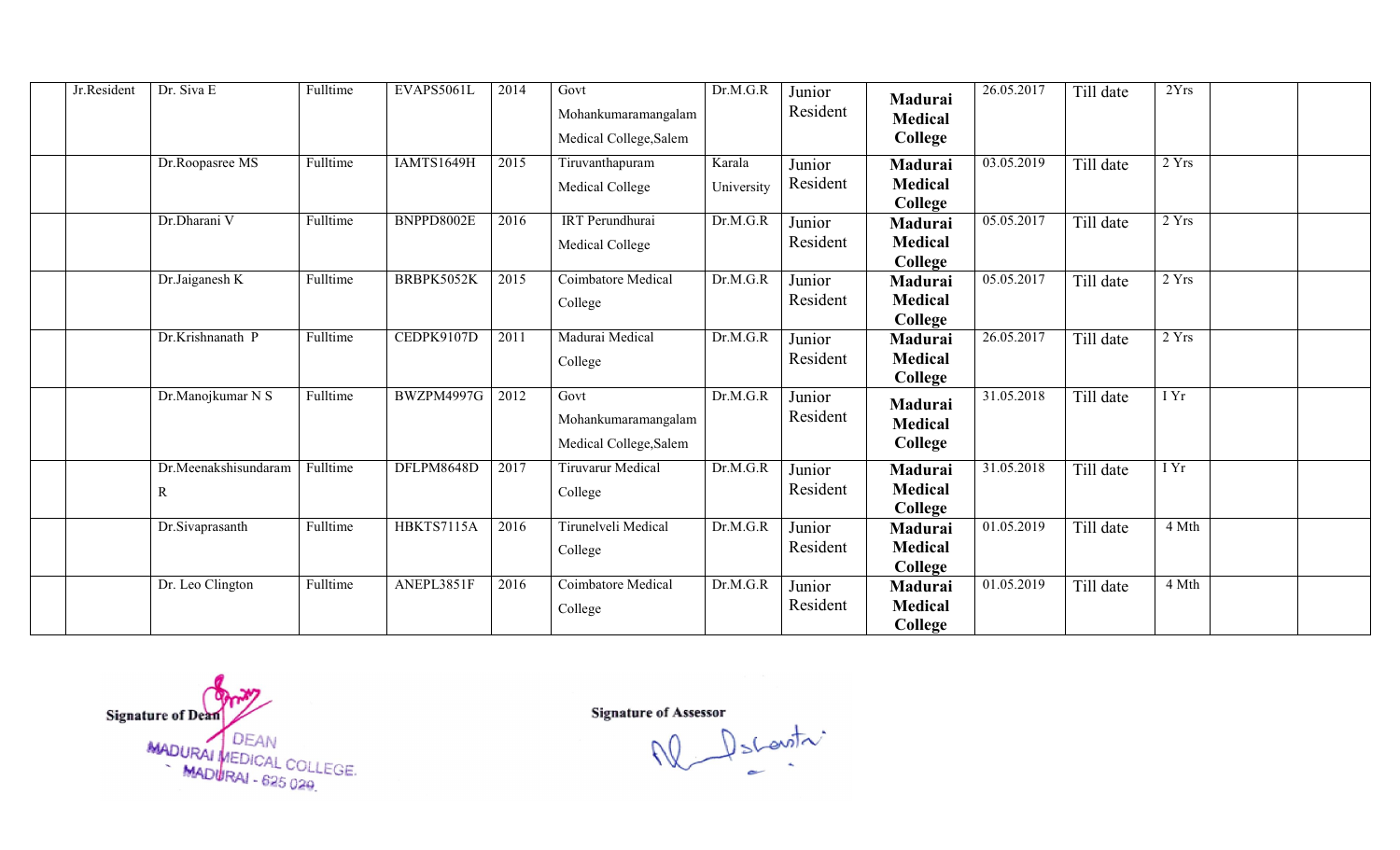|  | Jr.Resident | Dr. Siva E | Fulltime | EVAPS5061L | 2014 | Govt Mohankumaramangalam Medical College,Salem | Dr.M.G.R | Junior Resident | **Madurai Medical College** | 26.05.2017 | Till date | 2Yrs |  |  |
|---|---|---|---|---|---|---|---|---|---|---|---|---|---|---|
|  |  | Dr.Roopasree MS | Fulltime | IAMTS1649H | 2015 | Tiruvanthapuram Medical College | Karala University | Junior Resident | **Madurai Medical College** | 03.05.2019 | Till date | 2 Yrs |  |  |
|  |  | Dr.Dharani V | Fulltime | BNPPD8002E | 2016 | IRT Perundhurai Medical College | Dr.M.G.R | Junior Resident | **Madurai Medical College** | 05.05.2017 | Till date | 2 Yrs |  |  |
|  |  | Dr.Jaiganesh K | Fulltime | BRBPK5052K | 2015 | Coimbatore Medical College | Dr.M.G.R | Junior Resident | **Madurai Medical College** | 05.05.2017 | Till date | 2 Yrs |  |  |
|  |  | Dr.Krishnanath P | Fulltime | CEDPK9107D | 2011 | Madurai Medical College | Dr.M.G.R | Junior Resident | **Madurai Medical College** | 26.05.2017 | Till date | 2 Yrs |  |  |
|  |  | Dr.Manojkumar N S | Fulltime | BWZPM4997G | 2012 | Govt Mohankumaramangalam Medical College,Salem | Dr.M.G.R | Junior Resident | **Madurai Medical College** | 31.05.2018 | Till date | I Yr |  |  |
|  |  | Dr.Meenakshisundaram R | Fulltime | DFLPM8648D | 2017 | Tiruvarur Medical College | Dr.M.G.R | Junior Resident | **Madurai Medical College** | 31.05.2018 | Till date | I Yr |  |  |
|  |  | Dr.Sivaprasanth | Fulltime | HBKTS7115A | 2016 | Tirunelveli Medical College | Dr.M.G.R | Junior Resident | **Madurai Medical College** | 01.05.2019 | Till date | 4 Mth |  |  |
|  |  | Dr. Leo Clington | Fulltime | ANEPL3851F | 2016 | Coimbatore Medical College | Dr.M.G.R | Junior Resident | **Madurai Medical College** | 01.05.2019 | Till date | 4 Mth |  |  |

**Signature of Dean**

DEAN
MADURAI MEDICAL COLLEGE.
MADURAI - 625 020.

**Signature of Assessor**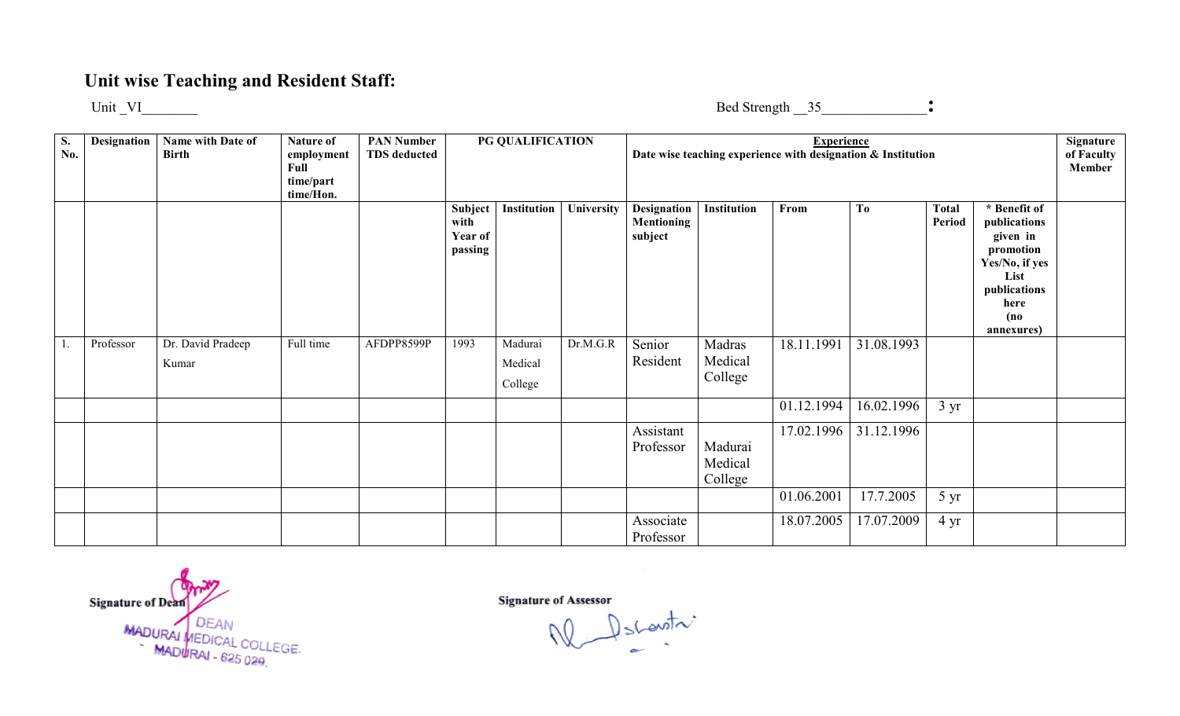## Unit wise Teaching and Resident Staff:

Unit _VI________ Bed Strength __35_______________:

| S. No. | Designation | Name with Date of Birth | Nature of employment Full time/part time/Hon. | PAN Number TDS deducted | PG QUALIFICATION | | | Experience Date wise teaching experience with designation & Institution | | | | | | Signature of Faculty Member |
|---|---|---|---|---|---|---|---|---|---|---|---|---|---|---|
| | | | | | Subject with Year of passing | Institution | University | Designation Mentioning subject | Institution | From | To | Total Period | * Benefit of publications given in promotion Yes/No, if yes List publications here (no annexures) | |
| 1. | Professor | Dr. David Pradeep Kumar | Full time | AFDPP8599P | 1993 | Madurai Medical College | Dr.M.G.R | Senior Resident | Madras Medical College | 18.11.1991 | 31.08.1993 | | | |
| | | | | | | | | | | 01.12.1994 | 16.02.1996 | 3 yr | | |
| | | | | | | | | Assistant Professor | Madurai Medical College | 17.02.1996 | 31.12.1996 | | | |
| | | | | | | | | | | 01.06.2001 | 17.7.2005 | 5 yr | | |
| | | | | | | | | Associate Professor | | 18.07.2005 | 17.07.2009 | 4 yr | | |

Signature of Dean

DEAN
MADURAI MEDICAL COLLEGE.
MADURAI - 625 020.

Signature of Assessor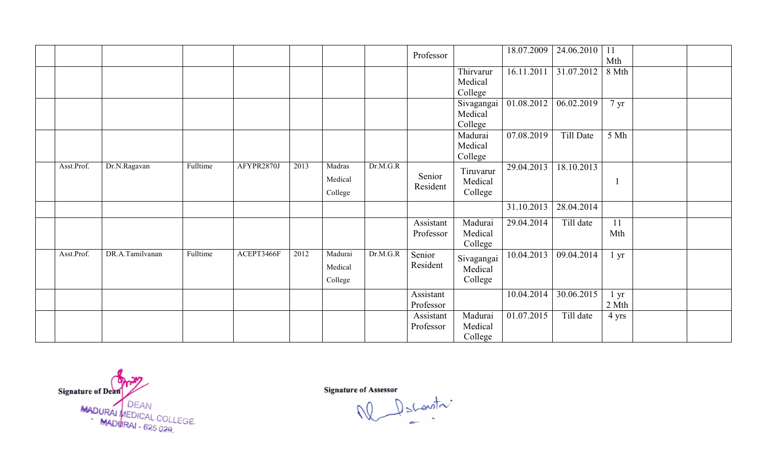|  |  |  |  |  |  |  |  |  |  |  |  |  |  |  |
|---|---|---|---|---|---|---|---|---|---|---|---|---|---|---|
|  |  |  |  |  |  |  |  | Professor |  | 18.07.2009 | 24.06.2010 | 11 Mth |  |  |
|  |  |  |  |  |  |  |  |  | Thirvarur Medical College | 16.11.2011 | 31.07.2012 | 8 Mth |  |  |
|  |  |  |  |  |  |  |  |  | Sivagangai Medical College | 01.08.2012 | 06.02.2019 | 7 yr |  |  |
|  |  |  |  |  |  |  |  |  | Madurai Medical College | 07.08.2019 | Till Date | 5 Mh |  |  |
|  | Asst.Prof. | Dr.N.Ragavan | Fulltime | AFYPR2870J | 2013 | Madras Medical College | Dr.M.G.R | Senior Resident | Tiruvarur Medical College | 29.04.2013 | 18.10.2013 | 1 |  |  |
|  |  |  |  |  |  |  |  |  |  | 31.10.2013 | 28.04.2014 |  |  |  |
|  |  |  |  |  |  |  |  | Assistant Professor | Madurai Medical College | 29.04.2014 | Till date | 11 Mth |  |  |
|  | Asst.Prof. | DR.A.Tamilvanan | Fulltime | ACEPT3466F | 2012 | Madurai Medical College | Dr.M.G.R | Senior Resident | Sivagangai Medical College | 10.04.2013 | 09.04.2014 | 1 yr |  |  |
|  |  |  |  |  |  |  |  | Assistant Professor |  | 10.04.2014 | 30.06.2015 | 1 yr 2 Mth |  |  |
|  |  |  |  |  |  |  |  | Assistant Professor | Madurai Medical College | 01.07.2015 | Till date | 4 yrs |  |  |

**Signature of Dean**
DEAN
MADURAI MEDICAL COLLEGE.
MADURAI - 625 020.

**Signature of Assessor**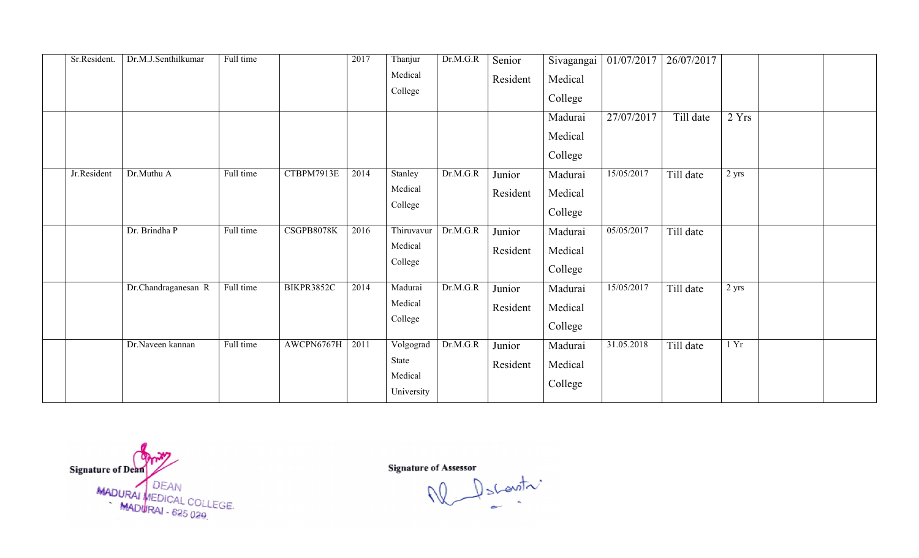| | | | | | | | | | | | | | |
|---|---|---|---|---|---|---|---|---|---|---|---|---|---|
| | Sr.Resident. | Dr.M.J.Senthilkumar | Full time | | 2017 | Thanjur Medical College | Dr.M.G.R | Senior Resident | Sivagangai Medical College | 01/07/2017 | 26/07/2017 | | | |
| | | | | | | | | | Madurai Medical College | 27/07/2017 | Till date | 2 Yrs | | |
| | Jr.Resident | Dr.Muthu A | Full time | CTBPM7913E | 2014 | Stanley Medical College | Dr.M.G.R | Junior Resident | Madurai Medical College | 15/05/2017 | Till date | 2 yrs | | |
| | | Dr. Brindha P | Full time | CSGPB8078K | 2016 | Thiruvavur Medical College | Dr.M.G.R | Junior Resident | Madurai Medical College | 05/05/2017 | Till date | | | |
| | | Dr.Chandraganesan R | Full time | BIKPR3852C | 2014 | Madurai Medical College | Dr.M.G.R | Junior Resident | Madurai Medical College | 15/05/2017 | Till date | 2 yrs | | |
| | | Dr.Naveen kannan | Full time | AWCPN6767H | 2011 | Volgograd State Medical University | Dr.M.G.R | Junior Resident | Madurai Medical College | 31.05.2018 | Till date | 1 Yr | | |

**Signature of Dean**

DEAN
MADURAI MEDICAL COLLEGE.
MADURAI - 625 020.

**Signature of Assessor**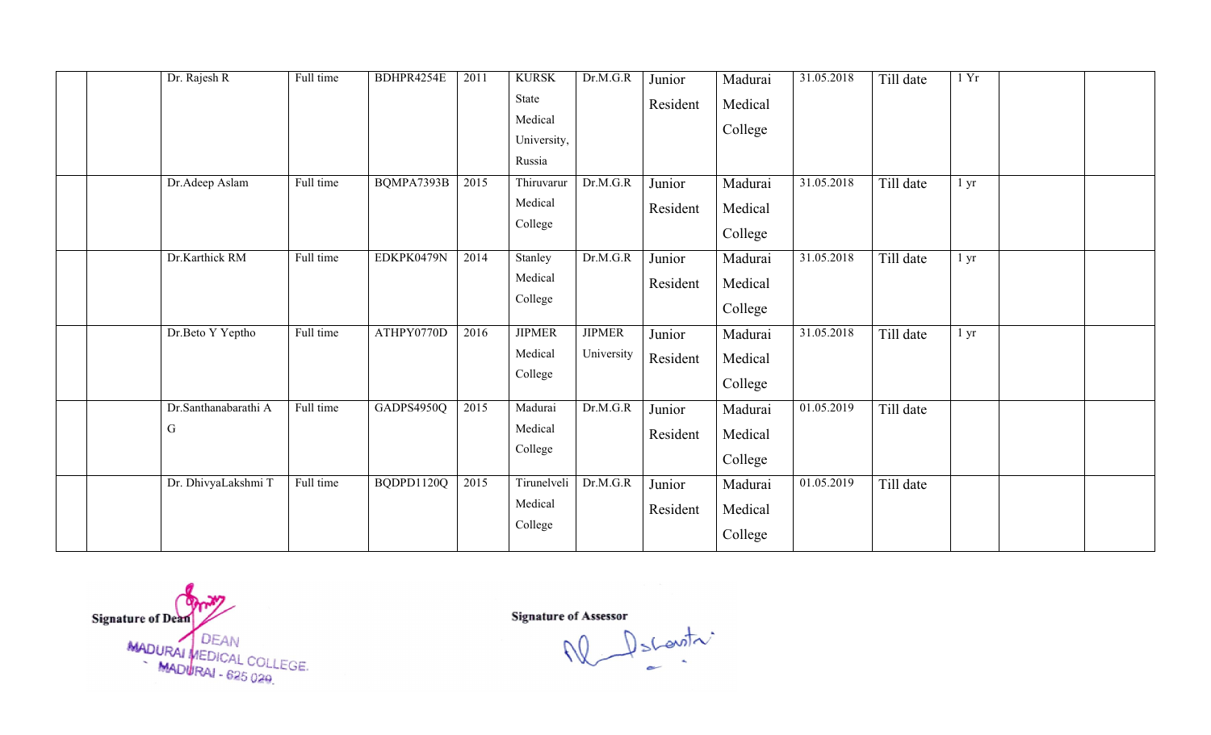| | | | | | | | | | | | | | | |
|---|---|---|---|---|---|---|---|---|---|---|---|---|---|---|
| | | Dr. Rajesh R | Full time | BDHPR4254E | 2011 | KURSK State Medical University, Russia | Dr.M.G.R | Junior Resident | Madurai Medical College | 31.05.2018 | Till date | 1 Yr | | |
| | | Dr.Adeep Aslam | Full time | BQMPA7393B | 2015 | Thiruvarur Medical College | Dr.M.G.R | Junior Resident | Madurai Medical College | 31.05.2018 | Till date | 1 yr | | |
| | | Dr.Karthick RM | Full time | EDKPK0479N | 2014 | Stanley Medical College | Dr.M.G.R | Junior Resident | Madurai Medical College | 31.05.2018 | Till date | 1 yr | | |
| | | Dr.Beto Y Yeptho | Full time | ATHPY0770D | 2016 | JIPMER Medical College | JIPMER University | Junior Resident | Madurai Medical College | 31.05.2018 | Till date | 1 yr | | |
| | | Dr.Santhanabarathi A G | Full time | GADPS4950Q | 2015 | Madurai Medical College | Dr.M.G.R | Junior Resident | Madurai Medical College | 01.05.2019 | Till date | | | |
| | | Dr. DhivyaLakshmi T | Full time | BQDPD1120Q | 2015 | Tirunelveli Medical College | Dr.M.G.R | Junior Resident | Madurai Medical College | 01.05.2019 | Till date | | | |

**Signature of Dean**

DEAN
MADURAI MEDICAL COLLEGE.
MADURAI - 625 020.

**Signature of Assessor**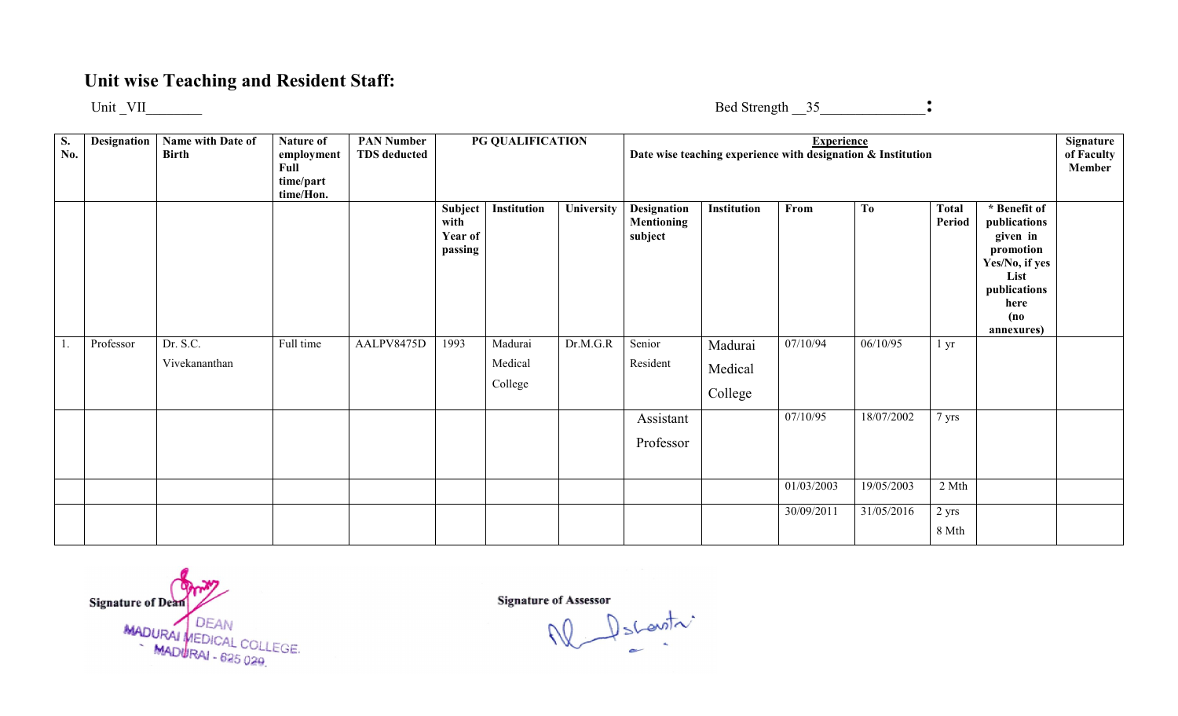## Unit wise Teaching and Resident Staff:

Unit _VII________ Bed Strength __35_______________:

| S. No. | Designation | Name with Date of Birth | Nature of employment Full time/part time/Hon. | PAN Number TDS deducted | PG QUALIFICATION | | | Experience Date wise teaching experience with designation & Institution | | | | | | Signature of Faculty Member |
|---|---|---|---|---|---|---|---|---|---|---|---|---|---|---|
| | | | | | Subject with Year of passing | Institution | University | Designation Mentioning subject | Institution | From | To | Total Period | * Benefit of publications given in promotion Yes/No, if yes List publications here (no annexures) | |
| 1. | Professor | Dr. S.C. Vivekananthan | Full time | AALPV8475D | 1993 | Madurai Medical College | Dr.M.G.R | Senior Resident | Madurai Medical College | 07/10/94 | 06/10/95 | 1 yr | | |
| | | | | | | | | Assistant Professor | | 07/10/95 | 18/07/2002 | 7 yrs | | |
| | | | | | | | | | | 01/03/2003 | 19/05/2003 | 2 Mth | | |
| | | | | | | | | | | 30/09/2011 | 31/05/2016 | 2 yrs 8 Mth | | |

Signature of Dean

DEAN
MADURAI MEDICAL COLLEGE.
MADURAI - 625 020.

Signature of Assessor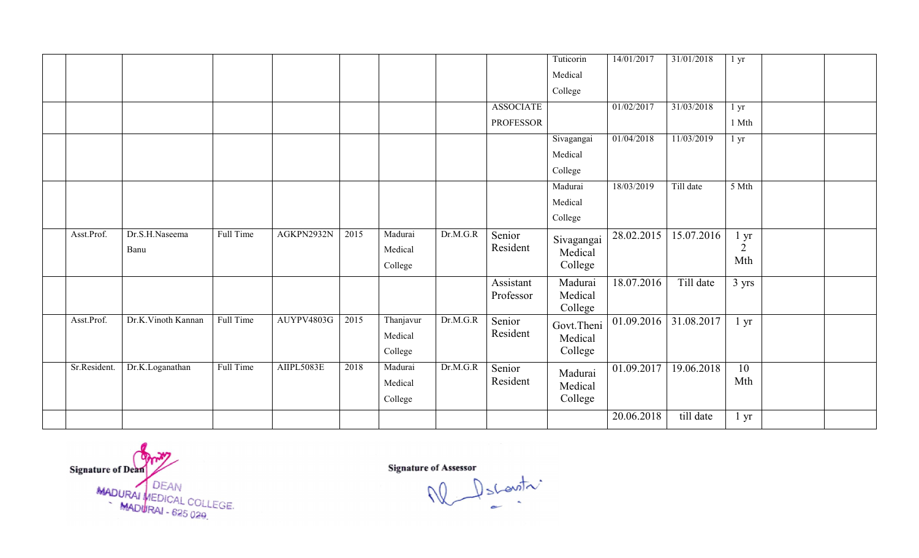| | | | | | | | | | | | | | |
|---|---|---|---|---|---|---|---|---|---|---|---|---|---|
| | | | | | | | | Tuticorin Medical College | 14/01/2017 | 31/01/2018 | 1 yr | | |
| | | | | | | | ASSOCIATE PROFESSOR | | 01/02/2017 | 31/03/2018 | 1 yr 1 Mth | | |
| | | | | | | | | Sivagangai Medical College | 01/04/2018 | 11/03/2019 | 1 yr | | |
| | | | | | | | | Madurai Medical College | 18/03/2019 | Till date | 5 Mth | | |
| | Asst.Prof. | Dr.S.H.Naseema Banu | Full Time | AGKPN2932N | 2015 | Madurai Medical College | Dr.M.G.R | Senior Resident | Sivagangai Medical College | 28.02.2015 | 15.07.2016 | 1 yr 2 Mth | | |
| | | | | | | | | Assistant Professor | Madurai Medical College | 18.07.2016 | Till date | 3 yrs | | |
| | Asst.Prof. | Dr.K.Vinoth Kannan | Full Time | AUYPV4803G | 2015 | Thanjavur Medical College | Dr.M.G.R | Senior Resident | Govt.Theni Medical College | 01.09.2016 | 31.08.2017 | 1 yr | | |
| | Sr.Resident. | Dr.K.Loganathan | Full Time | AIIPL5083E | 2018 | Madurai Medical College | Dr.M.G.R | Senior Resident | Madurai Medical College | 01.09.2017 | 19.06.2018 | 10 Mth | | |
| | | | | | | | | | | 20.06.2018 | till date | 1 yr | | |

**Signature of Dean**

DEAN
MADURAI MEDICAL COLLEGE.
MADURAI - 625 020.

**Signature of Assessor**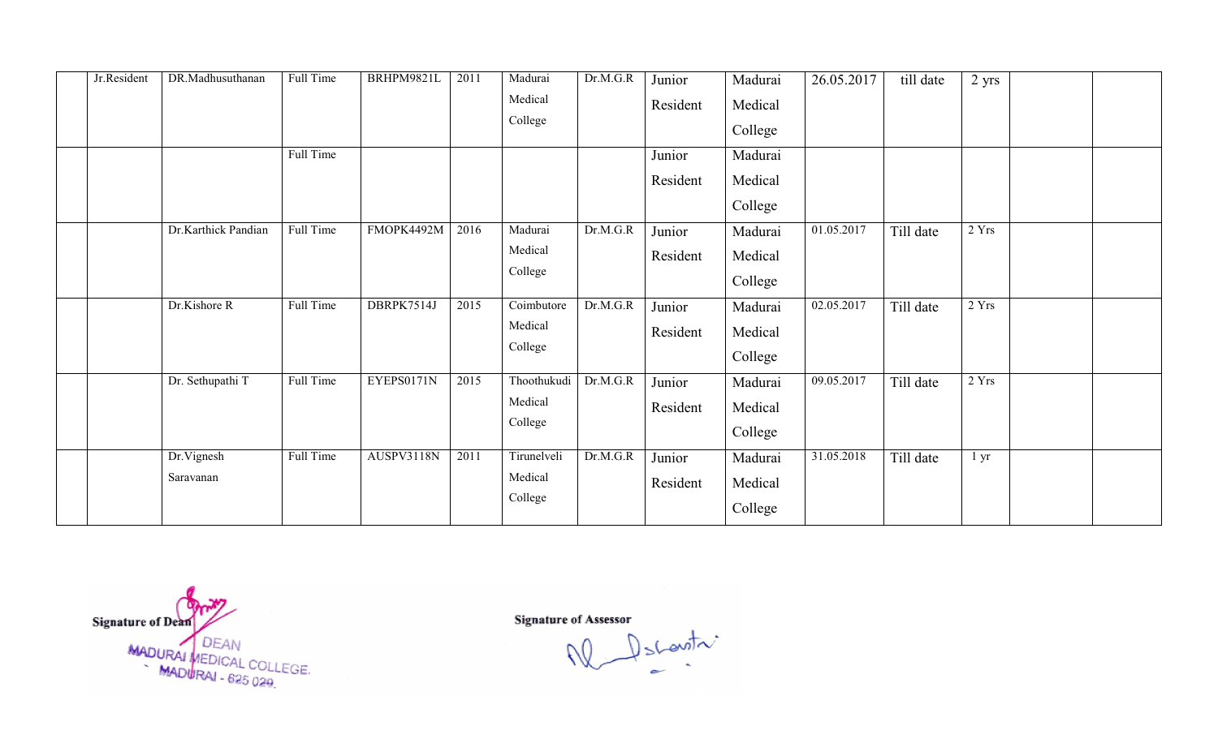| | | | | | | | | | | | | | |
|---|---|---|---|---|---|---|---|---|---|---|---|---|---|
| | Jr.Resident | DR.Madhusuthanan | Full Time | BRHPM9821L | 2011 | Madurai Medical College | Dr.M.G.R | Junior Resident | Madurai Medical College | 26.05.2017 | till date | 2 yrs | | |
| | | | Full Time | | | | | Junior Resident | Madurai Medical College | | | | | |
| | | Dr.Karthick Pandian | Full Time | FMOPK4492M | 2016 | Madurai Medical College | Dr.M.G.R | Junior Resident | Madurai Medical College | 01.05.2017 | Till date | 2 Yrs | | |
| | | Dr.Kishore R | Full Time | DBRPK7514J | 2015 | Coimbutore Medical College | Dr.M.G.R | Junior Resident | Madurai Medical College | 02.05.2017 | Till date | 2 Yrs | | |
| | | Dr. Sethupathi T | Full Time | EYEPS0171N | 2015 | Thoothukudi Medical College | Dr.M.G.R | Junior Resident | Madurai Medical College | 09.05.2017 | Till date | 2 Yrs | | |
| | | Dr.Vignesh Saravanan | Full Time | AUSPV3118N | 2011 | Tirunelveli Medical College | Dr.M.G.R | Junior Resident | Madurai Medical College | 31.05.2018 | Till date | 1 yr | | |

**Signature of Dean**

DEAN
MADURAI MEDICAL COLLEGE.
MADURAI - 625 020.

**Signature of Assessor**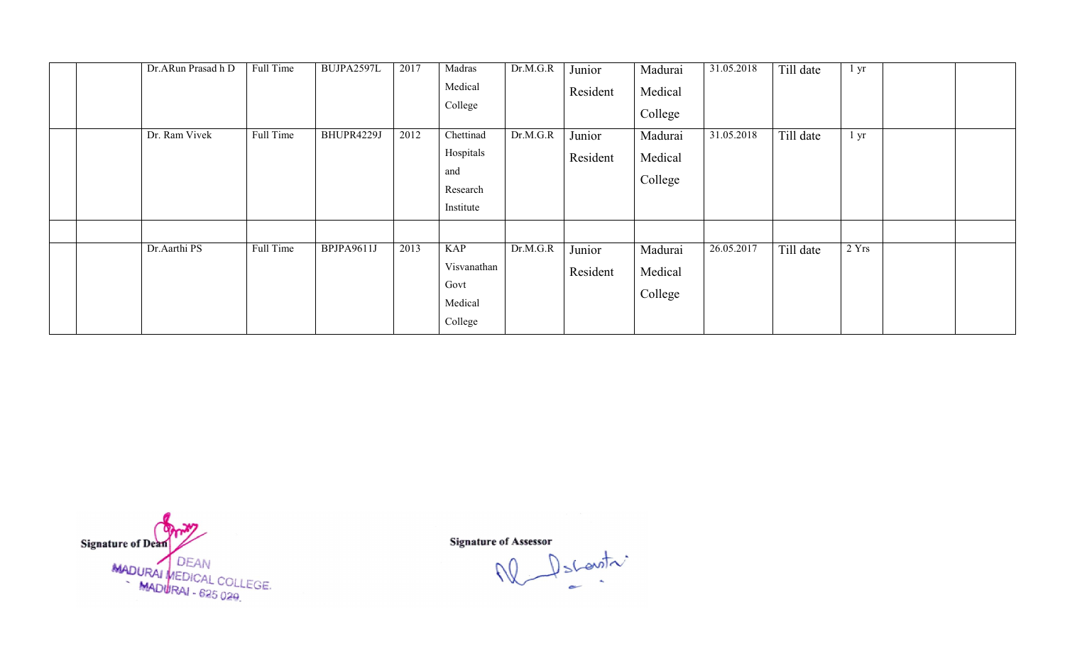| | | | | | | | | | | | | | |
|---|---|---|---|---|---|---|---|---|---|---|---|---|---|
| | | Dr.ARun Prasad h D | Full Time | BUJPA2597L | 2017 | Madras Medical College | Dr.M.G.R | Junior Resident | Madurai Medical College | 31.05.2018 | Till date | 1 yr | | |
| | | Dr. Ram Vivek | Full Time | BHUPR4229J | 2012 | Chettinad Hospitals and Research Institute | Dr.M.G.R | Junior Resident | Madurai Medical College | 31.05.2018 | Till date | 1 yr | | |
| | | | | | | | | | | | | | | |
| | | Dr.Aarthi PS | Full Time | BPJPA9611J | 2013 | KAP Visvanathan Govt Medical College | Dr.M.G.R | Junior Resident | Madurai Medical College | 26.05.2017 | Till date | 2 Yrs | | |

**Signature of Dean**

DEAN
MADURAI MEDICAL COLLEGE.
MADURAI - 625 020.

**Signature of Assessor**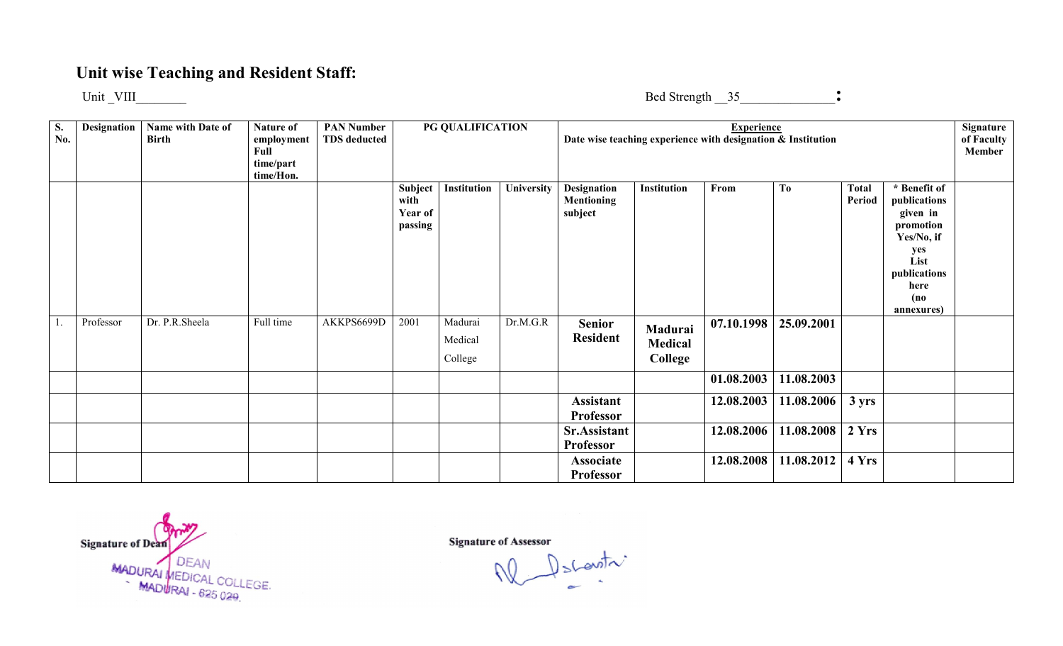## Unit wise Teaching and Resident Staff:

Unit _VIII_______ Bed Strength __35_______________:

| S. No. | Designation | Name with Date of Birth | Nature of employment Full time/part time/Hon. | PAN Number TDS deducted | PG QUALIFICATION | | | Experience Date wise teaching experience with designation & Institution | | | | | | Signature of Faculty Member |
|---|---|---|---|---|---|---|---|---|---|---|---|---|---|---|
| | | | | | Subject with Year of passing | Institution | University | Designation Mentioning subject | Institution | From | To | Total Period | * Benefit of publications given in promotion Yes/No, if yes List publications here (no annexures) | |
| 1. | Professor | Dr. P.R.Sheela | Full time | AKKPS6699D | 2001 | Madurai Medical College | Dr.M.G.R | Senior Resident | Madurai Medical College | 07.10.1998 | 25.09.2001 | | | |
| | | | | | | | | | | 01.08.2003 | 11.08.2003 | | | |
| | | | | | | | | Assistant Professor | | 12.08.2003 | 11.08.2006 | 3 yrs | | |
| | | | | | | | | Sr.Assistant Professor | | 12.08.2006 | 11.08.2008 | 2 Yrs | | |
| | | | | | | | | Associate Professor | | 12.08.2008 | 11.08.2012 | 4 Yrs | | |

Signature of Dean
DEAN
MADURAI MEDICAL COLLEGE.
MADURAI - 625 020.

Signature of Assessor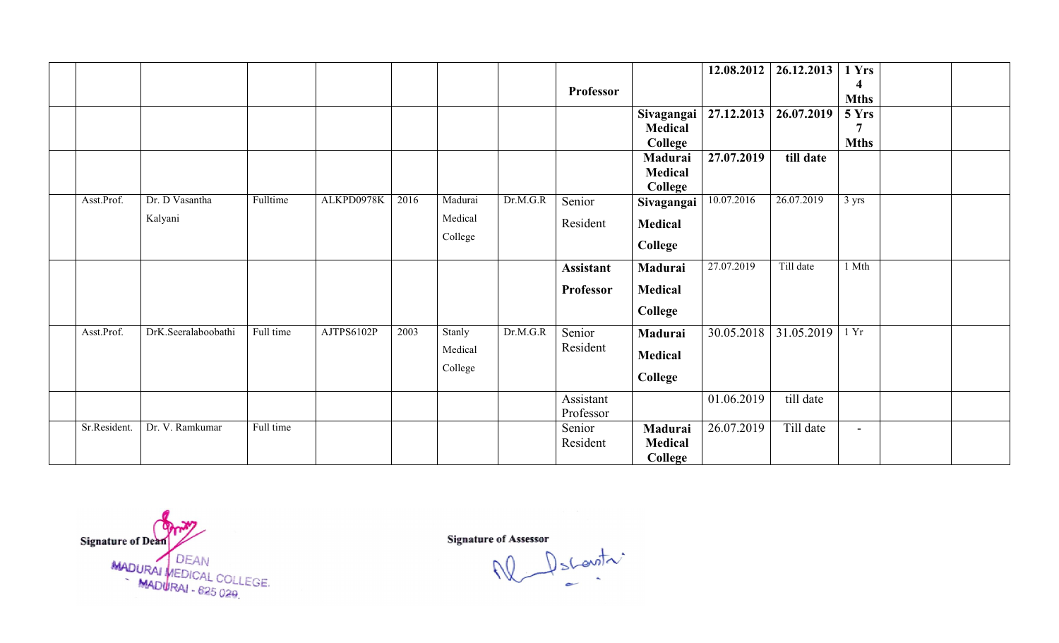| | | | | | | | | | | | | | |
|---|---|---|---|---|---|---|---|---|---|---|---|---|---|
| | | | | | | | | **Professor** | | **12.08.2012** | **26.12.2013** | **1 Yrs 4 Mths** | | |
| | | | | | | | | | **Sivagangai Medical College** | **27.12.2013** | **26.07.2019** | **5 Yrs 7 Mths** | | |
| | | | | | | | | | **Madurai Medical College** | **27.07.2019** | **till date** | | | |
| | Asst.Prof. | Dr. D Vasantha Kalyani | Fulltime | ALKPD0978K | 2016 | Madurai Medical College | Dr.M.G.R | Senior Resident | **Sivagangai Medical College** | 10.07.2016 | 26.07.2019 | 3 yrs | | |
| | | | | | | | | **Assistant Professor** | **Madurai Medical College** | 27.07.2019 | Till date | 1 Mth | | |
| | Asst.Prof. | DrK.Seeralaboobathi | Full time | AJTPS6102P | 2003 | Stanly Medical College | Dr.M.G.R | Senior Resident | **Madurai Medical College** | 30.05.2018 | 31.05.2019 | 1 Yr | | |
| | | | | | | | | Assistant Professor | | 01.06.2019 | till date | | | |
| | Sr.Resident. | Dr. V. Ramkumar | Full time | | | | | Senior Resident | **Madurai Medical College** | 26.07.2019 | Till date | - | | |

**Signature of Dean**

DEAN
MADURAI MEDICAL COLLEGE.
MADURAI - 625 020.

**Signature of Assessor**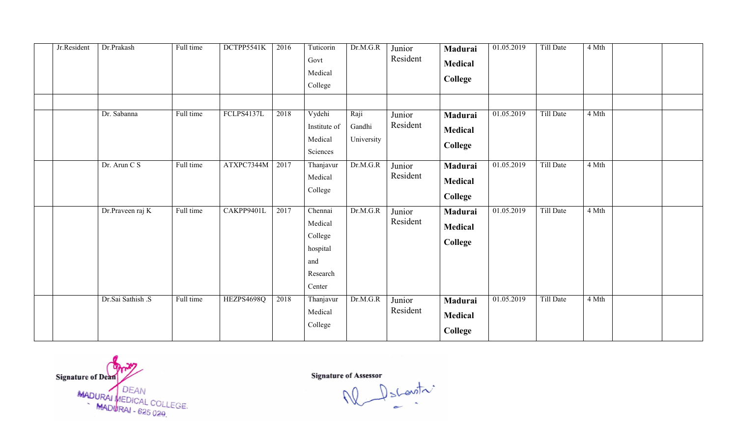| | | | | | | | | | | | | | |
|---|---|---|---|---|---|---|---|---|---|---|---|---|---|
| | Jr.Resident | Dr.Prakash | Full time | DCTPP5541K | 2016 | Tuticorin Govt Medical College | Dr.M.G.R | Junior Resident | **Madurai Medical College** | 01.05.2019 | Till Date | 4 Mth | | |
| | | | | | | | | | | | | | | |
| | | Dr. Sabanna | Full time | FCLPS4137L | 2018 | Vydehi Institute of Medical Sciences | Raji Gandhi University | Junior Resident | **Madurai Medical College** | 01.05.2019 | Till Date | 4 Mth | | |
| | | Dr. Arun C S | Full time | ATXPC7344M | 2017 | Thanjavur Medical College | Dr.M.G.R | Junior Resident | **Madurai Medical College** | 01.05.2019 | Till Date | 4 Mth | | |
| | | Dr.Praveen raj K | Full time | CAKPP9401L | 2017 | Chennai Medical College hospital and Research Center | Dr.M.G.R | Junior Resident | **Madurai Medical College** | 01.05.2019 | Till Date | 4 Mth | | |
| | | Dr.Sai Sathish .S | Full time | HEZPS4698Q | 2018 | Thanjavur Medical College | Dr.M.G.R | Junior Resident | **Madurai Medical College** | 01.05.2019 | Till Date | 4 Mth | | |

**Signature of Dean**
DEAN
MADURAI MEDICAL COLLEGE.
MADURAI - 625 020.

**Signature of Assessor**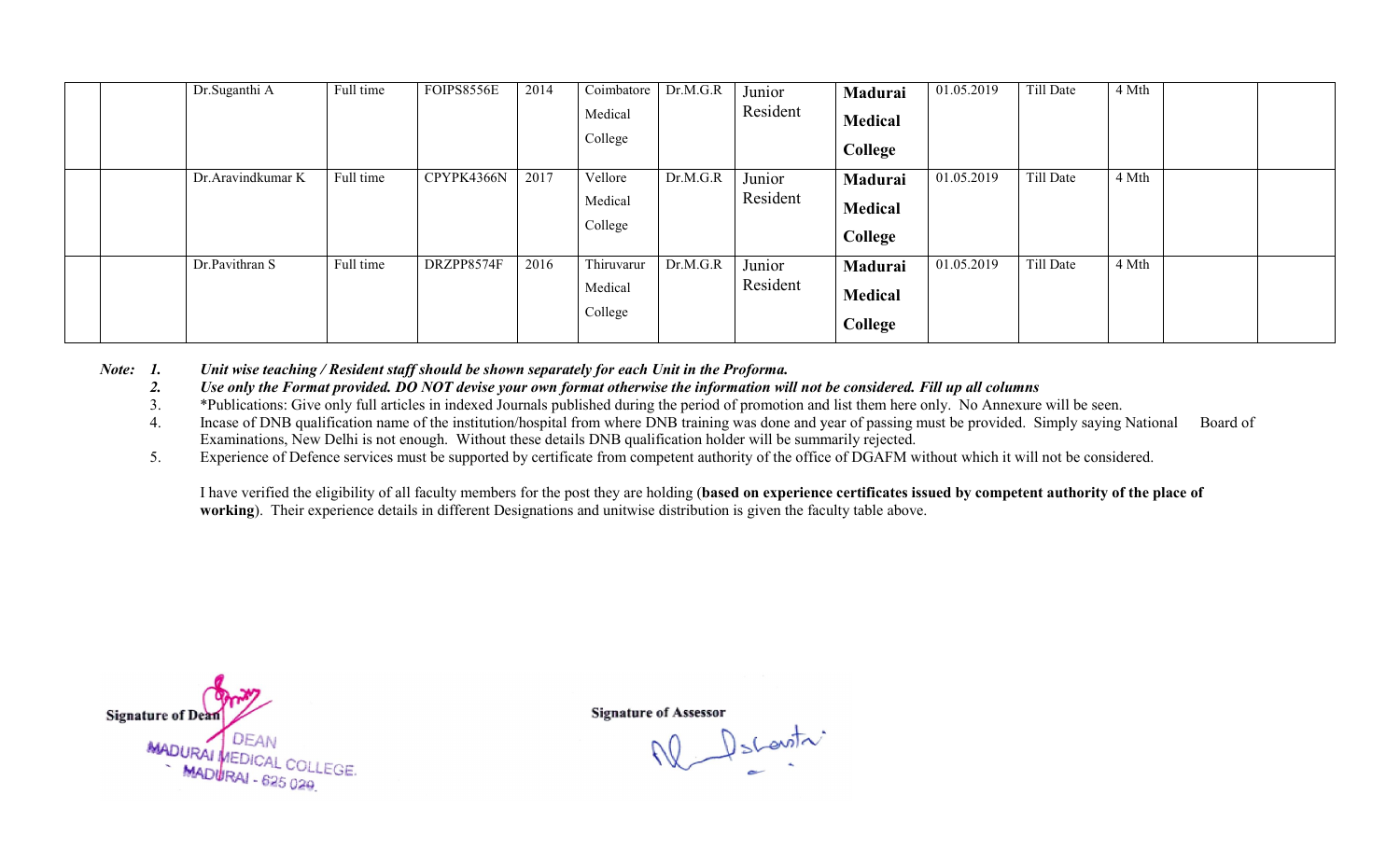| | | | | | | | | | | | | | | |
|---|---|---|---|---|---|---|---|---|---|---|---|---|---|---|
| | | Dr.Suganthi A | Full time | FOIPS8556E | 2014 | Coimbatore Medical College | Dr.M.G.R | Junior Resident | **Madurai Medical College** | 01.05.2019 | Till Date | 4 Mth | | |
| | | Dr.Aravindkumar K | Full time | CPYPK4366N | 2017 | Vellore Medical College | Dr.M.G.R | Junior Resident | **Madurai Medical College** | 01.05.2019 | Till Date | 4 Mth | | |
| | | Dr.Pavithran S | Full time | DRZPP8574F | 2016 | Thiruvarur Medical College | Dr.M.G.R | Junior Resident | **Madurai Medical College** | 01.05.2019 | Till Date | 4 Mth | | |

***Note:*** ***1.*** ***Unit wise teaching / Resident staff should be shown separately for each Unit in the Proforma.***

***2.*** ***Use only the Format provided. DO NOT devise your own format otherwise the information will not be considered. Fill up all columns***

3. *Publications: Give only full articles in indexed Journals published during the period of promotion and list them here only. No Annexure will be seen.

4. Incase of DNB qualification name of the institution/hospital from where DNB training was done and year of passing must be provided. Simply saying National Board of Examinations, New Delhi is not enough. Without these details DNB qualification holder will be summarily rejected.

5. Experience of Defence services must be supported by certificate from competent authority of the office of DGAFM without which it will not be considered.

I have verified the eligibility of all faculty members for the post they are holding (**based on experience certificates issued by competent authority of the place of working**). Their experience details in different Designations and unitwise distribution is given the faculty table above.

**Signature of Dean**

DEAN
MADURAI MEDICAL COLLEGE.
MADURAI - 625 020.

**Signature of Assessor**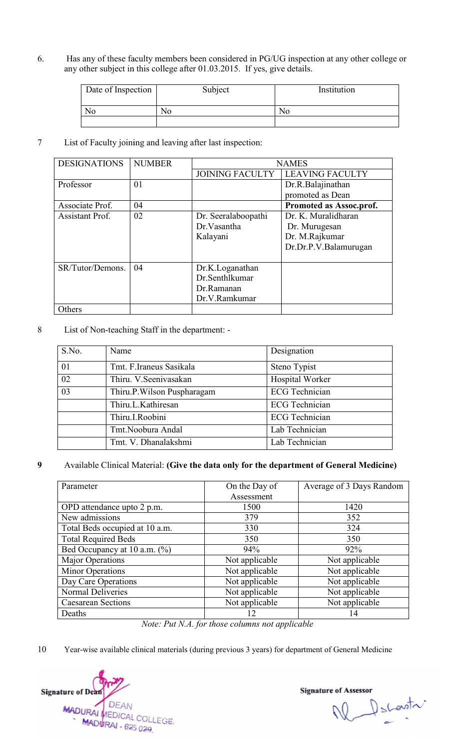6. Has any of these faculty members been considered in PG/UG inspection at any other college or any other subject in this college after 01.03.2015. If yes, give details.

| Date of Inspection | Subject | Institution |
|---|---|---|
| No | No | No |
| | | |

7 List of Faculty joining and leaving after last inspection:

| DESIGNATIONS | NUMBER | NAMES | |
|---|---|---|---|
| | | JOINING FACULTY | LEAVING FACULTY |
| Professor | 01 | | Dr.R.Balajinathan promoted as Dean |
| Associate Prof. | 04 | | **Promoted as Assoc.prof.** |
| Assistant Prof. | 02 | Dr. Seeralaboopathi Dr.Vasantha Kalayani | Dr. K. Muralidharan Dr. Murugesan Dr. M.Rajkumar Dr.Dr.P.V.Balamurugan |
| SR/Tutor/Demons. | 04 | Dr.K.Loganathan Dr.Senthlkumar Dr.Ramanan Dr.V.Ramkumar | |
| Others | | | |

8 List of Non-teaching Staff in the department: -

| S.No. | Name | Designation |
|---|---|---|
| 01 | Tmt. F.Iraneus Sasikala | Steno Typist |
| 02 | Thiru. V.Seenivasakan | Hospital Worker |
| 03 | Thiru.P.Wilson Puspharagam | ECG Technician |
| | Thiru.L.Kathiresan | ECG Technician |
| | Thiru.I.Roobini | ECG Technician |
| | Tmt.Noobura Andal | Lab Technician |
| | Tmt. V. Dhanalakshmi | Lab Technician |

**9** Available Clinical Material: **(Give the data only for the department of General Medicine)**

| Parameter | On the Day of Assessment | Average of 3 Days Random |
|---|---|---|
| OPD attendance upto 2 p.m. | 1500 | 1420 |
| New admissions | 379 | 352 |
| Total Beds occupied at 10 a.m. | 330 | 324 |
| Total Required Beds | 350 | 350 |
| Bed Occupancy at 10 a.m. (%) | 94% | 92% |
| Major Operations | Not applicable | Not applicable |
| Minor Operations | Not applicable | Not applicable |
| Day Care Operations | Not applicable | Not applicable |
| Normal Deliveries | Not applicable | Not applicable |
| Caesarean Sections | Not applicable | Not applicable |
| Deaths | 12 | 14 |

*Note: Put N.A. for those columns not applicable*

10 Year-wise available clinical materials (during previous 3 years) for department of General Medicine

**Signature of Dean**
DEAN
MADURAI MEDICAL COLLEGE.
MADURAI - 625 020.

**Signature of Assessor**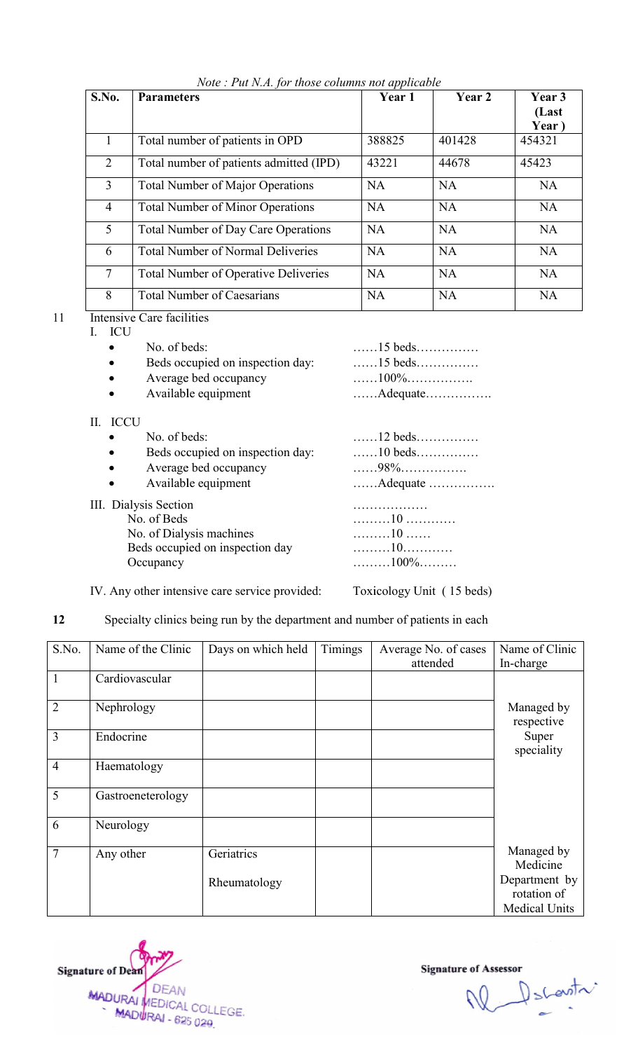*Note : Put N.A. for those columns not applicable*

| S.No. | Parameters | Year 1 | Year 2 | Year 3 (Last Year ) |
|---|---|---|---|---|
| 1 | Total number of patients in OPD | 388825 | 401428 | 454321 |
| 2 | Total number of patients admitted (IPD) | 43221 | 44678 | 45423 |
| 3 | Total Number of Major Operations | NA | NA | NA |
| 4 | Total Number of Minor Operations | NA | NA | NA |
| 5 | Total Number of Day Care Operations | NA | NA | NA |
| 6 | Total Number of Normal Deliveries | NA | NA | NA |
| 7 | Total Number of Operative Deliveries | NA | NA | NA |
| 8 | Total Number of Caesarians | NA | NA | NA |

11 Intensive Care facilities

I. ICU

- No. of beds: ……15 beds……………
- Beds occupied on inspection day: ……15 beds……………
- Average bed occupancy ……100%…………….
- Available equipment ……Adequate…………….

II. ICCU

- No. of beds: ……12 beds……………
- Beds occupied on inspection day: ……10 beds……………
- Average bed occupancy ……98%…………….
- Available equipment ……Adequate …………….

III. Dialysis Section ………………

No. of Beds ………10 …………

No. of Dialysis machines ………10 ……

Beds occupied on inspection day ………10…………

Occupancy ………100%………

IV. Any other intensive care service provided: Toxicology Unit ( 15 beds)

12 Specialty clinics being run by the department and number of patients in each

| S.No. | Name of the Clinic | Days on which held | Timings | Average No. of cases attended | Name of Clinic In-charge |
|---|---|---|---|---|---|
| 1 | Cardiovascular | | | | Managed by respective Super speciality |
| 2 | Nephrology | | | | |
| 3 | Endocrine | | | | |
| 4 | Haematology | | | | |
| 5 | Gastroeneterology | | | | |
| 6 | Neurology | | | | |
| 7 | Any other | Geriatrics<br>Rheumatology | | | Managed by Medicine Department by rotation of Medical Units |

Signature of Dean

DEAN
MADURAI MEDICAL COLLEGE.
MADURAI - 625 020.

Signature of Assessor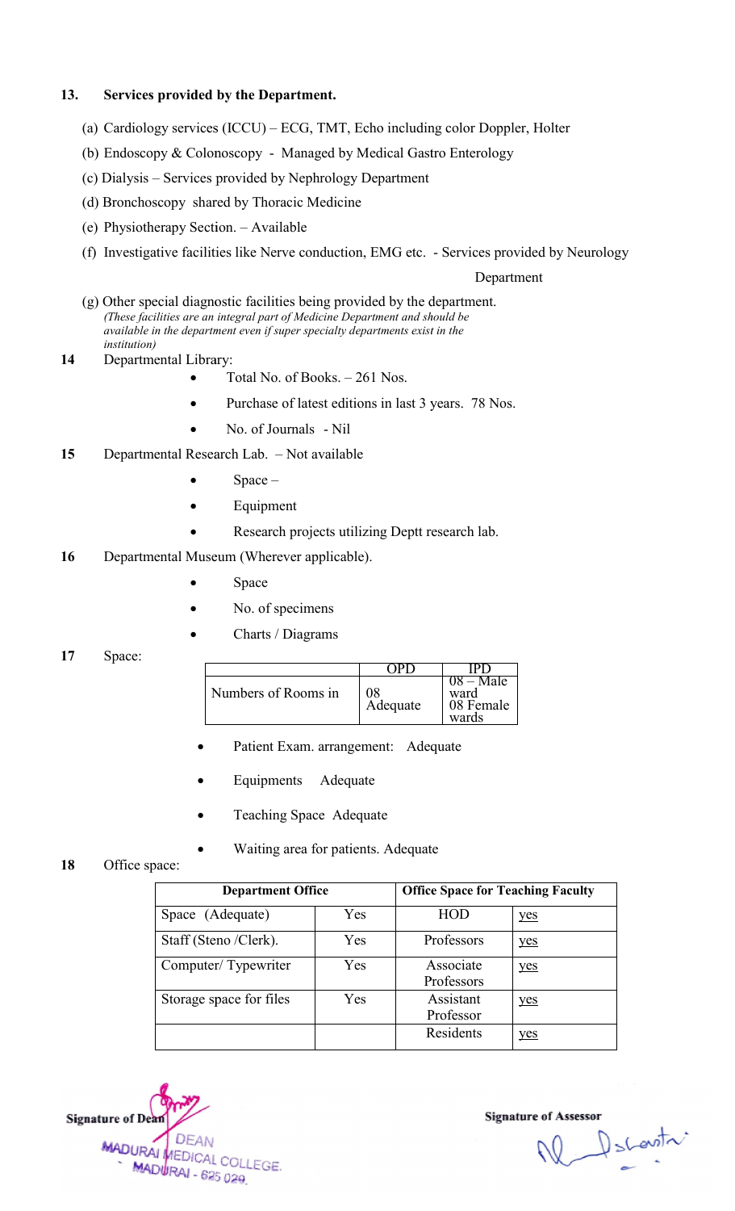**13. Services provided by the Department.**

(a) Cardiology services (ICCU) – ECG, TMT, Echo including color Doppler, Holter

(b) Endoscopy & Colonoscopy - Managed by Medical Gastro Enterology

(c) Dialysis – Services provided by Nephrology Department

(d) Bronchoscopy shared by Thoracic Medicine

(e) Physiotherapy Section. – Available

(f) Investigative facilities like Nerve conduction, EMG etc. - Services provided by Neurology Department

(g) Other special diagnostic facilities being provided by the department.
*(These facilities are an integral part of Medicine Department and should be available in the department even if super specialty departments exist in the institution)*

**14** Departmental Library:

- Total No. of Books. – 261 Nos.
- Purchase of latest editions in last 3 years. 78 Nos.
- No. of Journals - Nil

**15** Departmental Research Lab. – Not available

- Space –
- Equipment
- Research projects utilizing Deptt research lab.

**16** Departmental Museum (Wherever applicable).

- Space
- No. of specimens
- Charts / Diagrams

**17** Space:

| | OPD | IPD |
|---|---|---|
| Numbers of Rooms in | 08 Adequate | 08 – Male ward 08 Female wards |

- Patient Exam. arrangement: Adequate
- Equipments Adequate
- Teaching Space Adequate
- Waiting area for patients. Adequate

**18** Office space:

| Department Office | | Office Space for Teaching Faculty | |
|---|---|---|---|
| Space (Adequate) | Yes | HOD | yes |
| Staff (Steno /Clerk). | Yes | Professors | yes |
| Computer/ Typewriter | Yes | Associate Professors | yes |
| Storage space for files | Yes | Assistant Professor | yes |
| | | Residents | yes |

Signature of Dean
DEAN
MADURAI MEDICAL COLLEGE.
MADURAI - 625 020.

Signature of Assessor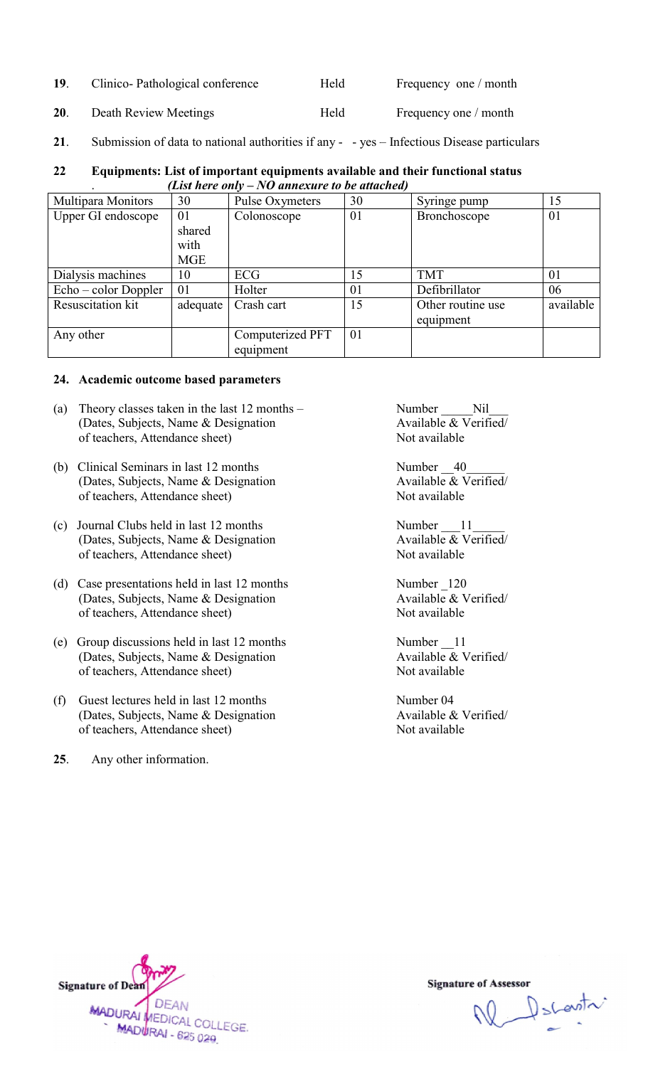**19**. Clinico- Pathological conference Held Frequency one / month

**20**. Death Review Meetings Held Frequency one / month

**21**. Submission of data to national authorities if any - - yes – Infectious Disease particulars

**22 Equipments: List of important equipments available and their functional status**
***(List here only – NO annexure to be attached)***

| Multipara Monitors | 30 | Pulse Oxymeters | 30 | Syringe pump | 15 |
|---|---|---|---|---|---|
| Upper GI endoscope | 01 shared with MGE | Colonoscope | 01 | Bronchoscope | 01 |
| Dialysis machines | 10 | ECG | 15 | TMT | 01 |
| Echo – color Doppler | 01 | Holter | 01 | Defibrillator | 06 |
| Resuscitation kit | adequate | Crash cart | 15 | Other routine use equipment | available |
| Any other | | Computerized PFT equipment | 01 | | |

**24. Academic outcome based parameters**

(a) Theory classes taken in the last 12 months – (Dates, Subjects, Name & Designation of teachers, Attendance sheet) — Number \_\_\_\_\_Nil\_\_\_ Available & Verified/ Not available

(b) Clinical Seminars in last 12 months (Dates, Subjects, Name & Designation of teachers, Attendance sheet) — Number \_\_40\_\_\_\_\_\_ Available & Verified/ Not available

(c) Journal Clubs held in last 12 months (Dates, Subjects, Name & Designation of teachers, Attendance sheet) — Number \_\_\_11\_\_\_\_\_ Available & Verified/ Not available

(d) Case presentations held in last 12 months (Dates, Subjects, Name & Designation of teachers, Attendance sheet) — Number \_120 Available & Verified/ Not available

(e) Group discussions held in last 12 months (Dates, Subjects, Name & Designation of teachers, Attendance sheet) — Number \_\_11 Available & Verified/ Not available

(f) Guest lectures held in last 12 months (Dates, Subjects, Name & Designation of teachers, Attendance sheet) — Number 04 Available & Verified/ Not available

**25**. Any other information.

**Signature of Dean**
DEAN
MADURAI MEDICAL COLLEGE.
MADURAI - 625 020.

**Signature of Assessor**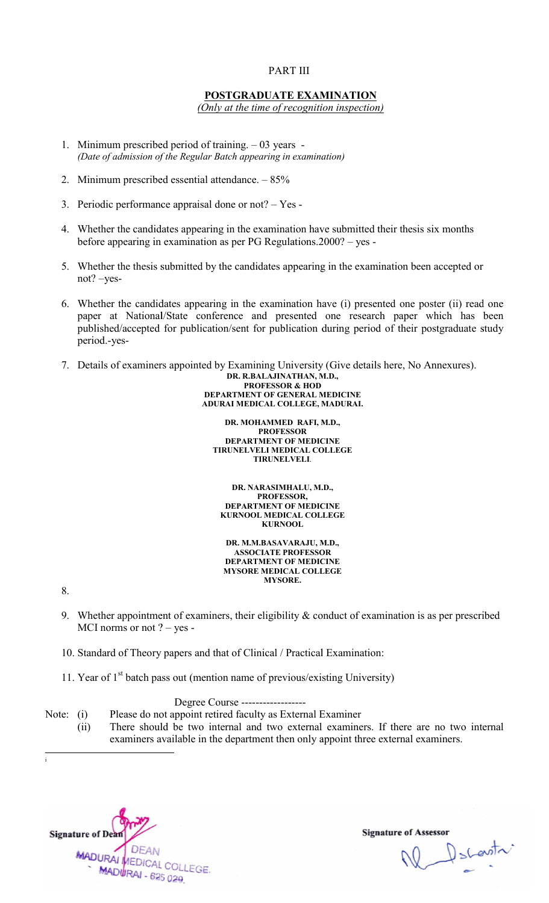PART III

**POSTGRADUATE EXAMINATION**

*(Only at the time of recognition inspection)*

1. Minimum prescribed period of training. – 03 years -
   *(Date of admission of the Regular Batch appearing in examination)*

2. Minimum prescribed essential attendance. – 85%

3. Periodic performance appraisal done or not? – Yes -

4. Whether the candidates appearing in the examination have submitted their thesis six months before appearing in examination as per PG Regulations.2000? – yes -

5. Whether the thesis submitted by the candidates appearing in the examination been accepted or not? –yes-

6. Whether the candidates appearing in the examination have (i) presented one poster (ii) read one paper at National/State conference and presented one research paper which has been published/accepted for publication/sent for publication during period of their postgraduate study period.-yes-

7. Details of examiners appointed by Examining University (Give details here, No Annexures).

   **DR. R.BALAJINATHAN, M.D.,**
   **PROFESSOR & HOD**
   **DEPARTMENT OF GENERAL MEDICINE**
   **ADURAI MEDICAL COLLEGE, MADURAI.**

   **DR. MOHAMMED RAFI, M.D.,**
   **PROFESSOR**
   **DEPARTMENT OF MEDICINE**
   **TIRUNELVELI MEDICAL COLLEGE**
   **TIRUNELVELI.**

   **DR. NARASIMHALU, M.D.,**
   **PROFESSOR,**
   **DEPARTMENT OF MEDICINE**
   **KURNOOL MEDICAL COLLEGE**
   **KURNOOL**

   **DR. M.M.BASAVARAJU, M.D.,**
   **ASSOCIATE PROFESSOR**
   **DEPARTMENT OF MEDICINE**
   **MYSORE MEDICAL COLLEGE**
   **MYSORE.**

8. 

9. Whether appointment of examiners, their eligibility & conduct of examination is as per prescribed MCI norms or not ? – yes -

10. Standard of Theory papers and that of Clinical / Practical Examination:

11. Year of 1st batch pass out (mention name of previous/existing University)

Degree Course ------------------

Note: (i) Please do not appoint retired faculty as External Examiner

(ii) There should be two internal and two external examiners. If there are no two internal examiners available in the department then only appoint three external examiners.

i

**Signature of Dean**

DEAN
MADURAI MEDICAL COLLEGE.
MADURAI - 625 020.

**Signature of Assessor**